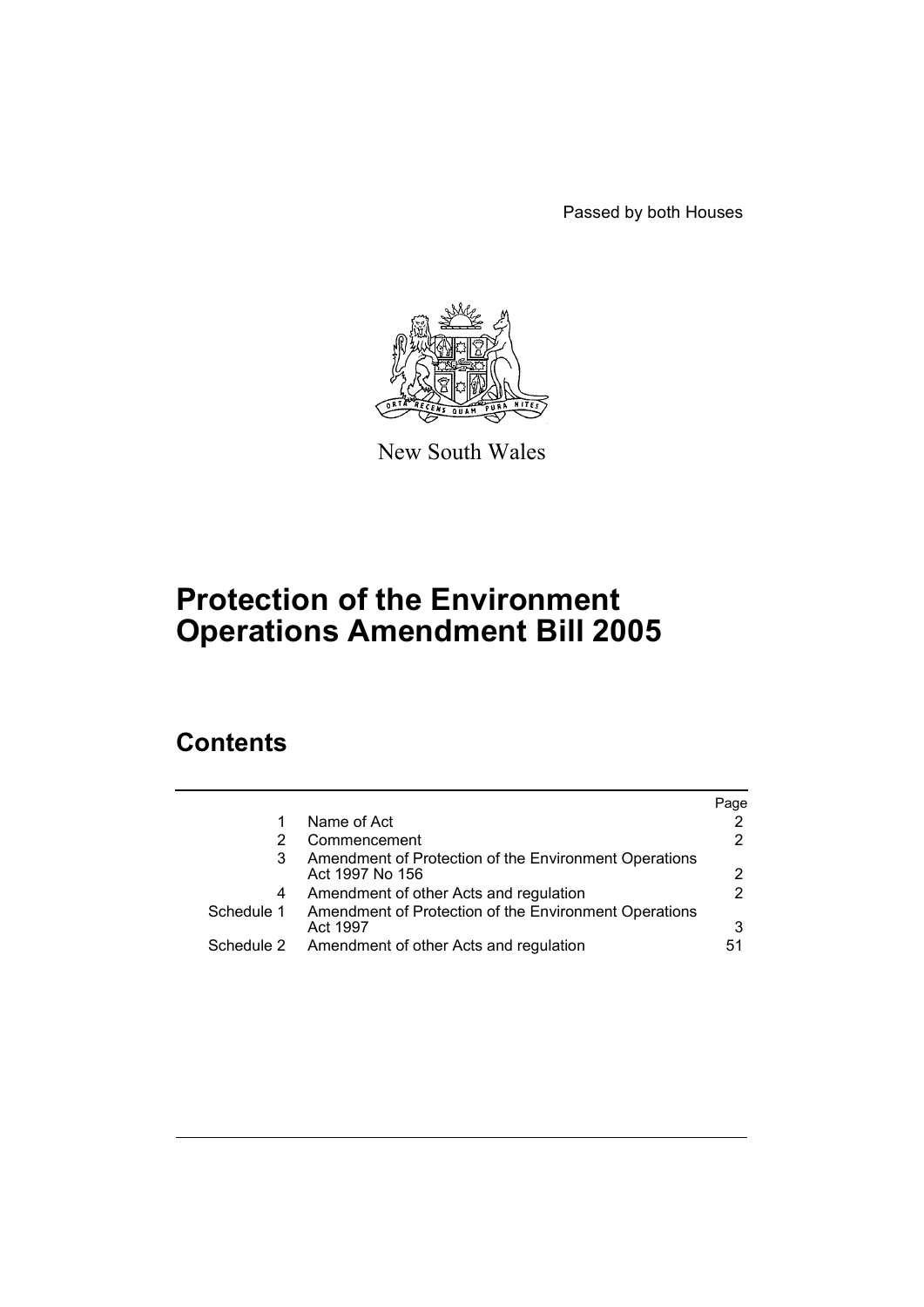Passed by both Houses

New South Wales

# Protection of the Environment Operations Amendment Bill 2005

## Contents

| | | Page |
|---|---|---|
| 1 | Name of Act | 2 |
| 2 | Commencement | 2 |
| 3 | Amendment of Protection of the Environment Operations Act 1997 No 156 | 2 |
| 4 | Amendment of other Acts and regulation | 2 |
| Schedule 1 | Amendment of Protection of the Environment Operations Act 1997 | 3 |
| Schedule 2 | Amendment of other Acts and regulation | 51 |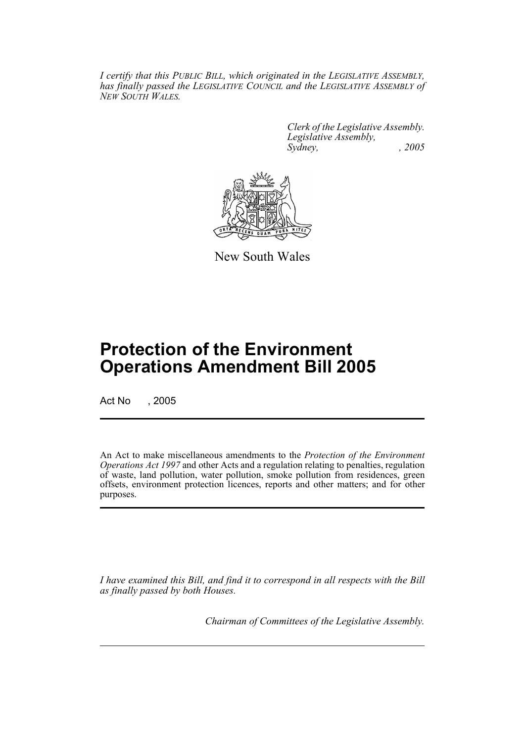*I certify that this PUBLIC BILL, which originated in the LEGISLATIVE ASSEMBLY, has finally passed the LEGISLATIVE COUNCIL and the LEGISLATIVE ASSEMBLY of NEW SOUTH WALES.*

*Clerk of the Legislative Assembly.*
*Legislative Assembly,*
*Sydney, , 2005*

New South Wales

# Protection of the Environment Operations Amendment Bill 2005

Act No , 2005

An Act to make miscellaneous amendments to the *Protection of the Environment Operations Act 1997* and other Acts and a regulation relating to penalties, regulation of waste, land pollution, water pollution, smoke pollution from residences, green offsets, environment protection licences, reports and other matters; and for other purposes.

*I have examined this Bill, and find it to correspond in all respects with the Bill as finally passed by both Houses.*

*Chairman of Committees of the Legislative Assembly.*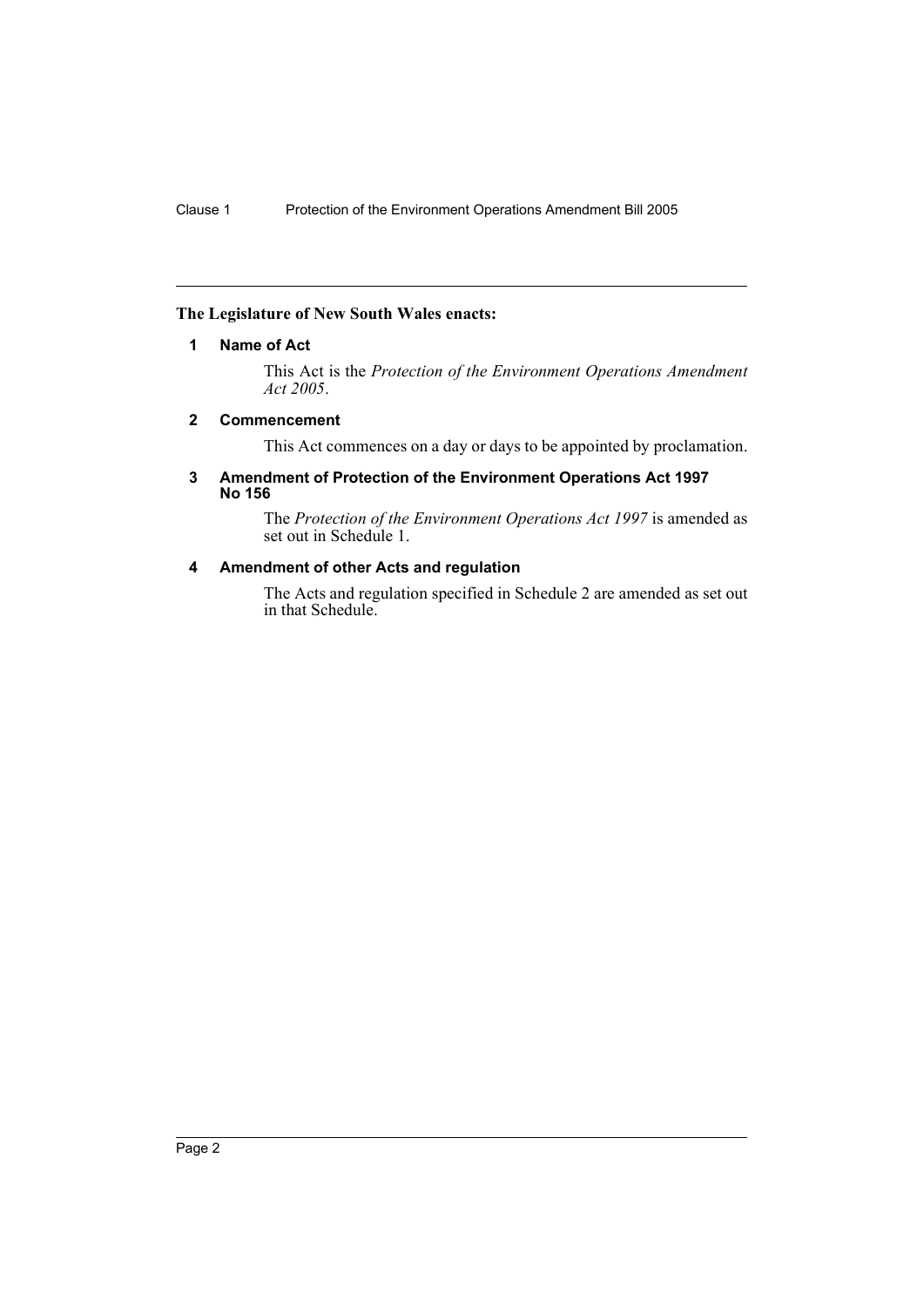**The Legislature of New South Wales enacts:**

## 1 Name of Act

This Act is the *Protection of the Environment Operations Amendment Act 2005*.

## 2 Commencement

This Act commences on a day or days to be appointed by proclamation.

## 3 Amendment of Protection of the Environment Operations Act 1997 No 156

The *Protection of the Environment Operations Act 1997* is amended as set out in Schedule 1.

## 4 Amendment of other Acts and regulation

The Acts and regulation specified in Schedule 2 are amended as set out in that Schedule.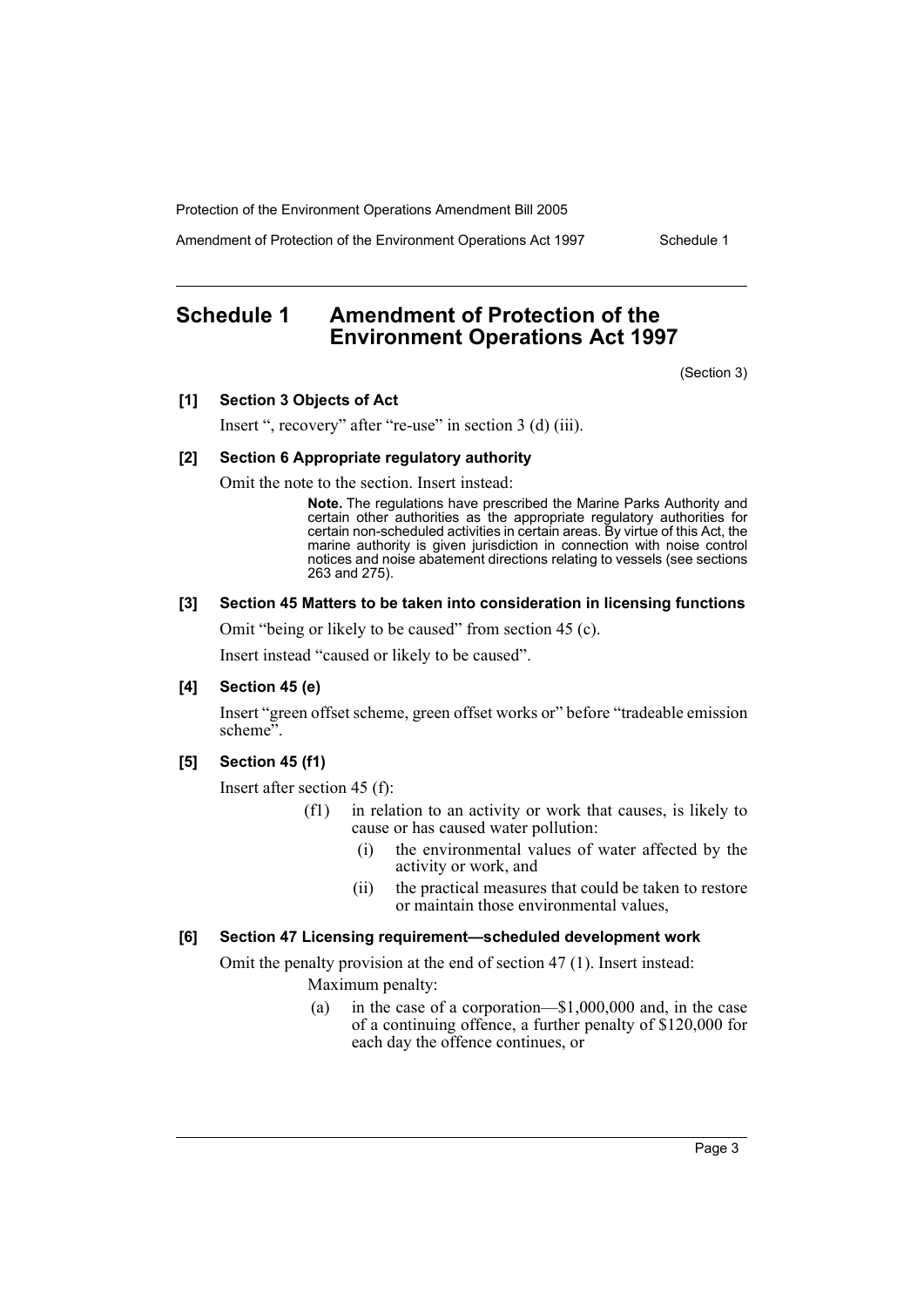# Schedule 1 Amendment of Protection of the Environment Operations Act 1997

(Section 3)

**[1] Section 3 Objects of Act**

Insert ", recovery" after "re-use" in section 3 (d) (iii).

**[2] Section 6 Appropriate regulatory authority**

Omit the note to the section. Insert instead:

> **Note.** The regulations have prescribed the Marine Parks Authority and certain other authorities as the appropriate regulatory authorities for certain non-scheduled activities in certain areas. By virtue of this Act, the marine authority is given jurisdiction in connection with noise control notices and noise abatement directions relating to vessels (see sections 263 and 275).

**[3] Section 45 Matters to be taken into consideration in licensing functions**

Omit "being or likely to be caused" from section 45 (c).

Insert instead "caused or likely to be caused".

**[4] Section 45 (e)**

Insert "green offset scheme, green offset works or" before "tradeable emission scheme".

**[5] Section 45 (f1)**

Insert after section 45 (f):

> (f1) in relation to an activity or work that causes, is likely to cause or has caused water pollution:
>
> (i) the environmental values of water affected by the activity or work, and
>
> (ii) the practical measures that could be taken to restore or maintain those environmental values,

**[6] Section 47 Licensing requirement—scheduled development work**

Omit the penalty provision at the end of section 47 (1). Insert instead:

> Maximum penalty:
>
> (a) in the case of a corporation—$1,000,000 and, in the case of a continuing offence, a further penalty of $120,000 for each day the offence continues, or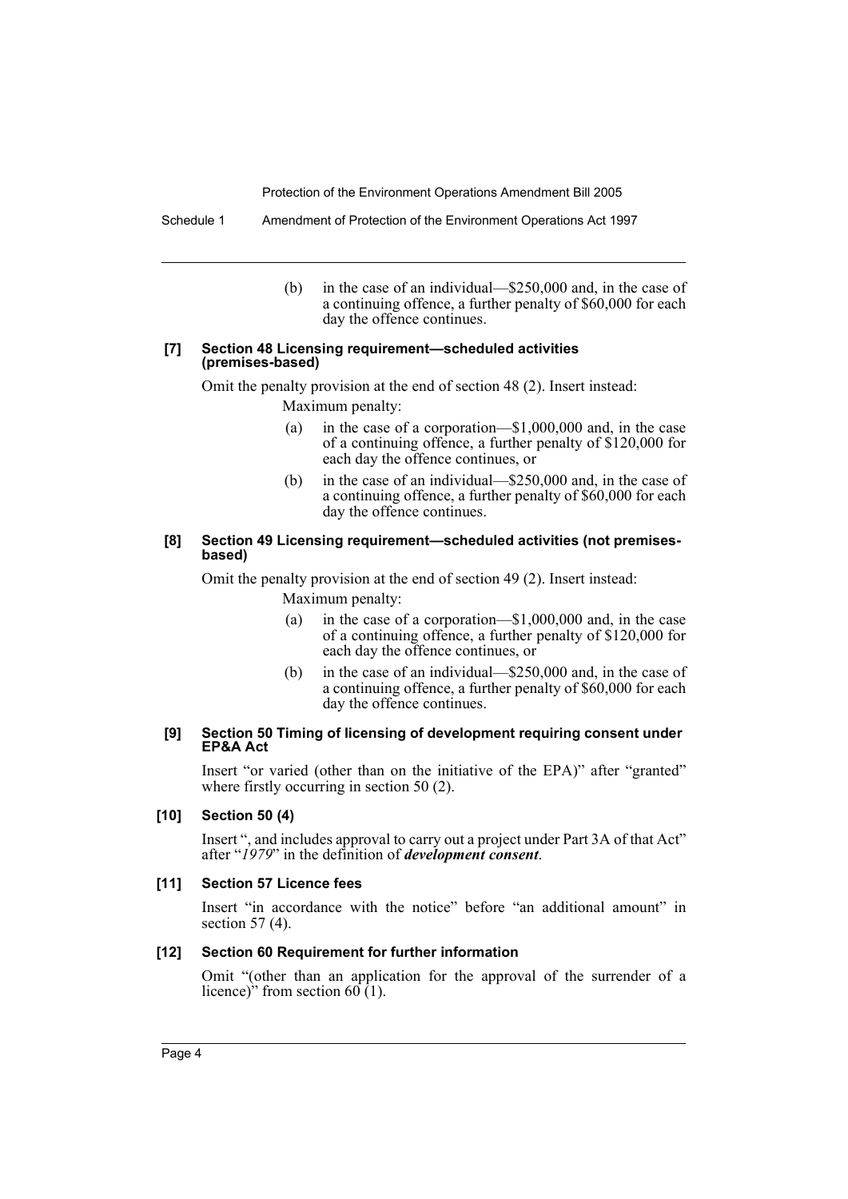(b) in the case of an individual—$250,000 and, in the case of a continuing offence, a further penalty of $60,000 for each day the offence continues.

**[7] Section 48 Licensing requirement—scheduled activities (premises-based)**

Omit the penalty provision at the end of section 48 (2). Insert instead:

Maximum penalty:

(a) in the case of a corporation—$1,000,000 and, in the case of a continuing offence, a further penalty of $120,000 for each day the offence continues, or

(b) in the case of an individual—$250,000 and, in the case of a continuing offence, a further penalty of $60,000 for each day the offence continues.

**[8] Section 49 Licensing requirement—scheduled activities (not premises-based)**

Omit the penalty provision at the end of section 49 (2). Insert instead:

Maximum penalty:

(a) in the case of a corporation—$1,000,000 and, in the case of a continuing offence, a further penalty of $120,000 for each day the offence continues, or

(b) in the case of an individual—$250,000 and, in the case of a continuing offence, a further penalty of $60,000 for each day the offence continues.

**[9] Section 50 Timing of licensing of development requiring consent under EP&A Act**

Insert "or varied (other than on the initiative of the EPA)" after "granted" where firstly occurring in section 50 (2).

**[10] Section 50 (4)**

Insert ", and includes approval to carry out a project under Part 3A of that Act" after "*1979*" in the definition of ***development consent***.

**[11] Section 57 Licence fees**

Insert "in accordance with the notice" before "an additional amount" in section 57 (4).

**[12] Section 60 Requirement for further information**

Omit "(other than an application for the approval of the surrender of a licence)" from section 60 (1).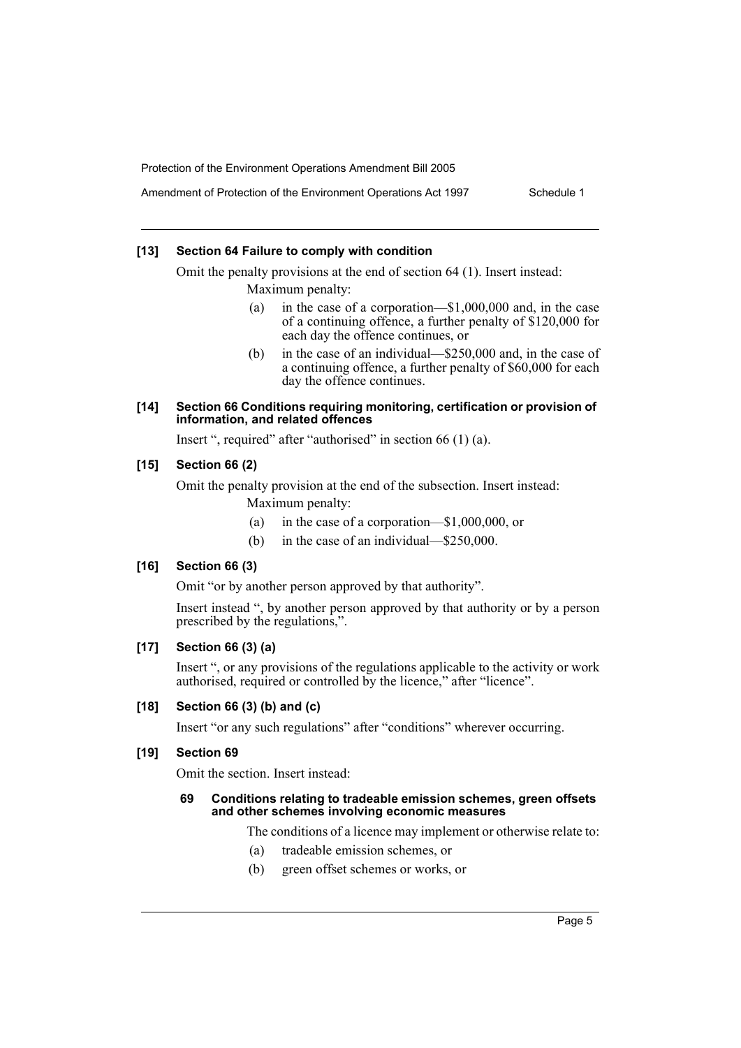**[13] Section 64 Failure to comply with condition**

Omit the penalty provisions at the end of section 64 (1). Insert instead:

Maximum penalty:

(a) in the case of a corporation—$1,000,000 and, in the case of a continuing offence, a further penalty of $120,000 for each day the offence continues, or

(b) in the case of an individual—$250,000 and, in the case of a continuing offence, a further penalty of $60,000 for each day the offence continues.

**[14] Section 66 Conditions requiring monitoring, certification or provision of information, and related offences**

Insert ", required" after "authorised" in section 66 (1) (a).

**[15] Section 66 (2)**

Omit the penalty provision at the end of the subsection. Insert instead:

Maximum penalty:

(a) in the case of a corporation—$1,000,000, or

(b) in the case of an individual—$250,000.

**[16] Section 66 (3)**

Omit "or by another person approved by that authority".

Insert instead ", by another person approved by that authority or by a person prescribed by the regulations,".

**[17] Section 66 (3) (a)**

Insert ", or any provisions of the regulations applicable to the activity or work authorised, required or controlled by the licence," after "licence".

**[18] Section 66 (3) (b) and (c)**

Insert "or any such regulations" after "conditions" wherever occurring.

**[19] Section 69**

Omit the section. Insert instead:

**69 Conditions relating to tradeable emission schemes, green offsets and other schemes involving economic measures**

The conditions of a licence may implement or otherwise relate to:

(a) tradeable emission schemes, or

(b) green offset schemes or works, or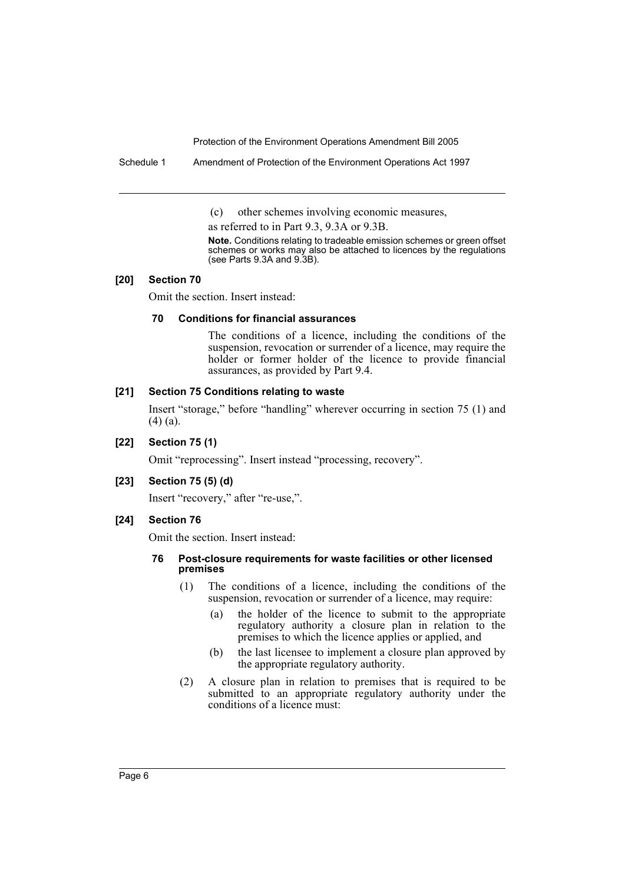(c) other schemes involving economic measures,

as referred to in Part 9.3, 9.3A or 9.3B.

**Note.** Conditions relating to tradeable emission schemes or green offset schemes or works may also be attached to licences by the regulations (see Parts 9.3A and 9.3B).

**[20] Section 70**

Omit the section. Insert instead:

**70 Conditions for financial assurances**

The conditions of a licence, including the conditions of the suspension, revocation or surrender of a licence, may require the holder or former holder of the licence to provide financial assurances, as provided by Part 9.4.

**[21] Section 75 Conditions relating to waste**

Insert "storage," before "handling" wherever occurring in section 75 (1) and (4) (a).

**[22] Section 75 (1)**

Omit "reprocessing". Insert instead "processing, recovery".

**[23] Section 75 (5) (d)**

Insert "recovery," after "re-use,".

**[24] Section 76**

Omit the section. Insert instead:

**76 Post-closure requirements for waste facilities or other licensed premises**

(1) The conditions of a licence, including the conditions of the suspension, revocation or surrender of a licence, may require:

(a) the holder of the licence to submit to the appropriate regulatory authority a closure plan in relation to the premises to which the licence applies or applied, and

(b) the last licensee to implement a closure plan approved by the appropriate regulatory authority.

(2) A closure plan in relation to premises that is required to be submitted to an appropriate regulatory authority under the conditions of a licence must: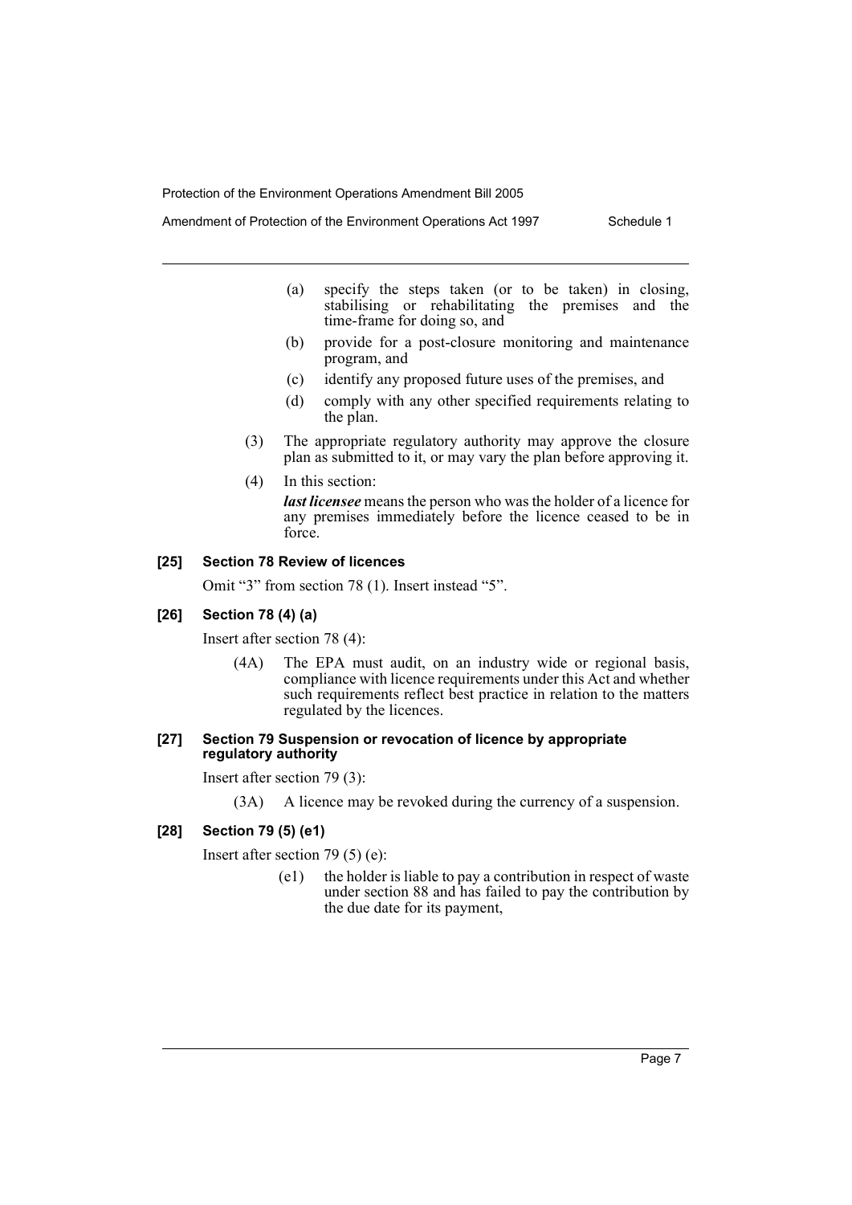(a) specify the steps taken (or to be taken) in closing, stabilising or rehabilitating the premises and the time-frame for doing so, and

(b) provide for a post-closure monitoring and maintenance program, and

(c) identify any proposed future uses of the premises, and

(d) comply with any other specified requirements relating to the plan.

(3) The appropriate regulatory authority may approve the closure plan as submitted to it, or may vary the plan before approving it.

(4) In this section:

***last licensee*** means the person who was the holder of a licence for any premises immediately before the licence ceased to be in force.

#### [25] Section 78 Review of licences

Omit "3" from section 78 (1). Insert instead "5".

#### [26] Section 78 (4) (a)

Insert after section 78 (4):

(4A) The EPA must audit, on an industry wide or regional basis, compliance with licence requirements under this Act and whether such requirements reflect best practice in relation to the matters regulated by the licences.

#### [27] Section 79 Suspension or revocation of licence by appropriate regulatory authority

Insert after section 79 (3):

(3A) A licence may be revoked during the currency of a suspension.

#### [28] Section 79 (5) (e1)

Insert after section 79 (5) (e):

(e1) the holder is liable to pay a contribution in respect of waste under section 88 and has failed to pay the contribution by the due date for its payment,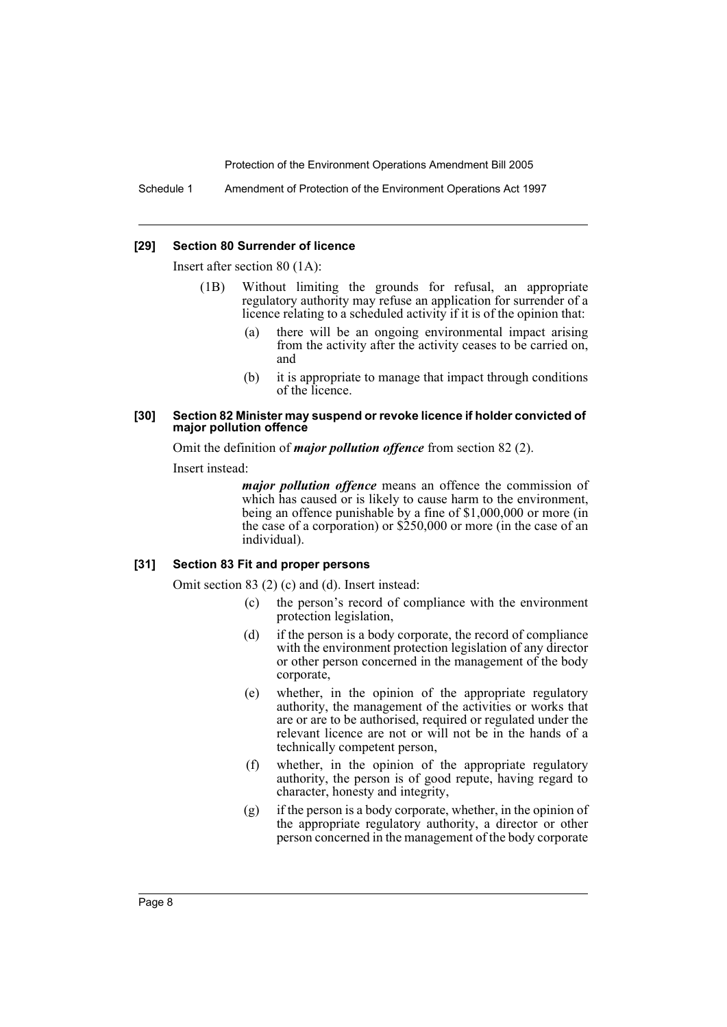#### [29] Section 80 Surrender of licence

Insert after section 80 (1A):

(1B) Without limiting the grounds for refusal, an appropriate regulatory authority may refuse an application for surrender of a licence relating to a scheduled activity if it is of the opinion that:

(a) there will be an ongoing environmental impact arising from the activity after the activity ceases to be carried on, and

(b) it is appropriate to manage that impact through conditions of the licence.

#### [30] Section 82 Minister may suspend or revoke licence if holder convicted of major pollution offence

Omit the definition of ***major pollution offence*** from section 82 (2).

Insert instead:

***major pollution offence*** means an offence the commission of which has caused or is likely to cause harm to the environment, being an offence punishable by a fine of $1,000,000 or more (in the case of a corporation) or $250,000 or more (in the case of an individual).

#### [31] Section 83 Fit and proper persons

Omit section 83 (2) (c) and (d). Insert instead:

(c) the person's record of compliance with the environment protection legislation,

(d) if the person is a body corporate, the record of compliance with the environment protection legislation of any director or other person concerned in the management of the body corporate,

(e) whether, in the opinion of the appropriate regulatory authority, the management of the activities or works that are or are to be authorised, required or regulated under the relevant licence are not or will not be in the hands of a technically competent person,

(f) whether, in the opinion of the appropriate regulatory authority, the person is of good repute, having regard to character, honesty and integrity,

(g) if the person is a body corporate, whether, in the opinion of the appropriate regulatory authority, a director or other person concerned in the management of the body corporate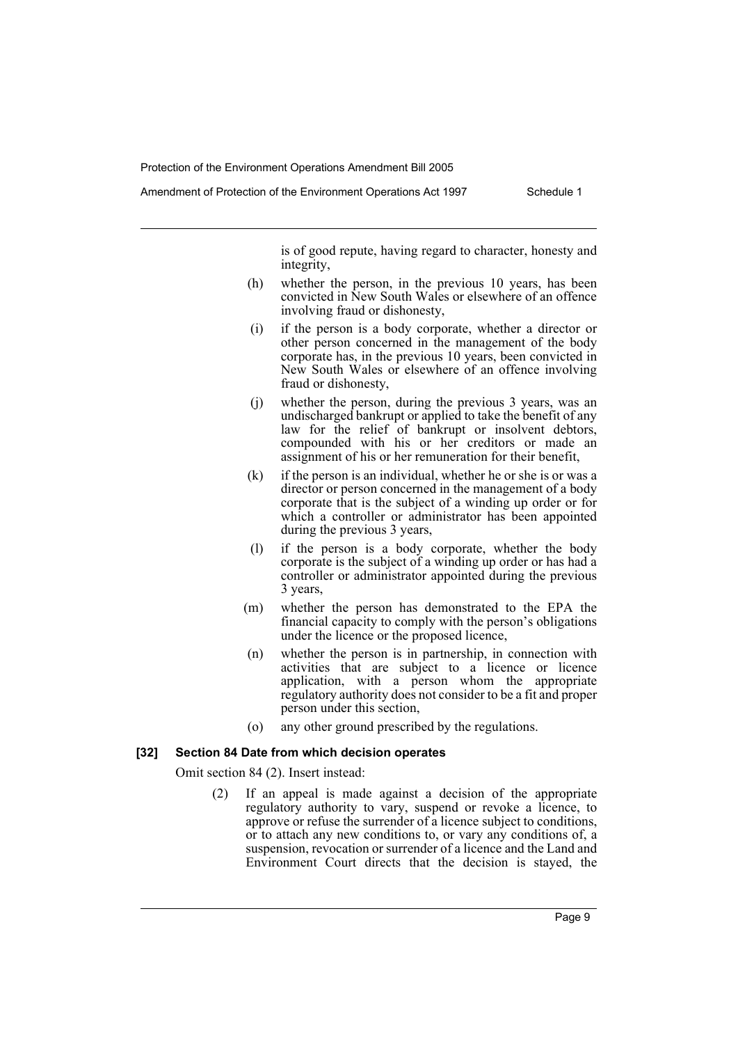is of good repute, having regard to character, honesty and integrity,

(h) whether the person, in the previous 10 years, has been convicted in New South Wales or elsewhere of an offence involving fraud or dishonesty,

(i) if the person is a body corporate, whether a director or other person concerned in the management of the body corporate has, in the previous 10 years, been convicted in New South Wales or elsewhere of an offence involving fraud or dishonesty,

(j) whether the person, during the previous 3 years, was an undischarged bankrupt or applied to take the benefit of any law for the relief of bankrupt or insolvent debtors, compounded with his or her creditors or made an assignment of his or her remuneration for their benefit,

(k) if the person is an individual, whether he or she is or was a director or person concerned in the management of a body corporate that is the subject of a winding up order or for which a controller or administrator has been appointed during the previous 3 years,

(l) if the person is a body corporate, whether the body corporate is the subject of a winding up order or has had a controller or administrator appointed during the previous 3 years,

(m) whether the person has demonstrated to the EPA the financial capacity to comply with the person's obligations under the licence or the proposed licence,

(n) whether the person is in partnership, in connection with activities that are subject to a licence or licence application, with a person whom the appropriate regulatory authority does not consider to be a fit and proper person under this section,

(o) any other ground prescribed by the regulations.

**[32] Section 84 Date from which decision operates**

Omit section 84 (2). Insert instead:

(2) If an appeal is made against a decision of the appropriate regulatory authority to vary, suspend or revoke a licence, to approve or refuse the surrender of a licence subject to conditions, or to attach any new conditions to, or vary any conditions of, a suspension, revocation or surrender of a licence and the Land and Environment Court directs that the decision is stayed, the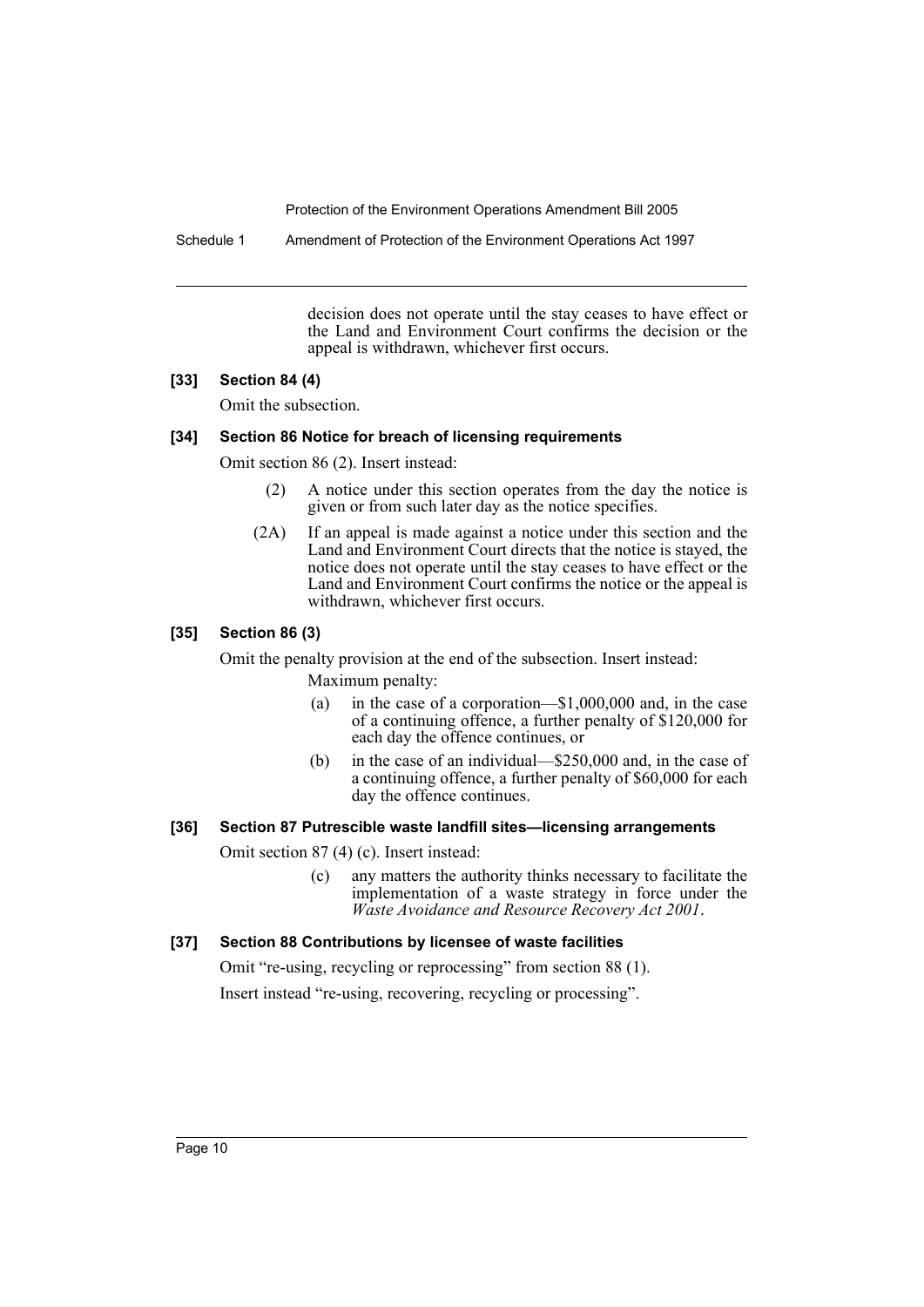decision does not operate until the stay ceases to have effect or the Land and Environment Court confirms the decision or the appeal is withdrawn, whichever first occurs.

### [33] Section 84 (4)

Omit the subsection.

### [34] Section 86 Notice for breach of licensing requirements

Omit section 86 (2). Insert instead:

> (2) A notice under this section operates from the day the notice is given or from such later day as the notice specifies.
>
> (2A) If an appeal is made against a notice under this section and the Land and Environment Court directs that the notice is stayed, the notice does not operate until the stay ceases to have effect or the Land and Environment Court confirms the notice or the appeal is withdrawn, whichever first occurs.

### [35] Section 86 (3)

Omit the penalty provision at the end of the subsection. Insert instead:

> Maximum penalty:
>
> (a) in the case of a corporation—$1,000,000 and, in the case of a continuing offence, a further penalty of $120,000 for each day the offence continues, or
>
> (b) in the case of an individual—$250,000 and, in the case of a continuing offence, a further penalty of $60,000 for each day the offence continues.

### [36] Section 87 Putrescible waste landfill sites—licensing arrangements

Omit section 87 (4) (c). Insert instead:

> (c) any matters the authority thinks necessary to facilitate the implementation of a waste strategy in force under the *Waste Avoidance and Resource Recovery Act 2001*.

### [37] Section 88 Contributions by licensee of waste facilities

Omit "re-using, recycling or reprocessing" from section 88 (1).

Insert instead "re-using, recovering, recycling or processing".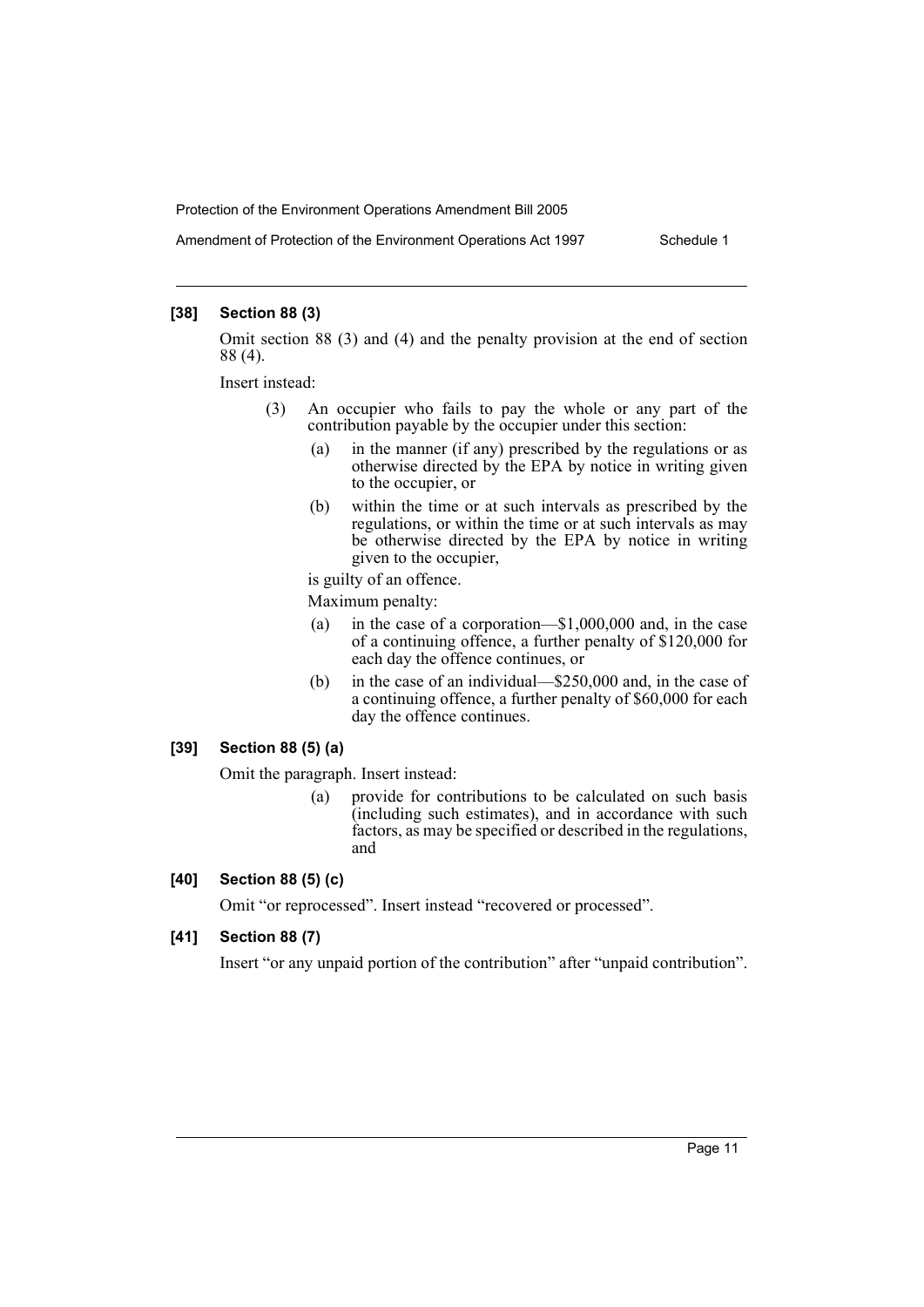### [38] Section 88 (3)

Omit section 88 (3) and (4) and the penalty provision at the end of section 88 (4).

Insert instead:

> (3) An occupier who fails to pay the whole or any part of the contribution payable by the occupier under this section:
>
> (a) in the manner (if any) prescribed by the regulations or as otherwise directed by the EPA by notice in writing given to the occupier, or
>
> (b) within the time or at such intervals as prescribed by the regulations, or within the time or at such intervals as may be otherwise directed by the EPA by notice in writing given to the occupier,
>
> is guilty of an offence.
>
> Maximum penalty:
>
> (a) in the case of a corporation—$1,000,000 and, in the case of a continuing offence, a further penalty of $120,000 for each day the offence continues, or
>
> (b) in the case of an individual—$250,000 and, in the case of a continuing offence, a further penalty of $60,000 for each day the offence continues.

### [39] Section 88 (5) (a)

Omit the paragraph. Insert instead:

> (a) provide for contributions to be calculated on such basis (including such estimates), and in accordance with such factors, as may be specified or described in the regulations, and

### [40] Section 88 (5) (c)

Omit "or reprocessed". Insert instead "recovered or processed".

### [41] Section 88 (7)

Insert "or any unpaid portion of the contribution" after "unpaid contribution".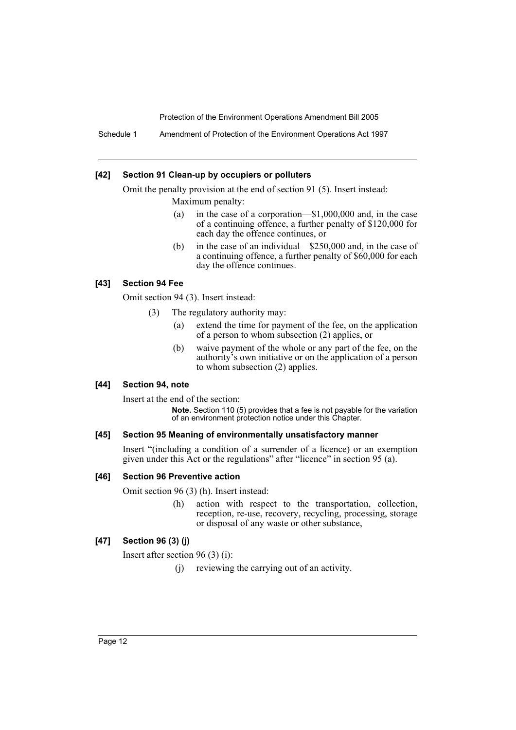#### [42] Section 91 Clean-up by occupiers or polluters

Omit the penalty provision at the end of section 91 (5). Insert instead:

Maximum penalty:

(a) in the case of a corporation—$1,000,000 and, in the case of a continuing offence, a further penalty of $120,000 for each day the offence continues, or

(b) in the case of an individual—$250,000 and, in the case of a continuing offence, a further penalty of $60,000 for each day the offence continues.

#### [43] Section 94 Fee

Omit section 94 (3). Insert instead:

(3) The regulatory authority may:

(a) extend the time for payment of the fee, on the application of a person to whom subsection (2) applies, or

(b) waive payment of the whole or any part of the fee, on the authority's own initiative or on the application of a person to whom subsection (2) applies.

#### [44] Section 94, note

Insert at the end of the section:

**Note.** Section 110 (5) provides that a fee is not payable for the variation of an environment protection notice under this Chapter.

#### [45] Section 95 Meaning of environmentally unsatisfactory manner

Insert "(including a condition of a surrender of a licence) or an exemption given under this Act or the regulations" after "licence" in section 95 (a).

#### [46] Section 96 Preventive action

Omit section 96 (3) (h). Insert instead:

(h) action with respect to the transportation, collection, reception, re-use, recovery, recycling, processing, storage or disposal of any waste or other substance,

#### [47] Section 96 (3) (j)

Insert after section 96 (3) (i):

(j) reviewing the carrying out of an activity.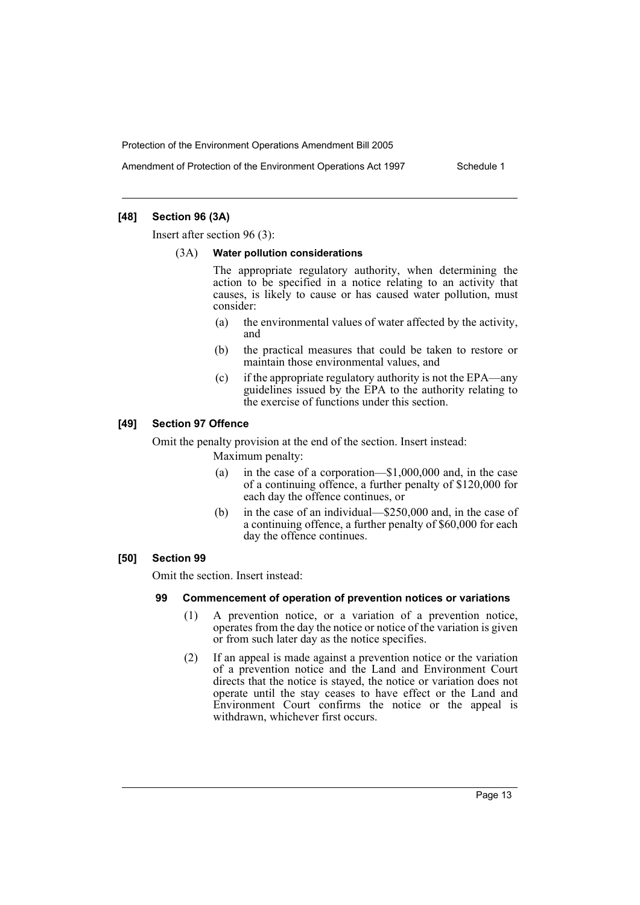### [48] Section 96 (3A)

Insert after section 96 (3):

(3A) **Water pollution considerations**

The appropriate regulatory authority, when determining the action to be specified in a notice relating to an activity that causes, is likely to cause or has caused water pollution, must consider:

- (a) the environmental values of water affected by the activity, and
- (b) the practical measures that could be taken to restore or maintain those environmental values, and
- (c) if the appropriate regulatory authority is not the EPA—any guidelines issued by the EPA to the authority relating to the exercise of functions under this section.

### [49] Section 97 Offence

Omit the penalty provision at the end of the section. Insert instead:

Maximum penalty:

- (a) in the case of a corporation—$1,000,000 and, in the case of a continuing offence, a further penalty of $120,000 for each day the offence continues, or
- (b) in the case of an individual—$250,000 and, in the case of a continuing offence, a further penalty of $60,000 for each day the offence continues.

### [50] Section 99

Omit the section. Insert instead:

#### 99 Commencement of operation of prevention notices or variations

(1) A prevention notice, or a variation of a prevention notice, operates from the day the notice or notice of the variation is given or from such later day as the notice specifies.

(2) If an appeal is made against a prevention notice or the variation of a prevention notice and the Land and Environment Court directs that the notice is stayed, the notice or variation does not operate until the stay ceases to have effect or the Land and Environment Court confirms the notice or the appeal is withdrawn, whichever first occurs.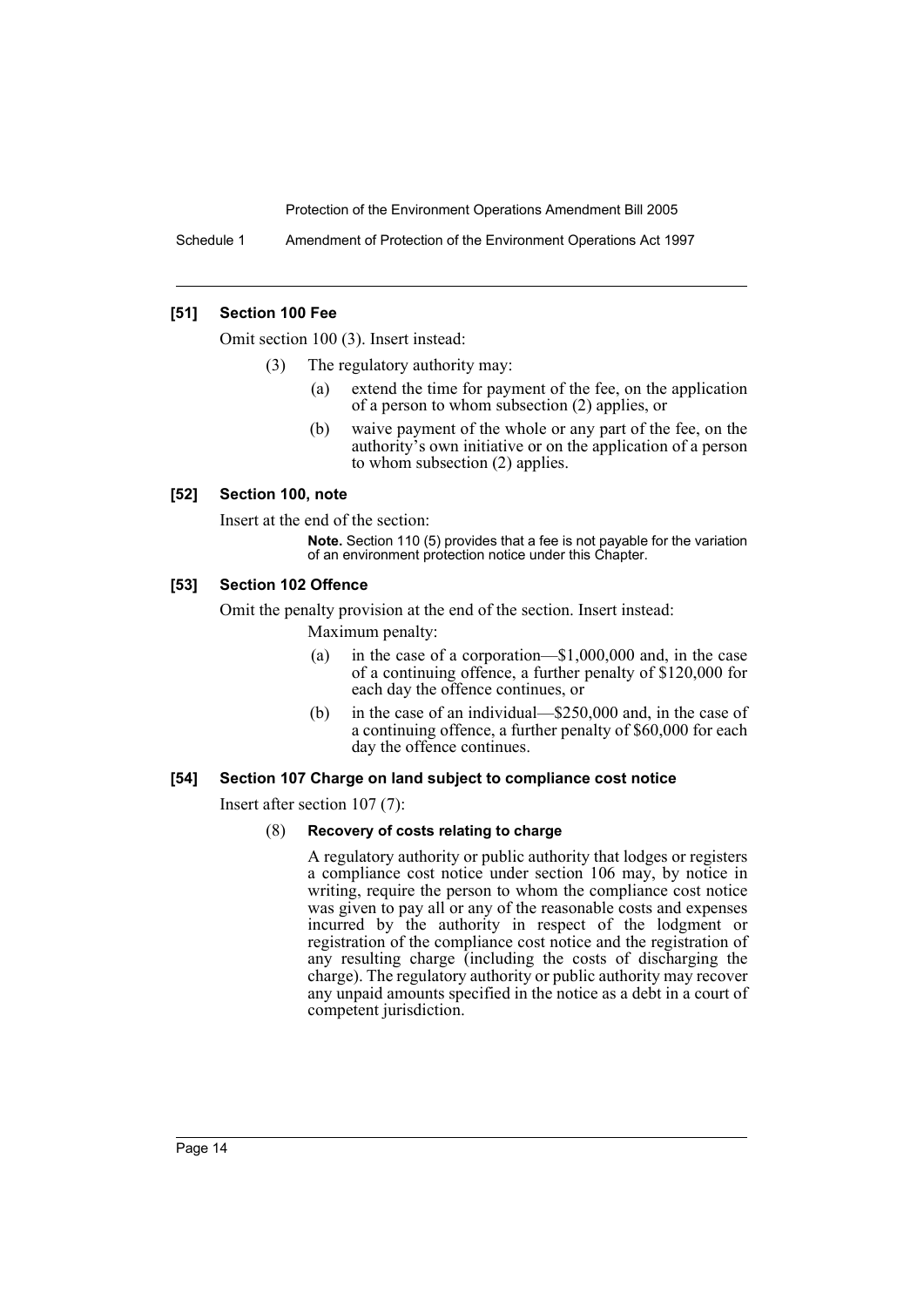### [51] Section 100 Fee

Omit section 100 (3). Insert instead:

(3) The regulatory authority may:

(a) extend the time for payment of the fee, on the application of a person to whom subsection (2) applies, or

(b) waive payment of the whole or any part of the fee, on the authority's own initiative or on the application of a person to whom subsection (2) applies.

### [52] Section 100, note

Insert at the end of the section:

**Note.** Section 110 (5) provides that a fee is not payable for the variation of an environment protection notice under this Chapter.

### [53] Section 102 Offence

Omit the penalty provision at the end of the section. Insert instead:

Maximum penalty:

(a) in the case of a corporation—$1,000,000 and, in the case of a continuing offence, a further penalty of $120,000 for each day the offence continues, or

(b) in the case of an individual—$250,000 and, in the case of a continuing offence, a further penalty of $60,000 for each day the offence continues.

### [54] Section 107 Charge on land subject to compliance cost notice

Insert after section 107 (7):

(8) **Recovery of costs relating to charge**

A regulatory authority or public authority that lodges or registers a compliance cost notice under section 106 may, by notice in writing, require the person to whom the compliance cost notice was given to pay all or any of the reasonable costs and expenses incurred by the authority in respect of the lodgment or registration of the compliance cost notice and the registration of any resulting charge (including the costs of discharging the charge). The regulatory authority or public authority may recover any unpaid amounts specified in the notice as a debt in a court of competent jurisdiction.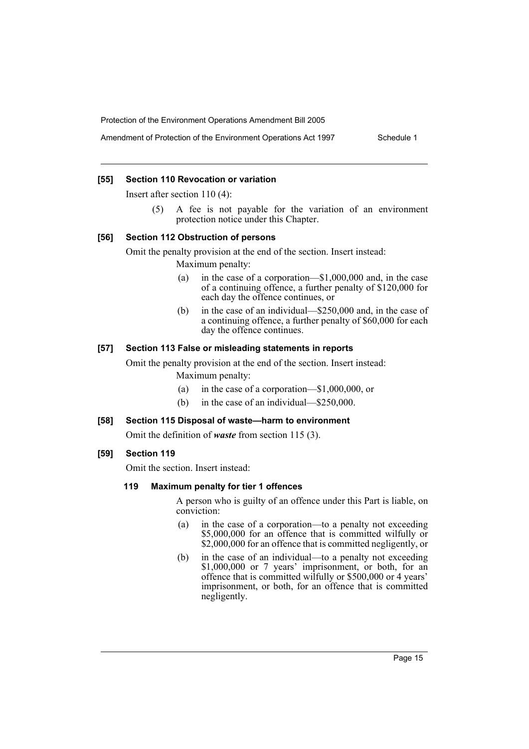### [55] Section 110 Revocation or variation

Insert after section 110 (4):

> (5) A fee is not payable for the variation of an environment protection notice under this Chapter.

### [56] Section 112 Obstruction of persons

Omit the penalty provision at the end of the section. Insert instead:

> Maximum penalty:
>
> (a) in the case of a corporation—$1,000,000 and, in the case of a continuing offence, a further penalty of $120,000 for each day the offence continues, or
>
> (b) in the case of an individual—$250,000 and, in the case of a continuing offence, a further penalty of $60,000 for each day the offence continues.

### [57] Section 113 False or misleading statements in reports

Omit the penalty provision at the end of the section. Insert instead:

> Maximum penalty:
>
> (a) in the case of a corporation—$1,000,000, or
>
> (b) in the case of an individual—$250,000.

### [58] Section 115 Disposal of waste—harm to environment

Omit the definition of ***waste*** from section 115 (3).

### [59] Section 119

Omit the section. Insert instead:

> **119 Maximum penalty for tier 1 offences**
>
> A person who is guilty of an offence under this Part is liable, on conviction:
>
> (a) in the case of a corporation—to a penalty not exceeding $5,000,000 for an offence that is committed wilfully or $2,000,000 for an offence that is committed negligently, or
>
> (b) in the case of an individual—to a penalty not exceeding $1,000,000 or 7 years' imprisonment, or both, for an offence that is committed wilfully or $500,000 or 4 years' imprisonment, or both, for an offence that is committed negligently.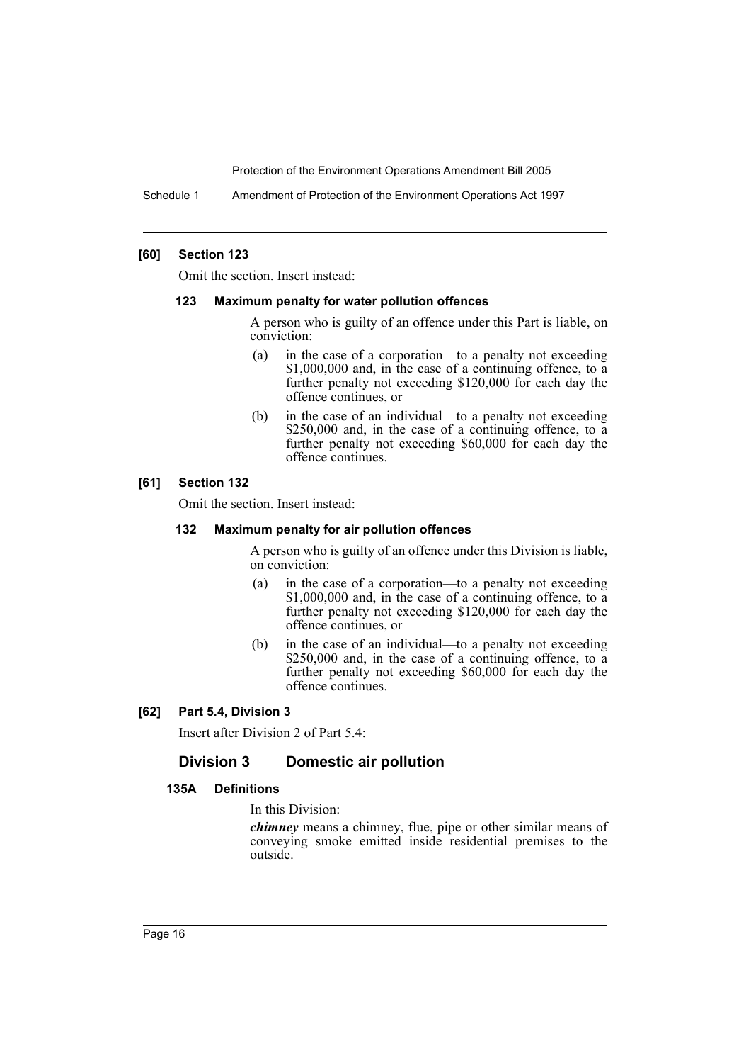### [60] Section 123

Omit the section. Insert instead:

#### 123 Maximum penalty for water pollution offences

A person who is guilty of an offence under this Part is liable, on conviction:

(a) in the case of a corporation—to a penalty not exceeding $1,000,000 and, in the case of a continuing offence, to a further penalty not exceeding $120,000 for each day the offence continues, or

(b) in the case of an individual—to a penalty not exceeding $250,000 and, in the case of a continuing offence, to a further penalty not exceeding $60,000 for each day the offence continues.

### [61] Section 132

Omit the section. Insert instead:

#### 132 Maximum penalty for air pollution offences

A person who is guilty of an offence under this Division is liable, on conviction:

(a) in the case of a corporation—to a penalty not exceeding $1,000,000 and, in the case of a continuing offence, to a further penalty not exceeding $120,000 for each day the offence continues, or

(b) in the case of an individual—to a penalty not exceeding $250,000 and, in the case of a continuing offence, to a further penalty not exceeding $60,000 for each day the offence continues.

### [62] Part 5.4, Division 3

Insert after Division 2 of Part 5.4:

## Division 3 Domestic air pollution

#### 135A Definitions

In this Division:

***chimney*** means a chimney, flue, pipe or other similar means of conveying smoke emitted inside residential premises to the outside.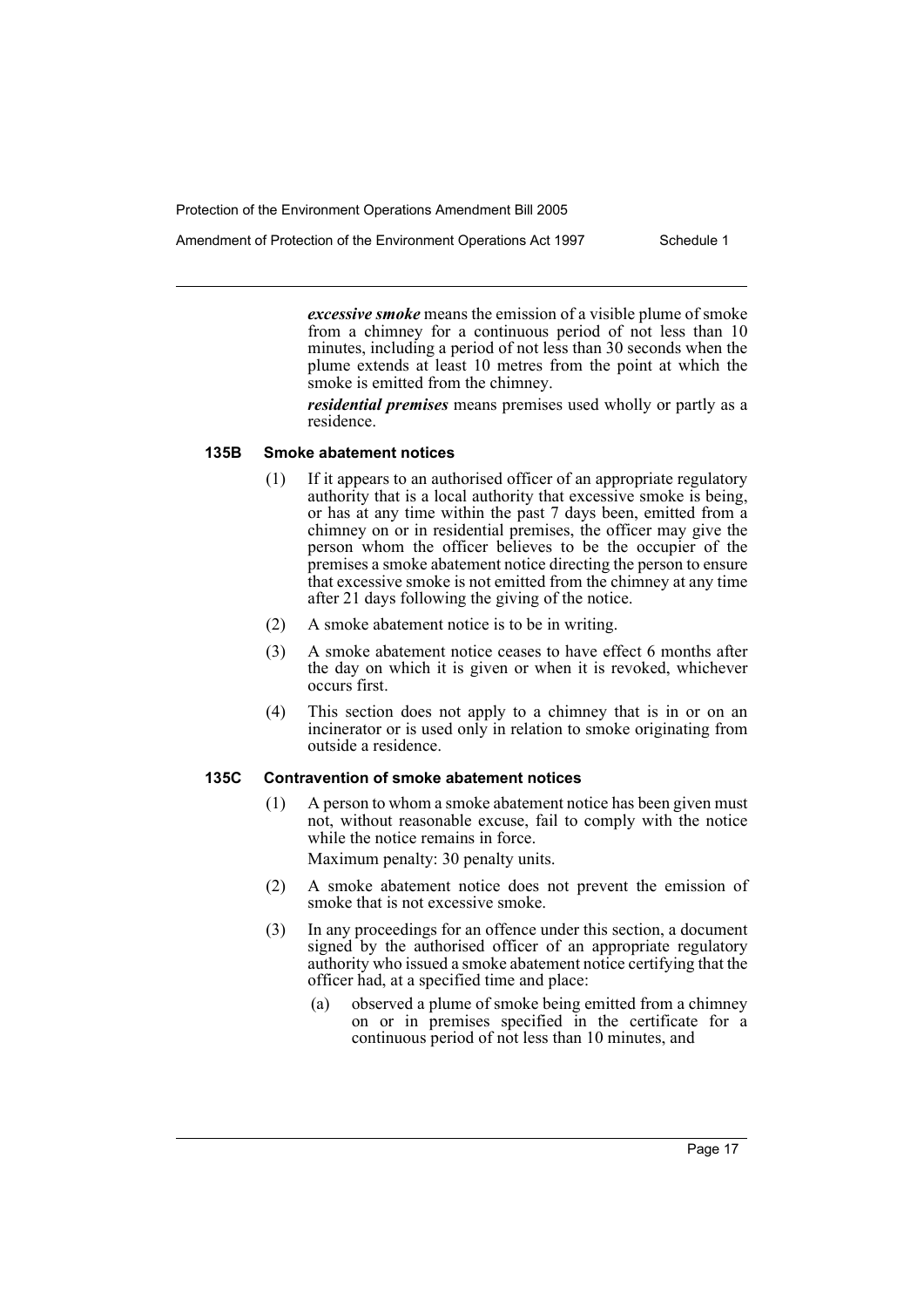***excessive smoke*** means the emission of a visible plume of smoke from a chimney for a continuous period of not less than 10 minutes, including a period of not less than 30 seconds when the plume extends at least 10 metres from the point at which the smoke is emitted from the chimney.

***residential premises*** means premises used wholly or partly as a residence.

#### 135B Smoke abatement notices

(1) If it appears to an authorised officer of an appropriate regulatory authority that is a local authority that excessive smoke is being, or has at any time within the past 7 days been, emitted from a chimney on or in residential premises, the officer may give the person whom the officer believes to be the occupier of the premises a smoke abatement notice directing the person to ensure that excessive smoke is not emitted from the chimney at any time after 21 days following the giving of the notice.

(2) A smoke abatement notice is to be in writing.

(3) A smoke abatement notice ceases to have effect 6 months after the day on which it is given or when it is revoked, whichever occurs first.

(4) This section does not apply to a chimney that is in or on an incinerator or is used only in relation to smoke originating from outside a residence.

#### 135C Contravention of smoke abatement notices

(1) A person to whom a smoke abatement notice has been given must not, without reasonable excuse, fail to comply with the notice while the notice remains in force.

Maximum penalty: 30 penalty units.

(2) A smoke abatement notice does not prevent the emission of smoke that is not excessive smoke.

(3) In any proceedings for an offence under this section, a document signed by the authorised officer of an appropriate regulatory authority who issued a smoke abatement notice certifying that the officer had, at a specified time and place:

  (a) observed a plume of smoke being emitted from a chimney on or in premises specified in the certificate for a continuous period of not less than 10 minutes, and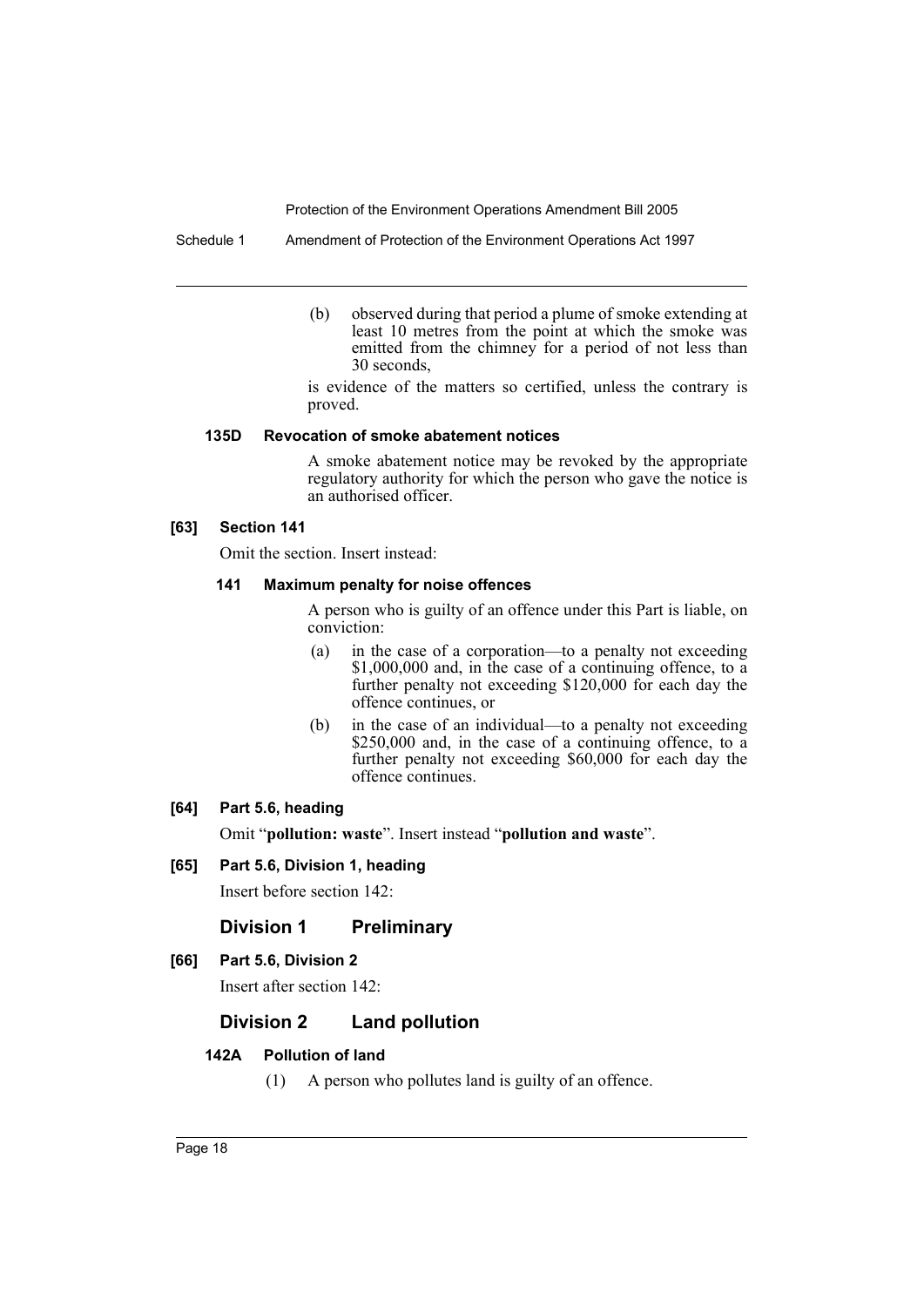(b) observed during that period a plume of smoke extending at least 10 metres from the point at which the smoke was emitted from the chimney for a period of not less than 30 seconds,

is evidence of the matters so certified, unless the contrary is proved.

#### 135D Revocation of smoke abatement notices

A smoke abatement notice may be revoked by the appropriate regulatory authority for which the person who gave the notice is an authorised officer.

### [63] Section 141

Omit the section. Insert instead:

#### 141 Maximum penalty for noise offences

A person who is guilty of an offence under this Part is liable, on conviction:

(a) in the case of a corporation—to a penalty not exceeding $1,000,000 and, in the case of a continuing offence, to a further penalty not exceeding $120,000 for each day the offence continues, or

(b) in the case of an individual—to a penalty not exceeding $250,000 and, in the case of a continuing offence, to a further penalty not exceeding $60,000 for each day the offence continues.

### [64] Part 5.6, heading

Omit "**pollution: waste**". Insert instead "**pollution and waste**".

### [65] Part 5.6, Division 1, heading

Insert before section 142:

## Division 1 Preliminary

### [66] Part 5.6, Division 2

Insert after section 142:

## Division 2 Land pollution

#### 142A Pollution of land

(1) A person who pollutes land is guilty of an offence.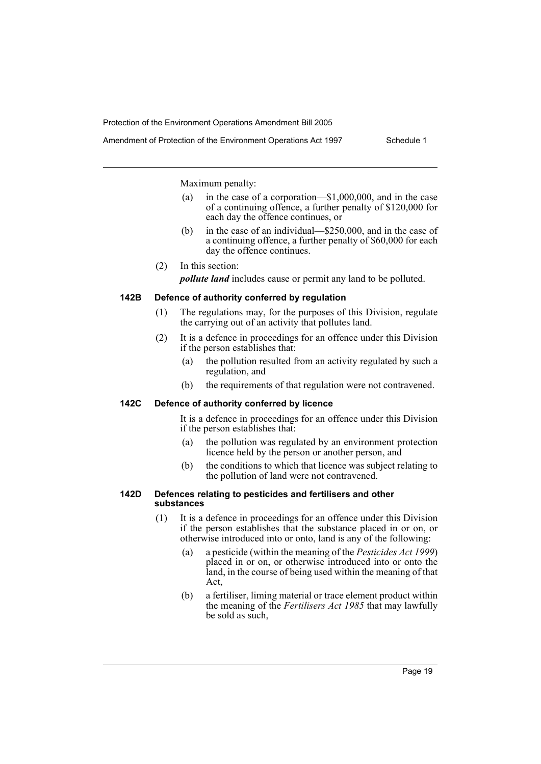Maximum penalty:

(a) in the case of a corporation—$1,000,000, and in the case of a continuing offence, a further penalty of $120,000 for each day the offence continues, or

(b) in the case of an individual—$250,000, and in the case of a continuing offence, a further penalty of $60,000 for each day the offence continues.

(2) In this section:

***pollute land*** includes cause or permit any land to be polluted.

#### 142B Defence of authority conferred by regulation

(1) The regulations may, for the purposes of this Division, regulate the carrying out of an activity that pollutes land.

(2) It is a defence in proceedings for an offence under this Division if the person establishes that:

(a) the pollution resulted from an activity regulated by such a regulation, and

(b) the requirements of that regulation were not contravened.

#### 142C Defence of authority conferred by licence

It is a defence in proceedings for an offence under this Division if the person establishes that:

(a) the pollution was regulated by an environment protection licence held by the person or another person, and

(b) the conditions to which that licence was subject relating to the pollution of land were not contravened.

#### 142D Defences relating to pesticides and fertilisers and other substances

(1) It is a defence in proceedings for an offence under this Division if the person establishes that the substance placed in or on, or otherwise introduced into or onto, land is any of the following:

(a) a pesticide (within the meaning of the *Pesticides Act 1999*) placed in or on, or otherwise introduced into or onto the land, in the course of being used within the meaning of that Act,

(b) a fertiliser, liming material or trace element product within the meaning of the *Fertilisers Act 1985* that may lawfully be sold as such,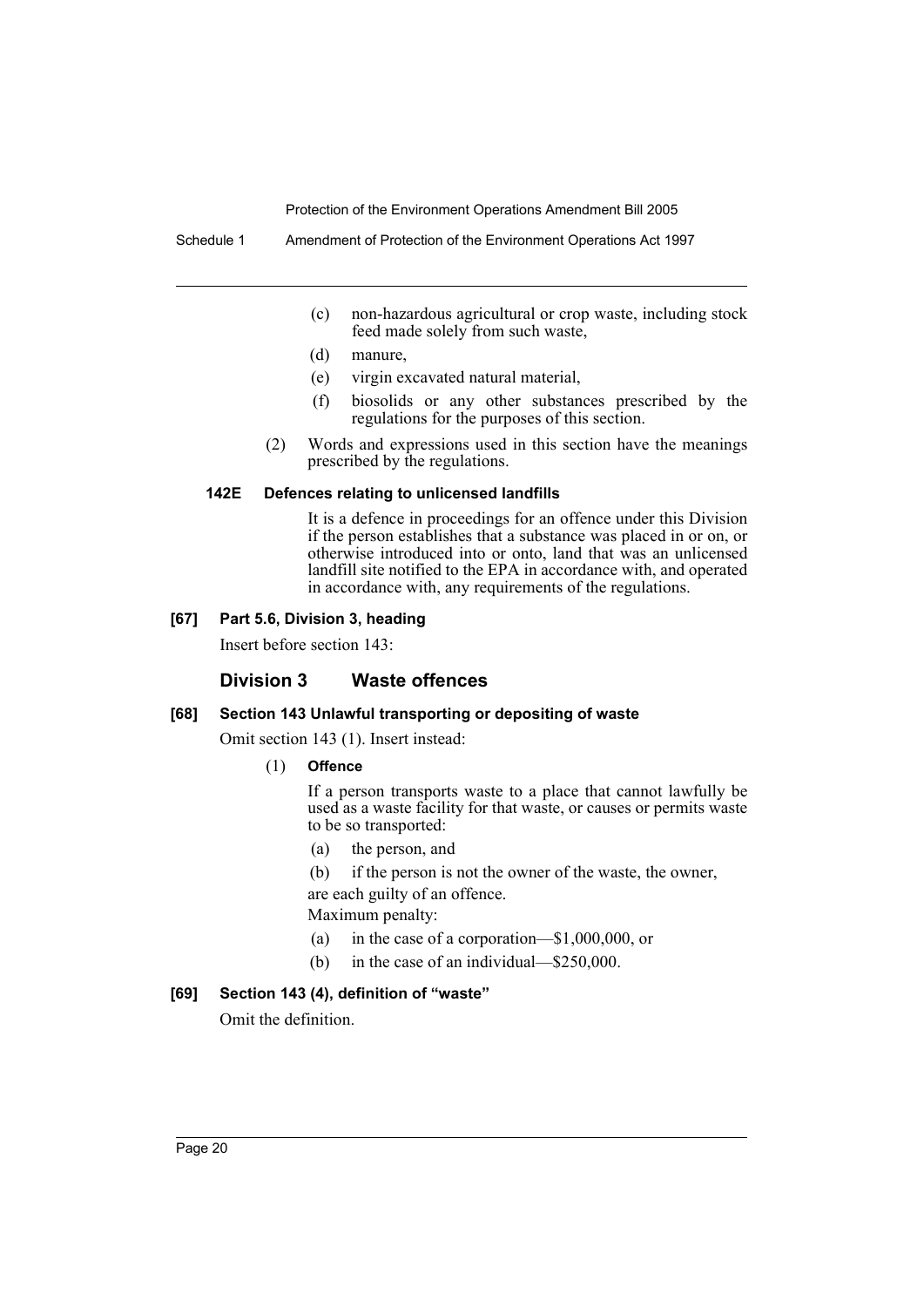(c) non-hazardous agricultural or crop waste, including stock feed made solely from such waste,

(d) manure,

(e) virgin excavated natural material,

(f) biosolids or any other substances prescribed by the regulations for the purposes of this section.

(2) Words and expressions used in this section have the meanings prescribed by the regulations.

#### 142E Defences relating to unlicensed landfills

It is a defence in proceedings for an offence under this Division if the person establishes that a substance was placed in or on, or otherwise introduced into or onto, land that was an unlicensed landfill site notified to the EPA in accordance with, and operated in accordance with, any requirements of the regulations.

#### [67] Part 5.6, Division 3, heading

Insert before section 143:

### Division 3 Waste offences

#### [68] Section 143 Unlawful transporting or depositing of waste

Omit section 143 (1). Insert instead:

(1) **Offence**

If a person transports waste to a place that cannot lawfully be used as a waste facility for that waste, or causes or permits waste to be so transported:

(a) the person, and

(b) if the person is not the owner of the waste, the owner,

are each guilty of an offence.

Maximum penalty:

(a) in the case of a corporation—$1,000,000, or

(b) in the case of an individual—$250,000.

#### [69] Section 143 (4), definition of "waste"

Omit the definition.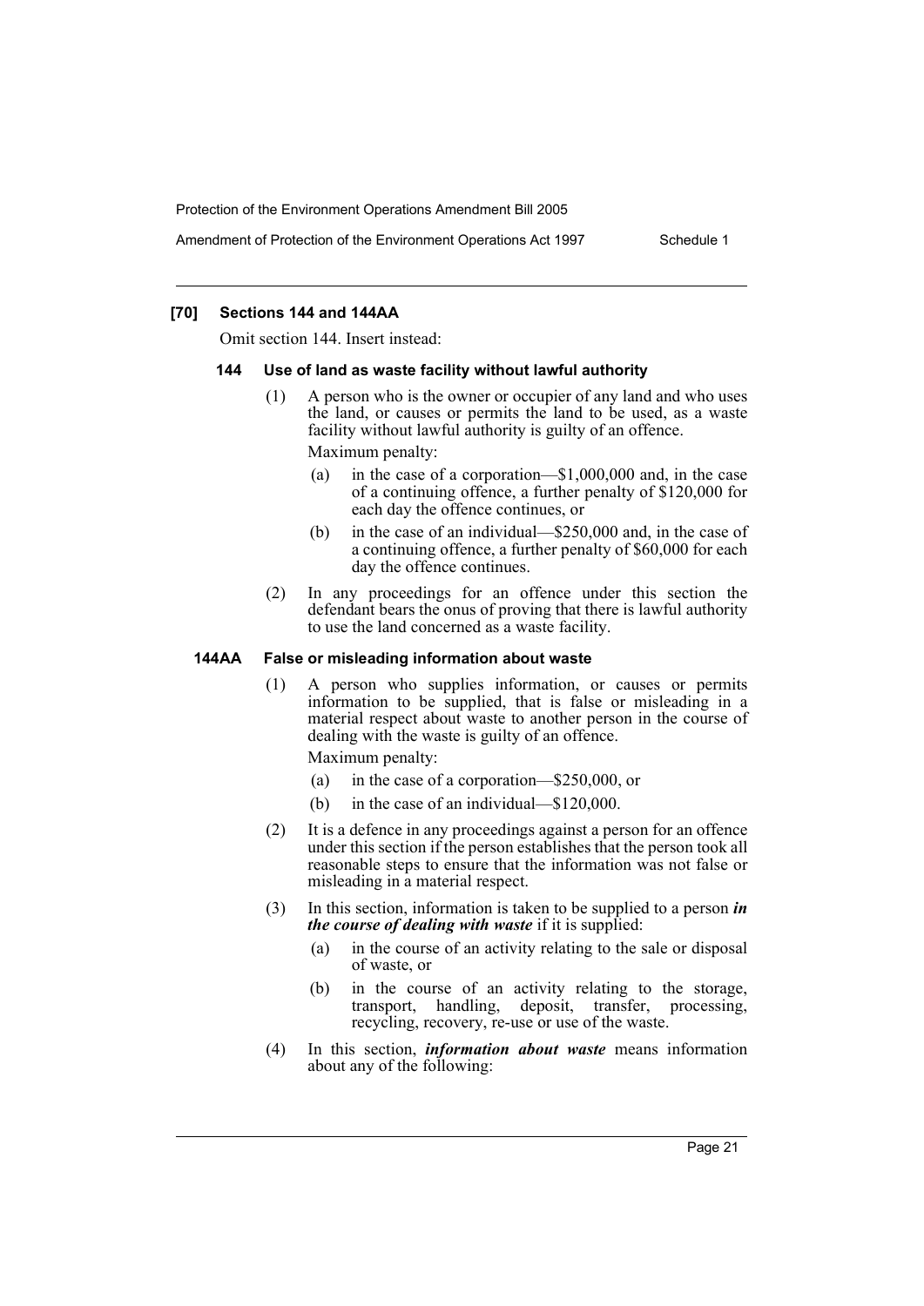### [70] Sections 144 and 144AA

Omit section 144. Insert instead:

#### 144 Use of land as waste facility without lawful authority

(1) A person who is the owner or occupier of any land and who uses the land, or causes or permits the land to be used, as a waste facility without lawful authority is guilty of an offence.

Maximum penalty:

(a) in the case of a corporation—$1,000,000 and, in the case of a continuing offence, a further penalty of $120,000 for each day the offence continues, or

(b) in the case of an individual—$250,000 and, in the case of a continuing offence, a further penalty of $60,000 for each day the offence continues.

(2) In any proceedings for an offence under this section the defendant bears the onus of proving that there is lawful authority to use the land concerned as a waste facility.

#### 144AA False or misleading information about waste

(1) A person who supplies information, or causes or permits information to be supplied, that is false or misleading in a material respect about waste to another person in the course of dealing with the waste is guilty of an offence.

Maximum penalty:

(a) in the case of a corporation—$250,000, or

(b) in the case of an individual—$120,000.

(2) It is a defence in any proceedings against a person for an offence under this section if the person establishes that the person took all reasonable steps to ensure that the information was not false or misleading in a material respect.

(3) In this section, information is taken to be supplied to a person ***in the course of dealing with waste*** if it is supplied:

(a) in the course of an activity relating to the sale or disposal of waste, or

(b) in the course of an activity relating to the storage, transport, handling, deposit, transfer, processing, recycling, recovery, re-use or use of the waste.

(4) In this section, ***information about waste*** means information about any of the following: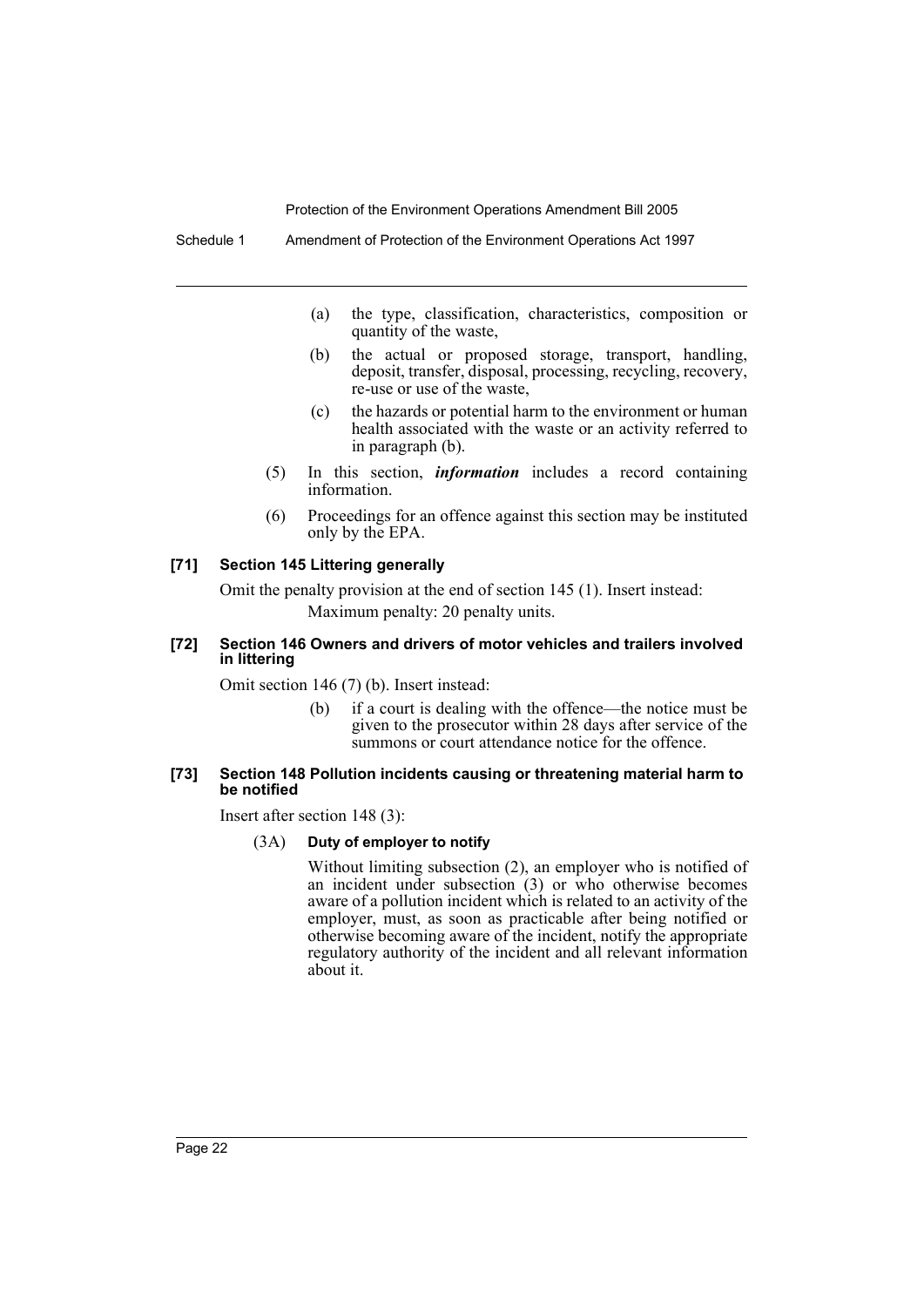(a) the type, classification, characteristics, composition or quantity of the waste,

(b) the actual or proposed storage, transport, handling, deposit, transfer, disposal, processing, recycling, recovery, re-use or use of the waste,

(c) the hazards or potential harm to the environment or human health associated with the waste or an activity referred to in paragraph (b).

(5) In this section, ***information*** includes a record containing information.

(6) Proceedings for an offence against this section may be instituted only by the EPA.

#### [71] Section 145 Littering generally

Omit the penalty provision at the end of section 145 (1). Insert instead:

Maximum penalty: 20 penalty units.

#### [72] Section 146 Owners and drivers of motor vehicles and trailers involved in littering

Omit section 146 (7) (b). Insert instead:

(b) if a court is dealing with the offence—the notice must be given to the prosecutor within 28 days after service of the summons or court attendance notice for the offence.

#### [73] Section 148 Pollution incidents causing or threatening material harm to be notified

Insert after section 148 (3):

(3A) **Duty of employer to notify**

Without limiting subsection (2), an employer who is notified of an incident under subsection (3) or who otherwise becomes aware of a pollution incident which is related to an activity of the employer, must, as soon as practicable after being notified or otherwise becoming aware of the incident, notify the appropriate regulatory authority of the incident and all relevant information about it.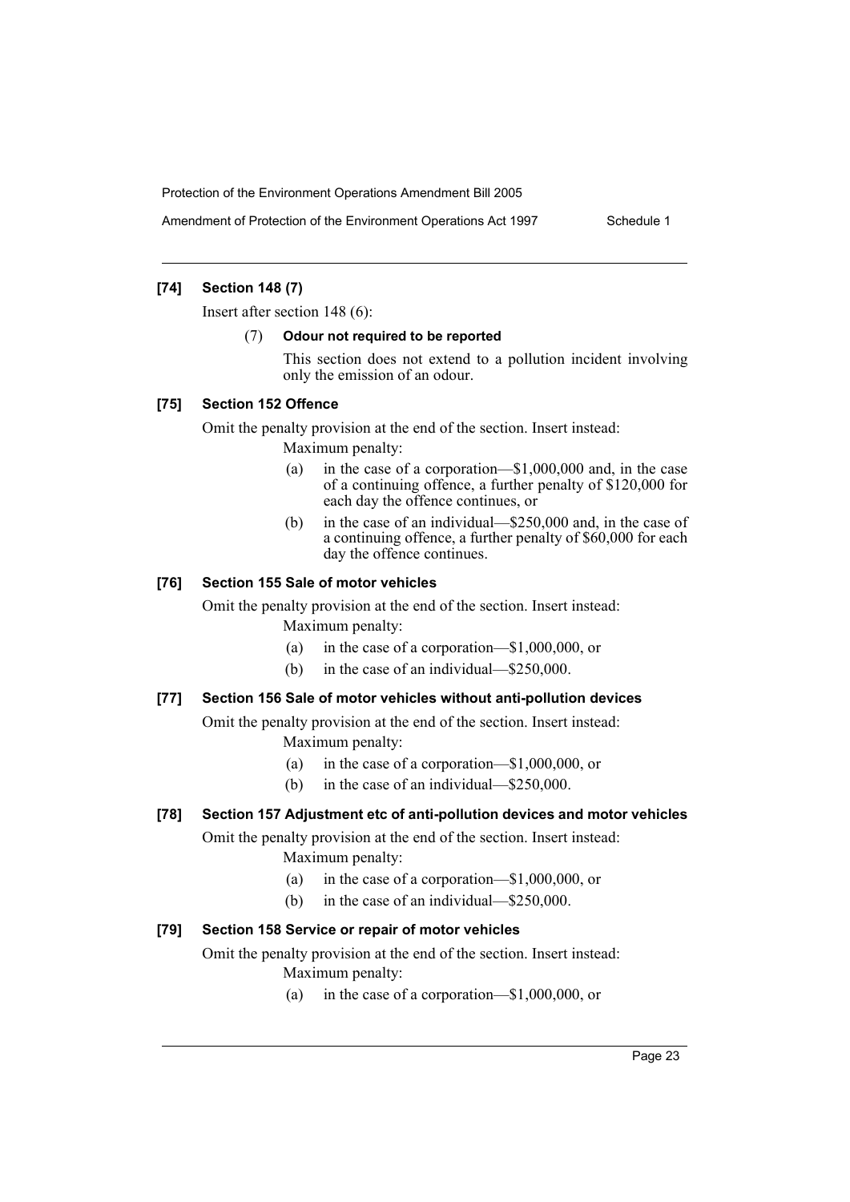### [74] Section 148 (7)

Insert after section 148 (6):

(7) **Odour not required to be reported**

This section does not extend to a pollution incident involving only the emission of an odour.

### [75] Section 152 Offence

Omit the penalty provision at the end of the section. Insert instead:

Maximum penalty:

(a) in the case of a corporation—$1,000,000 and, in the case of a continuing offence, a further penalty of $120,000 for each day the offence continues, or

(b) in the case of an individual—$250,000 and, in the case of a continuing offence, a further penalty of $60,000 for each day the offence continues.

### [76] Section 155 Sale of motor vehicles

Omit the penalty provision at the end of the section. Insert instead:

Maximum penalty:

(a) in the case of a corporation—$1,000,000, or

(b) in the case of an individual—$250,000.

### [77] Section 156 Sale of motor vehicles without anti-pollution devices

Omit the penalty provision at the end of the section. Insert instead:

Maximum penalty:

(a) in the case of a corporation—$1,000,000, or

(b) in the case of an individual—$250,000.

### [78] Section 157 Adjustment etc of anti-pollution devices and motor vehicles

Omit the penalty provision at the end of the section. Insert instead:

Maximum penalty:

(a) in the case of a corporation—$1,000,000, or

(b) in the case of an individual—$250,000.

### [79] Section 158 Service or repair of motor vehicles

Omit the penalty provision at the end of the section. Insert instead:

Maximum penalty:

(a) in the case of a corporation—$1,000,000, or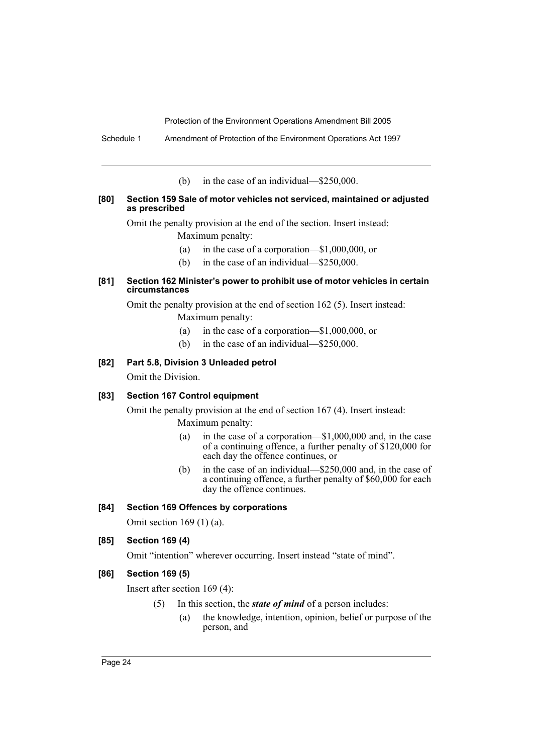(b) in the case of an individual—$250,000.

#### [80] Section 159 Sale of motor vehicles not serviced, maintained or adjusted as prescribed

Omit the penalty provision at the end of the section. Insert instead:

Maximum penalty:

(a) in the case of a corporation—$1,000,000, or

(b) in the case of an individual—$250,000.

#### [81] Section 162 Minister's power to prohibit use of motor vehicles in certain circumstances

Omit the penalty provision at the end of section 162 (5). Insert instead:

Maximum penalty:

(a) in the case of a corporation—$1,000,000, or

(b) in the case of an individual—$250,000.

#### [82] Part 5.8, Division 3 Unleaded petrol

Omit the Division.

#### [83] Section 167 Control equipment

Omit the penalty provision at the end of section 167 (4). Insert instead:

Maximum penalty:

(a) in the case of a corporation—$1,000,000 and, in the case of a continuing offence, a further penalty of $120,000 for each day the offence continues, or

(b) in the case of an individual—$250,000 and, in the case of a continuing offence, a further penalty of $60,000 for each day the offence continues.

#### [84] Section 169 Offences by corporations

Omit section 169 (1) (a).

#### [85] Section 169 (4)

Omit "intention" wherever occurring. Insert instead "state of mind".

#### [86] Section 169 (5)

Insert after section 169 (4):

(5) In this section, the ***state of mind*** of a person includes:

(a) the knowledge, intention, opinion, belief or purpose of the person, and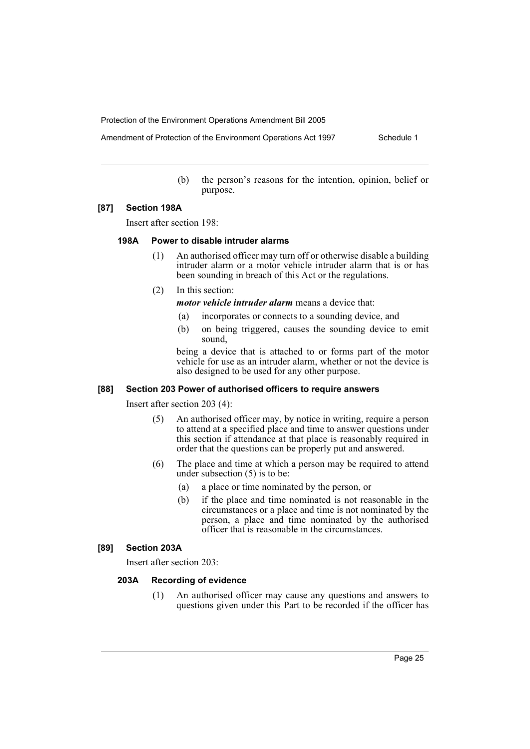(b) the person's reasons for the intention, opinion, belief or purpose.

### [87] Section 198A

Insert after section 198:

#### 198A Power to disable intruder alarms

(1) An authorised officer may turn off or otherwise disable a building intruder alarm or a motor vehicle intruder alarm that is or has been sounding in breach of this Act or the regulations.

(2) In this section:

***motor vehicle intruder alarm*** means a device that:

(a) incorporates or connects to a sounding device, and

(b) on being triggered, causes the sounding device to emit sound,

being a device that is attached to or forms part of the motor vehicle for use as an intruder alarm, whether or not the device is also designed to be used for any other purpose.

### [88] Section 203 Power of authorised officers to require answers

Insert after section 203 (4):

(5) An authorised officer may, by notice in writing, require a person to attend at a specified place and time to answer questions under this section if attendance at that place is reasonably required in order that the questions can be properly put and answered.

(6) The place and time at which a person may be required to attend under subsection (5) is to be:

(a) a place or time nominated by the person, or

(b) if the place and time nominated is not reasonable in the circumstances or a place and time is not nominated by the person, a place and time nominated by the authorised officer that is reasonable in the circumstances.

### [89] Section 203A

Insert after section 203:

#### 203A Recording of evidence

(1) An authorised officer may cause any questions and answers to questions given under this Part to be recorded if the officer has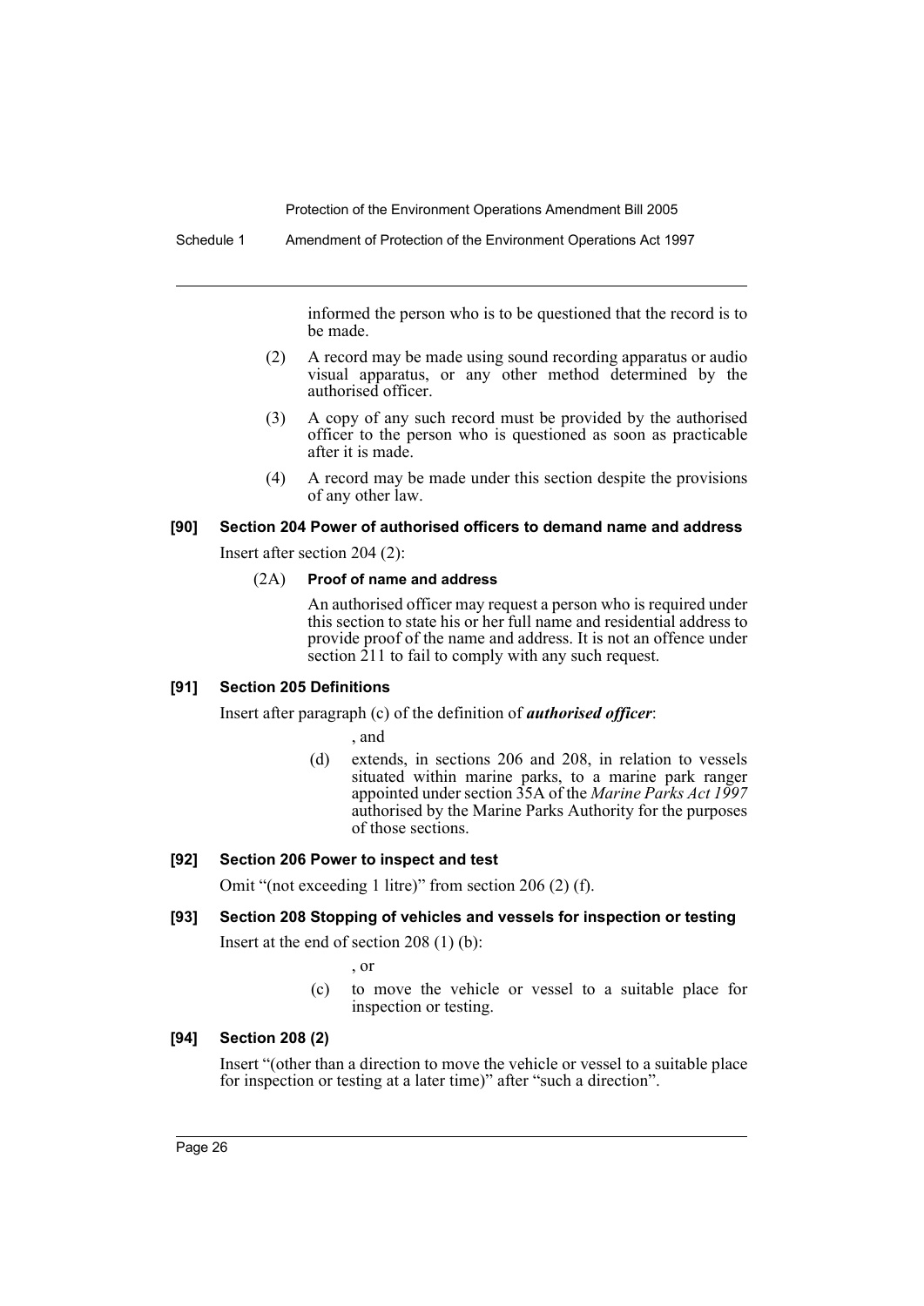informed the person who is to be questioned that the record is to be made.

(2) A record may be made using sound recording apparatus or audio visual apparatus, or any other method determined by the authorised officer.

(3) A copy of any such record must be provided by the authorised officer to the person who is questioned as soon as practicable after it is made.

(4) A record may be made under this section despite the provisions of any other law.

#### [90] Section 204 Power of authorised officers to demand name and address

Insert after section 204 (2):

(2A) **Proof of name and address**

An authorised officer may request a person who is required under this section to state his or her full name and residential address to provide proof of the name and address. It is not an offence under section 211 to fail to comply with any such request.

#### [91] Section 205 Definitions

Insert after paragraph (c) of the definition of ***authorised officer***:

, and

(d) extends, in sections 206 and 208, in relation to vessels situated within marine parks, to a marine park ranger appointed under section 35A of the *Marine Parks Act 1997* authorised by the Marine Parks Authority for the purposes of those sections.

#### [92] Section 206 Power to inspect and test

Omit "(not exceeding 1 litre)" from section 206 (2) (f).

#### [93] Section 208 Stopping of vehicles and vessels for inspection or testing

Insert at the end of section 208 (1) (b):

, or

(c) to move the vehicle or vessel to a suitable place for inspection or testing.

#### [94] Section 208 (2)

Insert "(other than a direction to move the vehicle or vessel to a suitable place for inspection or testing at a later time)" after "such a direction".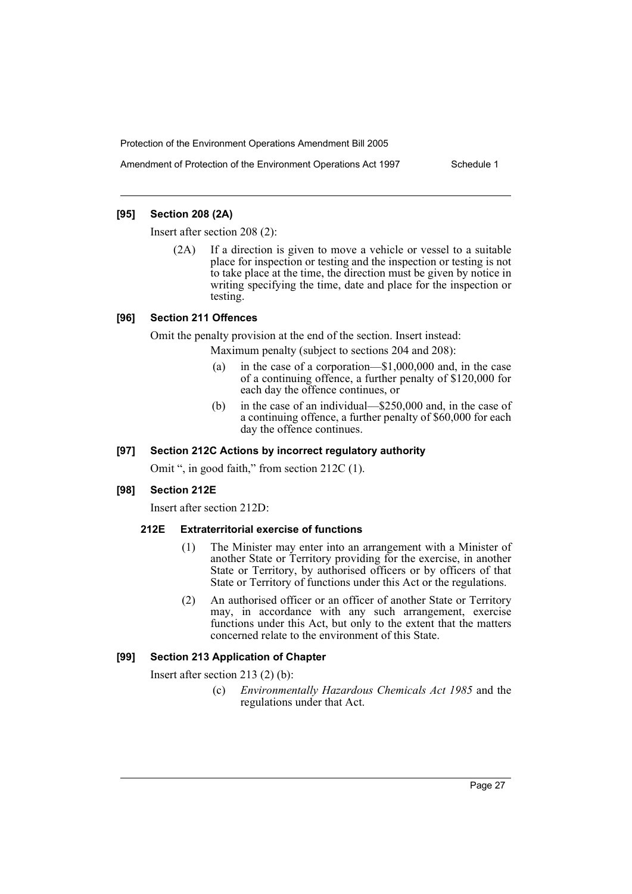### [95] Section 208 (2A)

Insert after section 208 (2):

> (2A) If a direction is given to move a vehicle or vessel to a suitable place for inspection or testing and the inspection or testing is not to take place at the time, the direction must be given by notice in writing specifying the time, date and place for the inspection or testing.

### [96] Section 211 Offences

Omit the penalty provision at the end of the section. Insert instead:

> Maximum penalty (subject to sections 204 and 208):
>
> (a) in the case of a corporation—$1,000,000 and, in the case of a continuing offence, a further penalty of $120,000 for each day the offence continues, or
>
> (b) in the case of an individual—$250,000 and, in the case of a continuing offence, a further penalty of $60,000 for each day the offence continues.

### [97] Section 212C Actions by incorrect regulatory authority

Omit ", in good faith," from section 212C (1).

### [98] Section 212E

Insert after section 212D:

#### 212E Extraterritorial exercise of functions

> (1) The Minister may enter into an arrangement with a Minister of another State or Territory providing for the exercise, in another State or Territory, by authorised officers or by officers of that State or Territory of functions under this Act or the regulations.
>
> (2) An authorised officer or an officer of another State or Territory may, in accordance with any such arrangement, exercise functions under this Act, but only to the extent that the matters concerned relate to the environment of this State.

### [99] Section 213 Application of Chapter

Insert after section 213 (2) (b):

> (c) *Environmentally Hazardous Chemicals Act 1985* and the regulations under that Act.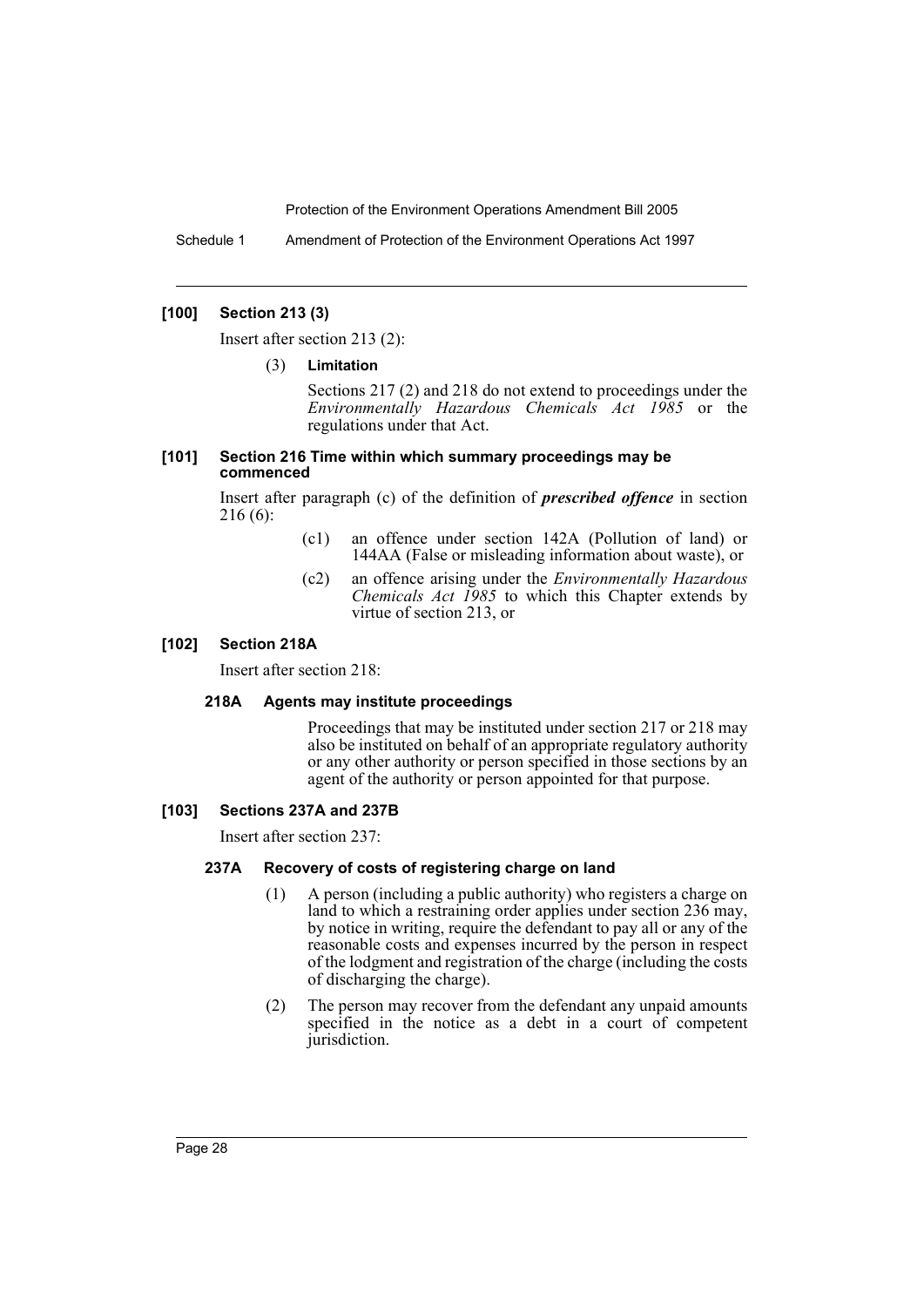### [100] Section 213 (3)

Insert after section 213 (2):

(3) **Limitation**

Sections 217 (2) and 218 do not extend to proceedings under the *Environmentally Hazardous Chemicals Act 1985* or the regulations under that Act.

### [101] Section 216 Time within which summary proceedings may be commenced

Insert after paragraph (c) of the definition of ***prescribed offence*** in section 216 (6):

(c1) an offence under section 142A (Pollution of land) or 144AA (False or misleading information about waste), or

(c2) an offence arising under the *Environmentally Hazardous Chemicals Act 1985* to which this Chapter extends by virtue of section 213, or

### [102] Section 218A

Insert after section 218:

#### 218A Agents may institute proceedings

Proceedings that may be instituted under section 217 or 218 may also be instituted on behalf of an appropriate regulatory authority or any other authority or person specified in those sections by an agent of the authority or person appointed for that purpose.

### [103] Sections 237A and 237B

Insert after section 237:

#### 237A Recovery of costs of registering charge on land

(1) A person (including a public authority) who registers a charge on land to which a restraining order applies under section 236 may, by notice in writing, require the defendant to pay all or any of the reasonable costs and expenses incurred by the person in respect of the lodgment and registration of the charge (including the costs of discharging the charge).

(2) The person may recover from the defendant any unpaid amounts specified in the notice as a debt in a court of competent jurisdiction.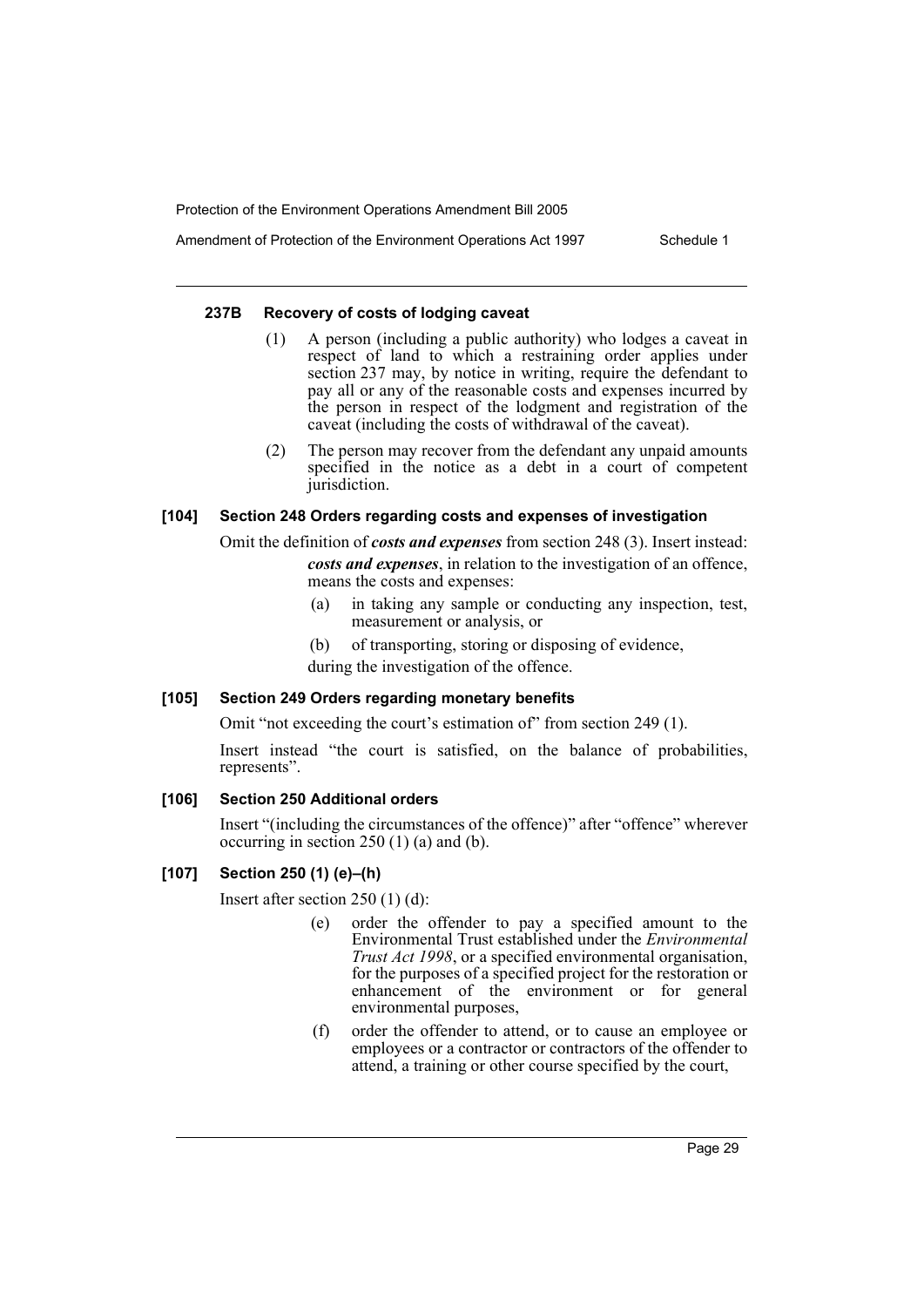#### 237B Recovery of costs of lodging caveat

(1) A person (including a public authority) who lodges a caveat in respect of land to which a restraining order applies under section 237 may, by notice in writing, require the defendant to pay all or any of the reasonable costs and expenses incurred by the person in respect of the lodgment and registration of the caveat (including the costs of withdrawal of the caveat).

(2) The person may recover from the defendant any unpaid amounts specified in the notice as a debt in a court of competent jurisdiction.

#### [104] Section 248 Orders regarding costs and expenses of investigation

Omit the definition of ***costs and expenses*** from section 248 (3). Insert instead:

> ***costs and expenses***, in relation to the investigation of an offence, means the costs and expenses:
>
> (a) in taking any sample or conducting any inspection, test, measurement or analysis, or
>
> (b) of transporting, storing or disposing of evidence,
>
> during the investigation of the offence.

#### [105] Section 249 Orders regarding monetary benefits

Omit "not exceeding the court's estimation of" from section 249 (1).

Insert instead "the court is satisfied, on the balance of probabilities, represents".

#### [106] Section 250 Additional orders

Insert "(including the circumstances of the offence)" after "offence" wherever occurring in section 250 (1) (a) and (b).

#### [107] Section 250 (1) (e)–(h)

Insert after section 250 (1) (d):

> (e) order the offender to pay a specified amount to the Environmental Trust established under the *Environmental Trust Act 1998*, or a specified environmental organisation, for the purposes of a specified project for the restoration or enhancement of the environment or for general environmental purposes,
>
> (f) order the offender to attend, or to cause an employee or employees or a contractor or contractors of the offender to attend, a training or other course specified by the court,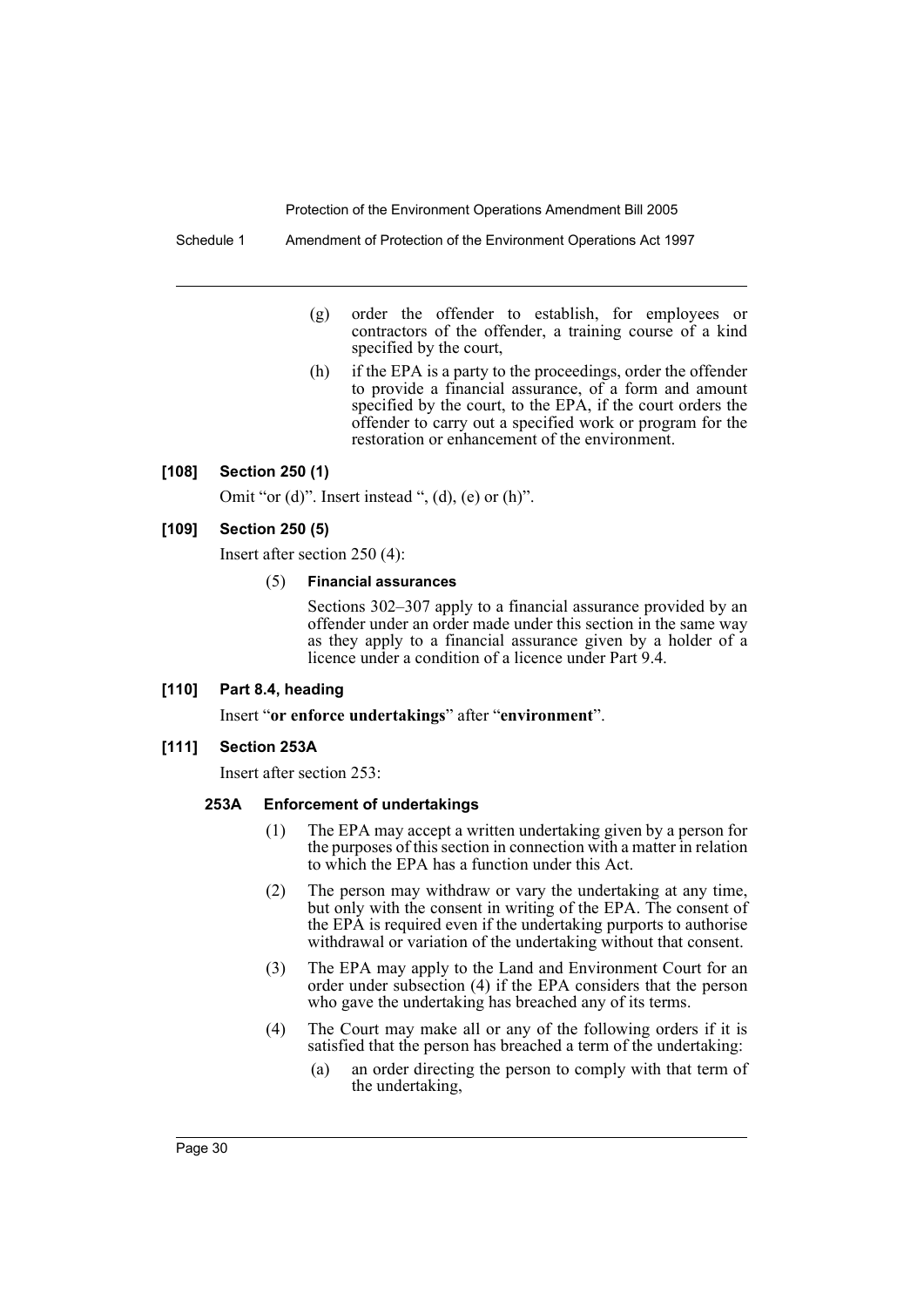(g) order the offender to establish, for employees or contractors of the offender, a training course of a kind specified by the court,

(h) if the EPA is a party to the proceedings, order the offender to provide a financial assurance, of a form and amount specified by the court, to the EPA, if the court orders the offender to carry out a specified work or program for the restoration or enhancement of the environment.

#### [108] Section 250 (1)

Omit "or (d)". Insert instead ", (d), (e) or (h)".

#### [109] Section 250 (5)

Insert after section 250 (4):

(5) **Financial assurances**

Sections 302–307 apply to a financial assurance provided by an offender under an order made under this section in the same way as they apply to a financial assurance given by a holder of a licence under a condition of a licence under Part 9.4.

#### [110] Part 8.4, heading

Insert "**or enforce undertakings**" after "**environment**".

#### [111] Section 253A

Insert after section 253:

##### 253A Enforcement of undertakings

(1) The EPA may accept a written undertaking given by a person for the purposes of this section in connection with a matter in relation to which the EPA has a function under this Act.

(2) The person may withdraw or vary the undertaking at any time, but only with the consent in writing of the EPA. The consent of the EPA is required even if the undertaking purports to authorise withdrawal or variation of the undertaking without that consent.

(3) The EPA may apply to the Land and Environment Court for an order under subsection (4) if the EPA considers that the person who gave the undertaking has breached any of its terms.

(4) The Court may make all or any of the following orders if it is satisfied that the person has breached a term of the undertaking:

(a) an order directing the person to comply with that term of the undertaking,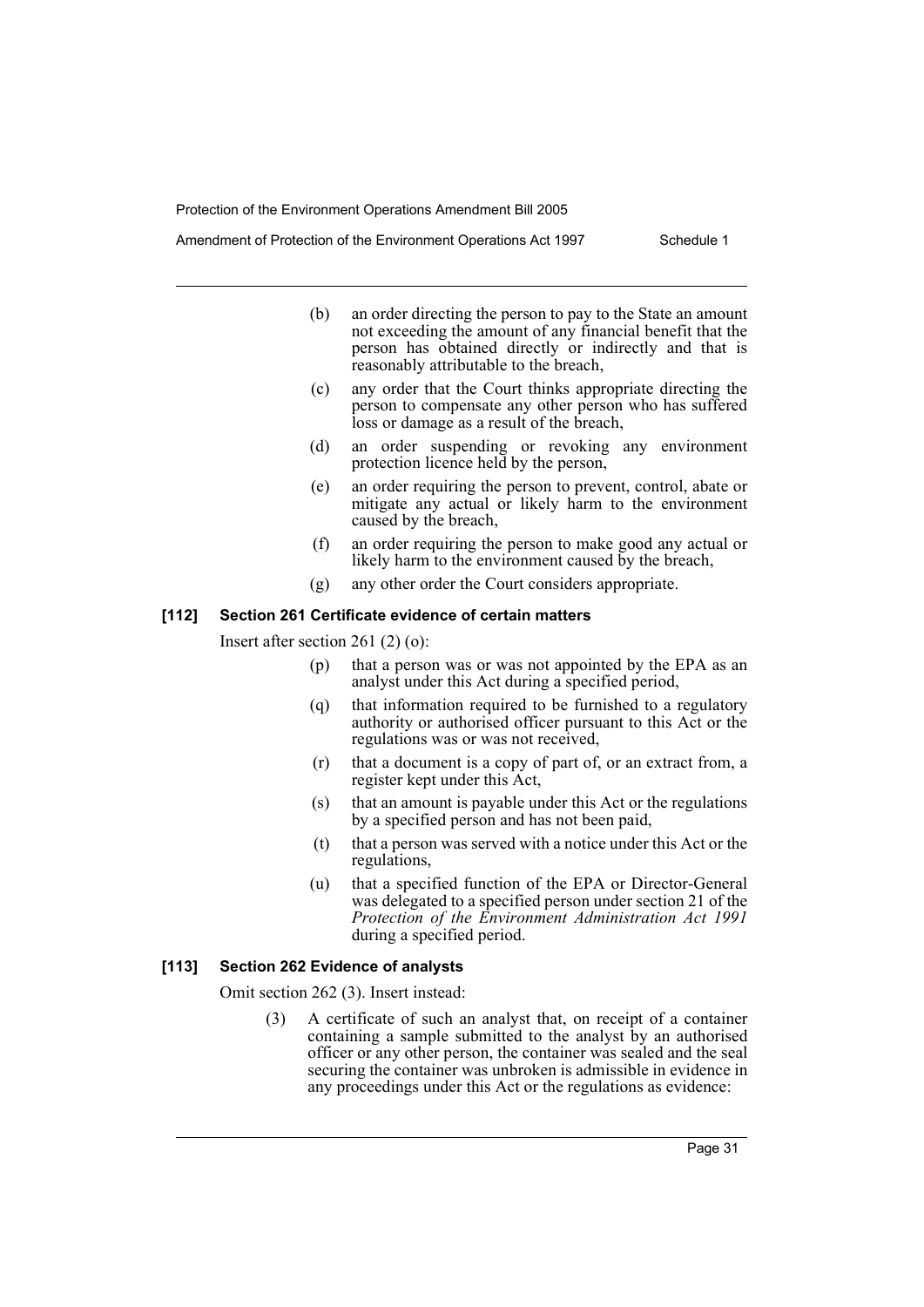(b) an order directing the person to pay to the State an amount not exceeding the amount of any financial benefit that the person has obtained directly or indirectly and that is reasonably attributable to the breach,

(c) any order that the Court thinks appropriate directing the person to compensate any other person who has suffered loss or damage as a result of the breach,

(d) an order suspending or revoking any environment protection licence held by the person,

(e) an order requiring the person to prevent, control, abate or mitigate any actual or likely harm to the environment caused by the breach,

(f) an order requiring the person to make good any actual or likely harm to the environment caused by the breach,

(g) any other order the Court considers appropriate.

**[112] Section 261 Certificate evidence of certain matters**

Insert after section 261 (2) (o):

(p) that a person was or was not appointed by the EPA as an analyst under this Act during a specified period,

(q) that information required to be furnished to a regulatory authority or authorised officer pursuant to this Act or the regulations was or was not received,

(r) that a document is a copy of part of, or an extract from, a register kept under this Act,

(s) that an amount is payable under this Act or the regulations by a specified person and has not been paid,

(t) that a person was served with a notice under this Act or the regulations,

(u) that a specified function of the EPA or Director-General was delegated to a specified person under section 21 of the *Protection of the Environment Administration Act 1991* during a specified period.

**[113] Section 262 Evidence of analysts**

Omit section 262 (3). Insert instead:

(3) A certificate of such an analyst that, on receipt of a container containing a sample submitted to the analyst by an authorised officer or any other person, the container was sealed and the seal securing the container was unbroken is admissible in evidence in any proceedings under this Act or the regulations as evidence: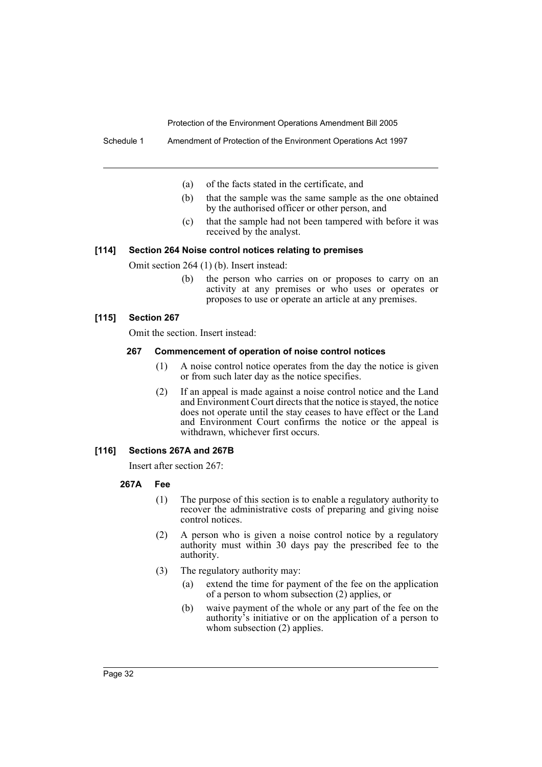(a) of the facts stated in the certificate, and

(b) that the sample was the same sample as the one obtained by the authorised officer or other person, and

(c) that the sample had not been tampered with before it was received by the analyst.

### [114] Section 264 Noise control notices relating to premises

Omit section 264 (1) (b). Insert instead:

(b) the person who carries on or proposes to carry on an activity at any premises or who uses or operates or proposes to use or operate an article at any premises.

### [115] Section 267

Omit the section. Insert instead:

#### 267 Commencement of operation of noise control notices

(1) A noise control notice operates from the day the notice is given or from such later day as the notice specifies.

(2) If an appeal is made against a noise control notice and the Land and Environment Court directs that the notice is stayed, the notice does not operate until the stay ceases to have effect or the Land and Environment Court confirms the notice or the appeal is withdrawn, whichever first occurs.

### [116] Sections 267A and 267B

Insert after section 267:

#### 267A Fee

(1) The purpose of this section is to enable a regulatory authority to recover the administrative costs of preparing and giving noise control notices.

(2) A person who is given a noise control notice by a regulatory authority must within 30 days pay the prescribed fee to the authority.

(3) The regulatory authority may:

(a) extend the time for payment of the fee on the application of a person to whom subsection (2) applies, or

(b) waive payment of the whole or any part of the fee on the authority's initiative or on the application of a person to whom subsection (2) applies.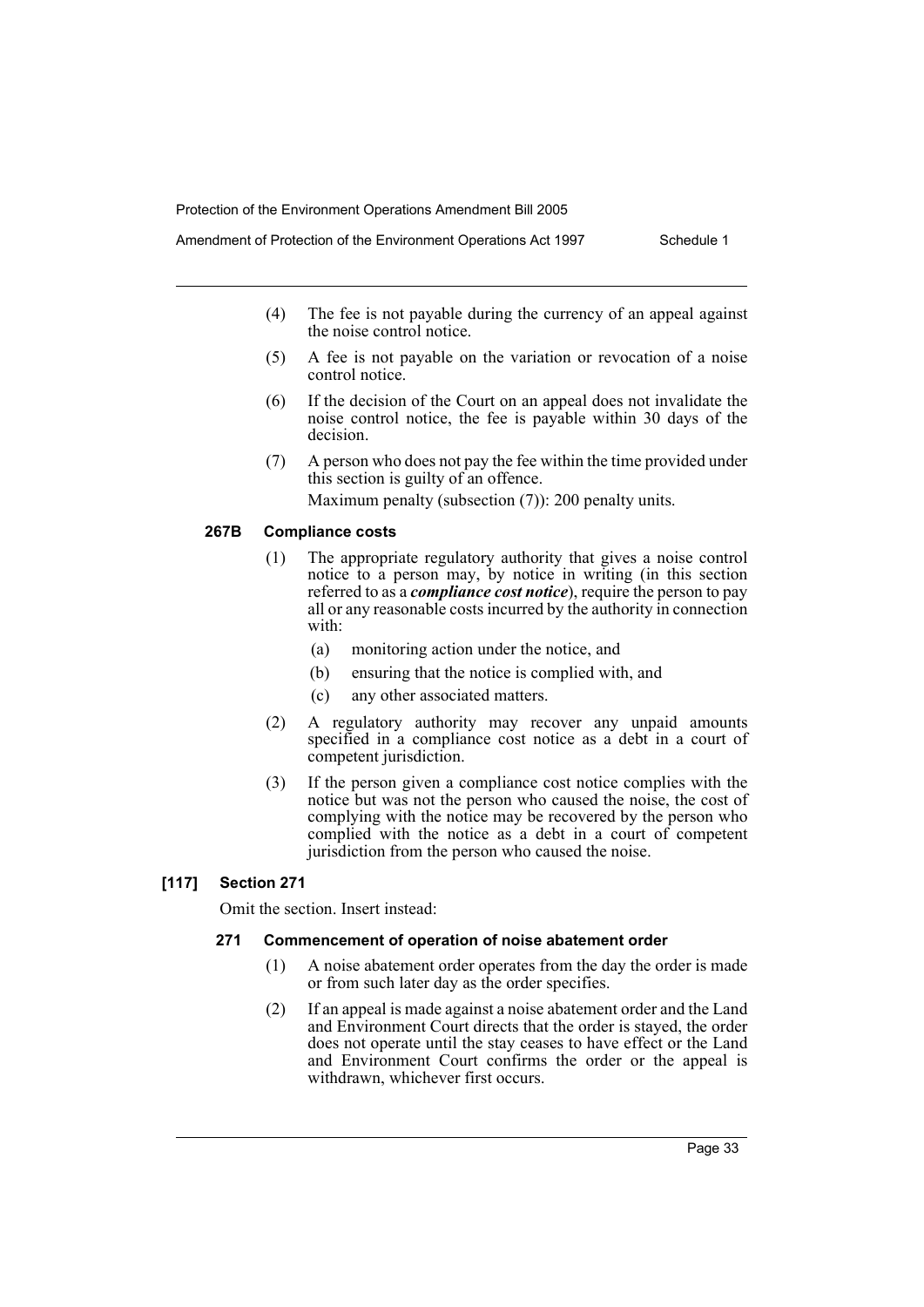(4) The fee is not payable during the currency of an appeal against the noise control notice.

(5) A fee is not payable on the variation or revocation of a noise control notice.

(6) If the decision of the Court on an appeal does not invalidate the noise control notice, the fee is payable within 30 days of the decision.

(7) A person who does not pay the fee within the time provided under this section is guilty of an offence.

Maximum penalty (subsection (7)): 200 penalty units.

#### 267B Compliance costs

(1) The appropriate regulatory authority that gives a noise control notice to a person may, by notice in writing (in this section referred to as a ***compliance cost notice***), require the person to pay all or any reasonable costs incurred by the authority in connection with:

- (a) monitoring action under the notice, and
- (b) ensuring that the notice is complied with, and
- (c) any other associated matters.

(2) A regulatory authority may recover any unpaid amounts specified in a compliance cost notice as a debt in a court of competent jurisdiction.

(3) If the person given a compliance cost notice complies with the notice but was not the person who caused the noise, the cost of complying with the notice may be recovered by the person who complied with the notice as a debt in a court of competent jurisdiction from the person who caused the noise.

### [117] Section 271

Omit the section. Insert instead:

#### 271 Commencement of operation of noise abatement order

(1) A noise abatement order operates from the day the order is made or from such later day as the order specifies.

(2) If an appeal is made against a noise abatement order and the Land and Environment Court directs that the order is stayed, the order does not operate until the stay ceases to have effect or the Land and Environment Court confirms the order or the appeal is withdrawn, whichever first occurs.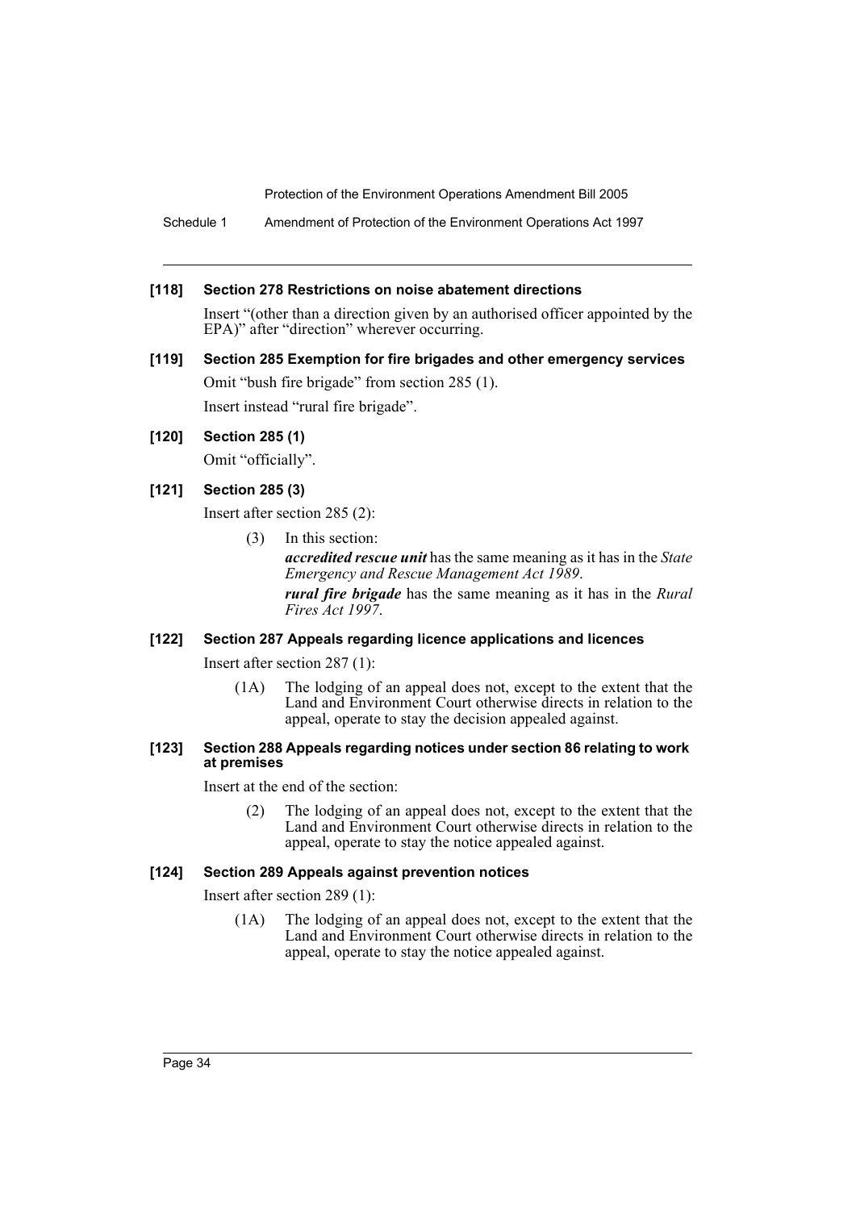### [118] Section 278 Restrictions on noise abatement directions

Insert "(other than a direction given by an authorised officer appointed by the EPA)" after "direction" wherever occurring.

### [119] Section 285 Exemption for fire brigades and other emergency services

Omit "bush fire brigade" from section 285 (1).

Insert instead "rural fire brigade".

### [120] Section 285 (1)

Omit "officially".

### [121] Section 285 (3)

Insert after section 285 (2):

> (3) In this section:
>
> ***accredited rescue unit*** has the same meaning as it has in the *State Emergency and Rescue Management Act 1989*.
>
> ***rural fire brigade*** has the same meaning as it has in the *Rural Fires Act 1997*.

### [122] Section 287 Appeals regarding licence applications and licences

Insert after section 287 (1):

> (1A) The lodging of an appeal does not, except to the extent that the Land and Environment Court otherwise directs in relation to the appeal, operate to stay the decision appealed against.

### [123] Section 288 Appeals regarding notices under section 86 relating to work at premises

Insert at the end of the section:

> (2) The lodging of an appeal does not, except to the extent that the Land and Environment Court otherwise directs in relation to the appeal, operate to stay the notice appealed against.

### [124] Section 289 Appeals against prevention notices

Insert after section 289 (1):

> (1A) The lodging of an appeal does not, except to the extent that the Land and Environment Court otherwise directs in relation to the appeal, operate to stay the notice appealed against.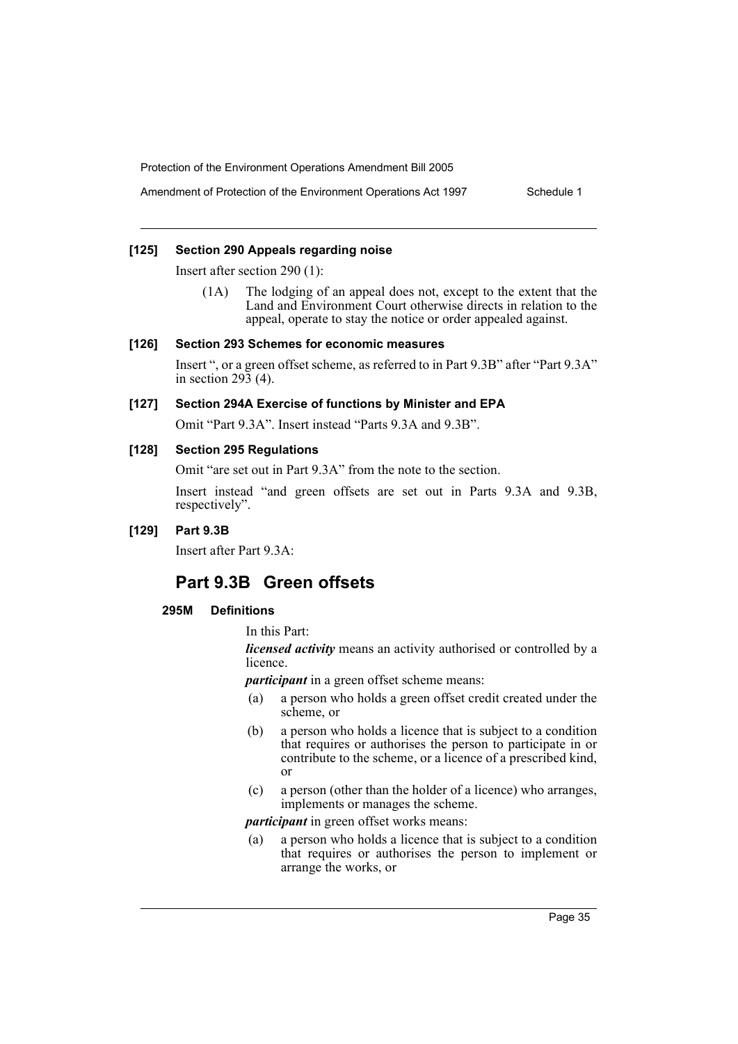**[125] Section 290 Appeals regarding noise**

Insert after section 290 (1):

(1A) The lodging of an appeal does not, except to the extent that the Land and Environment Court otherwise directs in relation to the appeal, operate to stay the notice or order appealed against.

**[126] Section 293 Schemes for economic measures**

Insert ", or a green offset scheme, as referred to in Part 9.3B" after "Part 9.3A" in section 293 (4).

**[127] Section 294A Exercise of functions by Minister and EPA**

Omit "Part 9.3A". Insert instead "Parts 9.3A and 9.3B".

**[128] Section 295 Regulations**

Omit "are set out in Part 9.3A" from the note to the section.

Insert instead "and green offsets are set out in Parts 9.3A and 9.3B, respectively".

**[129] Part 9.3B**

Insert after Part 9.3A:

## Part 9.3B Green offsets

**295M Definitions**

In this Part:

***licensed activity*** means an activity authorised or controlled by a licence.

***participant*** in a green offset scheme means:

(a) a person who holds a green offset credit created under the scheme, or

(b) a person who holds a licence that is subject to a condition that requires or authorises the person to participate in or contribute to the scheme, or a licence of a prescribed kind, or

(c) a person (other than the holder of a licence) who arranges, implements or manages the scheme.

***participant*** in green offset works means:

(a) a person who holds a licence that is subject to a condition that requires or authorises the person to implement or arrange the works, or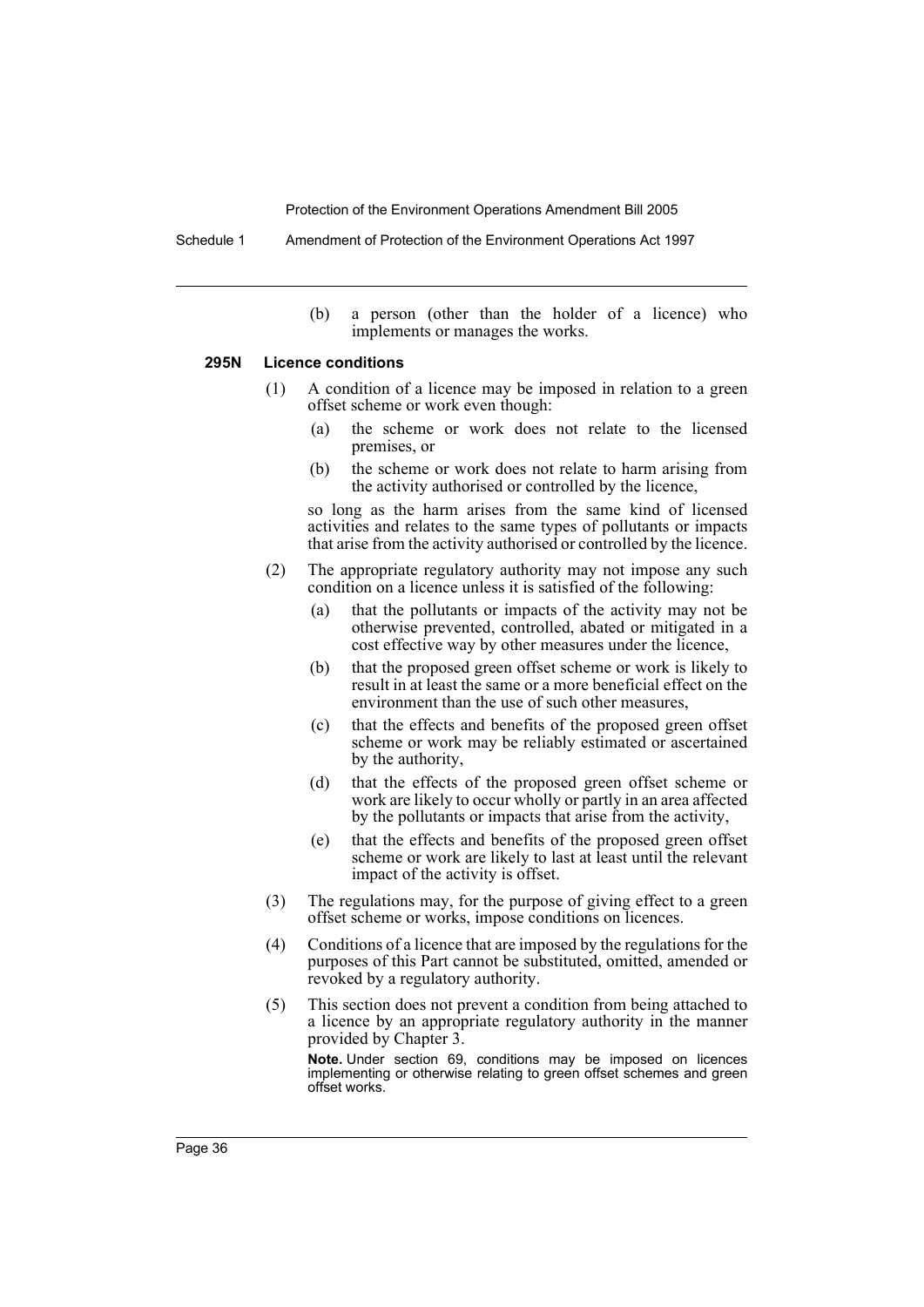(b) a person (other than the holder of a licence) who implements or manages the works.

**295N Licence conditions**

(1) A condition of a licence may be imposed in relation to a green offset scheme or work even though:

(a) the scheme or work does not relate to the licensed premises, or

(b) the scheme or work does not relate to harm arising from the activity authorised or controlled by the licence,

so long as the harm arises from the same kind of licensed activities and relates to the same types of pollutants or impacts that arise from the activity authorised or controlled by the licence.

(2) The appropriate regulatory authority may not impose any such condition on a licence unless it is satisfied of the following:

(a) that the pollutants or impacts of the activity may not be otherwise prevented, controlled, abated or mitigated in a cost effective way by other measures under the licence,

(b) that the proposed green offset scheme or work is likely to result in at least the same or a more beneficial effect on the environment than the use of such other measures,

(c) that the effects and benefits of the proposed green offset scheme or work may be reliably estimated or ascertained by the authority,

(d) that the effects of the proposed green offset scheme or work are likely to occur wholly or partly in an area affected by the pollutants or impacts that arise from the activity,

(e) that the effects and benefits of the proposed green offset scheme or work are likely to last at least until the relevant impact of the activity is offset.

(3) The regulations may, for the purpose of giving effect to a green offset scheme or works, impose conditions on licences.

(4) Conditions of a licence that are imposed by the regulations for the purposes of this Part cannot be substituted, omitted, amended or revoked by a regulatory authority.

(5) This section does not prevent a condition from being attached to a licence by an appropriate regulatory authority in the manner provided by Chapter 3.

**Note.** Under section 69, conditions may be imposed on licences implementing or otherwise relating to green offset schemes and green offset works.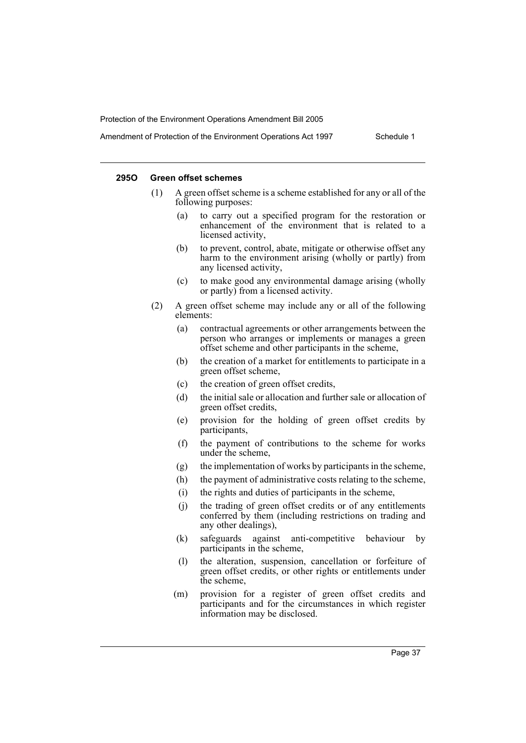#### 295O Green offset schemes

(1) A green offset scheme is a scheme established for any or all of the following purposes:

- (a) to carry out a specified program for the restoration or enhancement of the environment that is related to a licensed activity,
- (b) to prevent, control, abate, mitigate or otherwise offset any harm to the environment arising (wholly or partly) from any licensed activity,
- (c) to make good any environmental damage arising (wholly or partly) from a licensed activity.

(2) A green offset scheme may include any or all of the following elements:

- (a) contractual agreements or other arrangements between the person who arranges or implements or manages a green offset scheme and other participants in the scheme,
- (b) the creation of a market for entitlements to participate in a green offset scheme,
- (c) the creation of green offset credits,
- (d) the initial sale or allocation and further sale or allocation of green offset credits,
- (e) provision for the holding of green offset credits by participants,
- (f) the payment of contributions to the scheme for works under the scheme,
- (g) the implementation of works by participants in the scheme,
- (h) the payment of administrative costs relating to the scheme,
- (i) the rights and duties of participants in the scheme,
- (j) the trading of green offset credits or of any entitlements conferred by them (including restrictions on trading and any other dealings),
- (k) safeguards against anti-competitive behaviour by participants in the scheme,
- (l) the alteration, suspension, cancellation or forfeiture of green offset credits, or other rights or entitlements under the scheme,
- (m) provision for a register of green offset credits and participants and for the circumstances in which register information may be disclosed.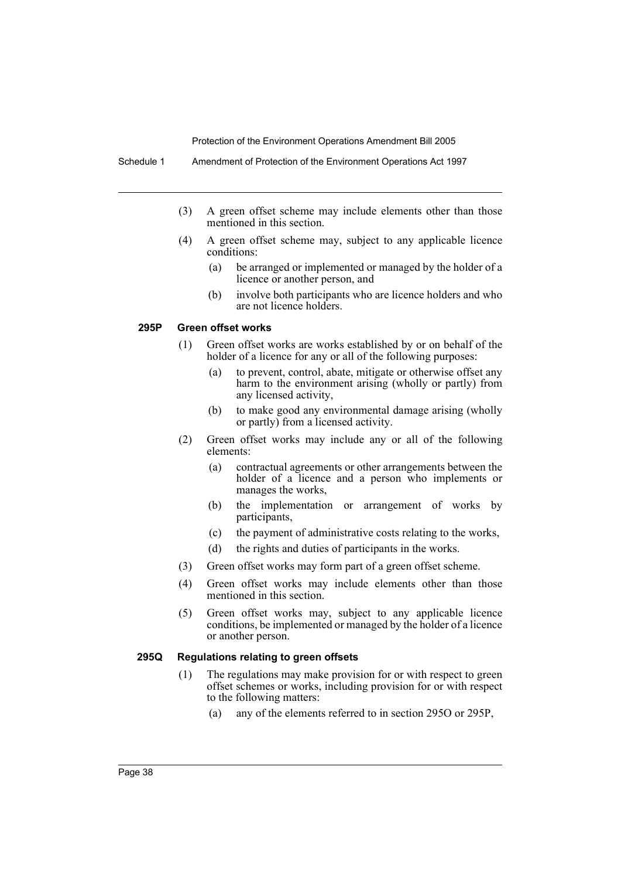(3) A green offset scheme may include elements other than those mentioned in this section.

(4) A green offset scheme may, subject to any applicable licence conditions:

- (a) be arranged or implemented or managed by the holder of a licence or another person, and
- (b) involve both participants who are licence holders and who are not licence holders.

#### 295P Green offset works

(1) Green offset works are works established by or on behalf of the holder of a licence for any or all of the following purposes:

- (a) to prevent, control, abate, mitigate or otherwise offset any harm to the environment arising (wholly or partly) from any licensed activity,
- (b) to make good any environmental damage arising (wholly or partly) from a licensed activity.

(2) Green offset works may include any or all of the following elements:

- (a) contractual agreements or other arrangements between the holder of a licence and a person who implements or manages the works,
- (b) the implementation or arrangement of works by participants,
- (c) the payment of administrative costs relating to the works,
- (d) the rights and duties of participants in the works.

(3) Green offset works may form part of a green offset scheme.

(4) Green offset works may include elements other than those mentioned in this section.

(5) Green offset works may, subject to any applicable licence conditions, be implemented or managed by the holder of a licence or another person.

#### 295Q Regulations relating to green offsets

(1) The regulations may make provision for or with respect to green offset schemes or works, including provision for or with respect to the following matters:

- (a) any of the elements referred to in section 295O or 295P,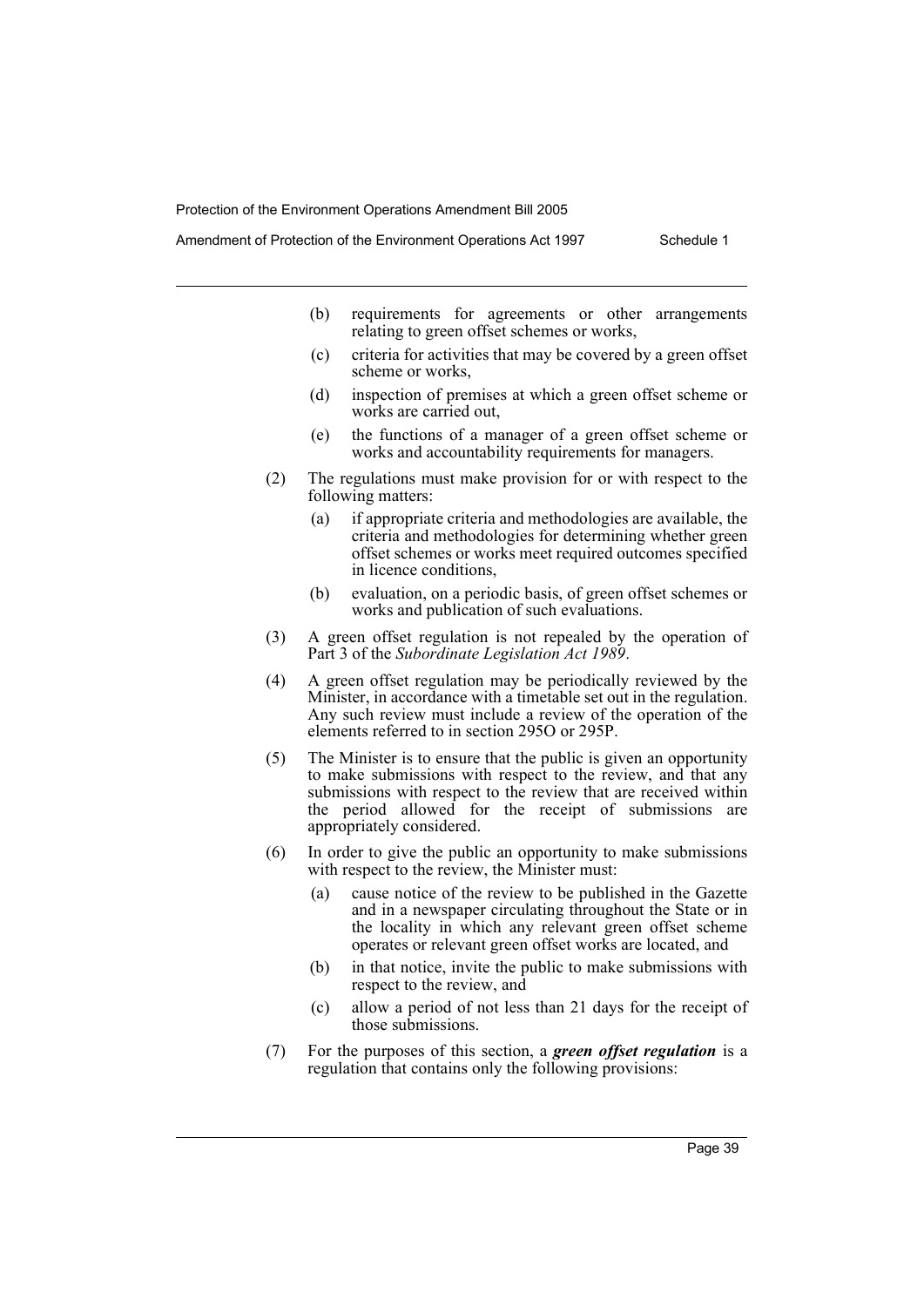(b) requirements for agreements or other arrangements relating to green offset schemes or works,

(c) criteria for activities that may be covered by a green offset scheme or works,

(d) inspection of premises at which a green offset scheme or works are carried out,

(e) the functions of a manager of a green offset scheme or works and accountability requirements for managers.

(2) The regulations must make provision for or with respect to the following matters:

(a) if appropriate criteria and methodologies are available, the criteria and methodologies for determining whether green offset schemes or works meet required outcomes specified in licence conditions,

(b) evaluation, on a periodic basis, of green offset schemes or works and publication of such evaluations.

(3) A green offset regulation is not repealed by the operation of Part 3 of the *Subordinate Legislation Act 1989*.

(4) A green offset regulation may be periodically reviewed by the Minister, in accordance with a timetable set out in the regulation. Any such review must include a review of the operation of the elements referred to in section 295O or 295P.

(5) The Minister is to ensure that the public is given an opportunity to make submissions with respect to the review, and that any submissions with respect to the review that are received within the period allowed for the receipt of submissions are appropriately considered.

(6) In order to give the public an opportunity to make submissions with respect to the review, the Minister must:

(a) cause notice of the review to be published in the Gazette and in a newspaper circulating throughout the State or in the locality in which any relevant green offset scheme operates or relevant green offset works are located, and

(b) in that notice, invite the public to make submissions with respect to the review, and

(c) allow a period of not less than 21 days for the receipt of those submissions.

(7) For the purposes of this section, a ***green offset regulation*** is a regulation that contains only the following provisions: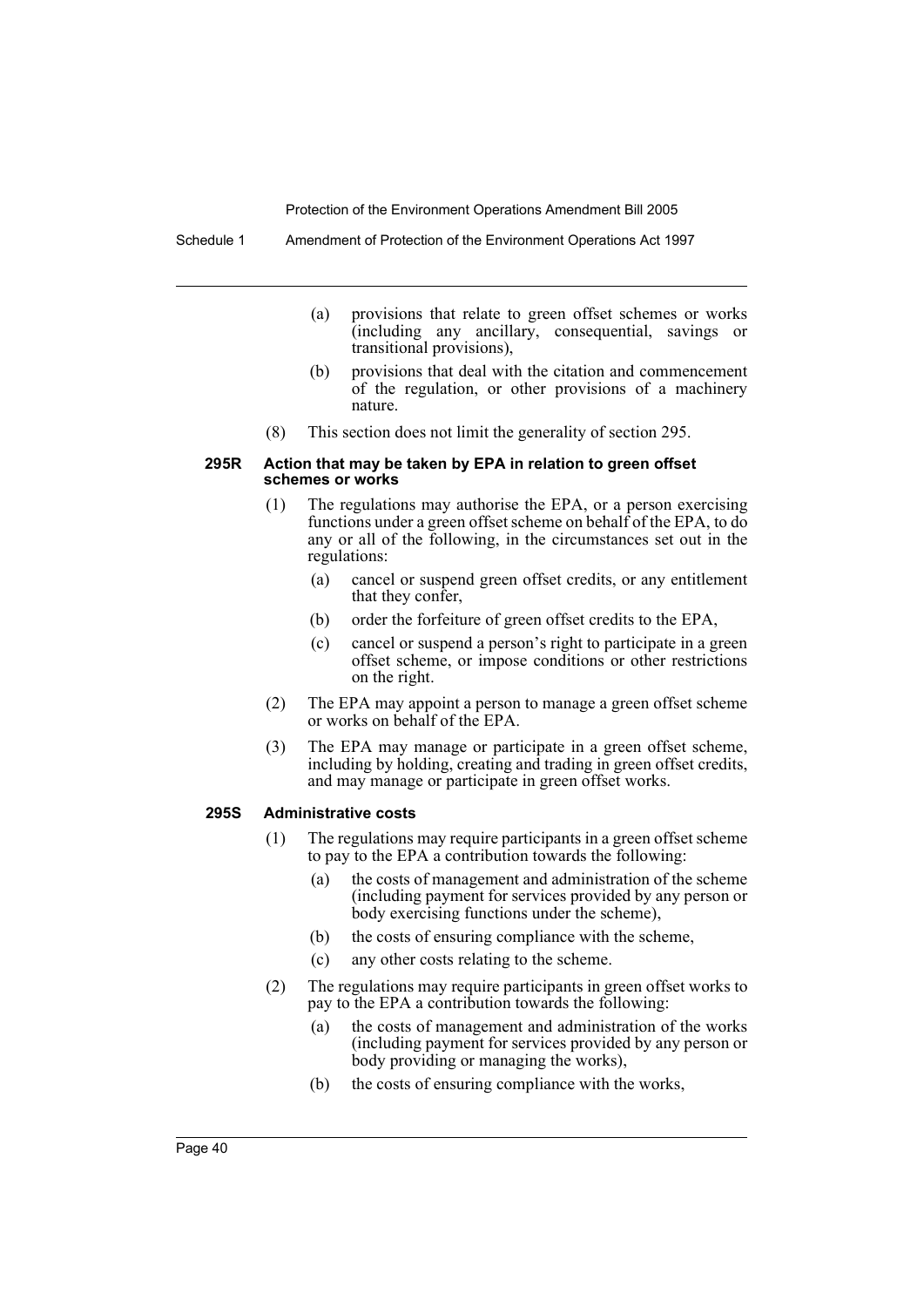(a) provisions that relate to green offset schemes or works (including any ancillary, consequential, savings or transitional provisions),

(b) provisions that deal with the citation and commencement of the regulation, or other provisions of a machinery nature.

(8) This section does not limit the generality of section 295.

#### 295R Action that may be taken by EPA in relation to green offset schemes or works

(1) The regulations may authorise the EPA, or a person exercising functions under a green offset scheme on behalf of the EPA, to do any or all of the following, in the circumstances set out in the regulations:

(a) cancel or suspend green offset credits, or any entitlement that they confer,

(b) order the forfeiture of green offset credits to the EPA,

(c) cancel or suspend a person's right to participate in a green offset scheme, or impose conditions or other restrictions on the right.

(2) The EPA may appoint a person to manage a green offset scheme or works on behalf of the EPA.

(3) The EPA may manage or participate in a green offset scheme, including by holding, creating and trading in green offset credits, and may manage or participate in green offset works.

#### 295S Administrative costs

(1) The regulations may require participants in a green offset scheme to pay to the EPA a contribution towards the following:

(a) the costs of management and administration of the scheme (including payment for services provided by any person or body exercising functions under the scheme),

(b) the costs of ensuring compliance with the scheme,

(c) any other costs relating to the scheme.

(2) The regulations may require participants in green offset works to pay to the EPA a contribution towards the following:

(a) the costs of management and administration of the works (including payment for services provided by any person or body providing or managing the works),

(b) the costs of ensuring compliance with the works,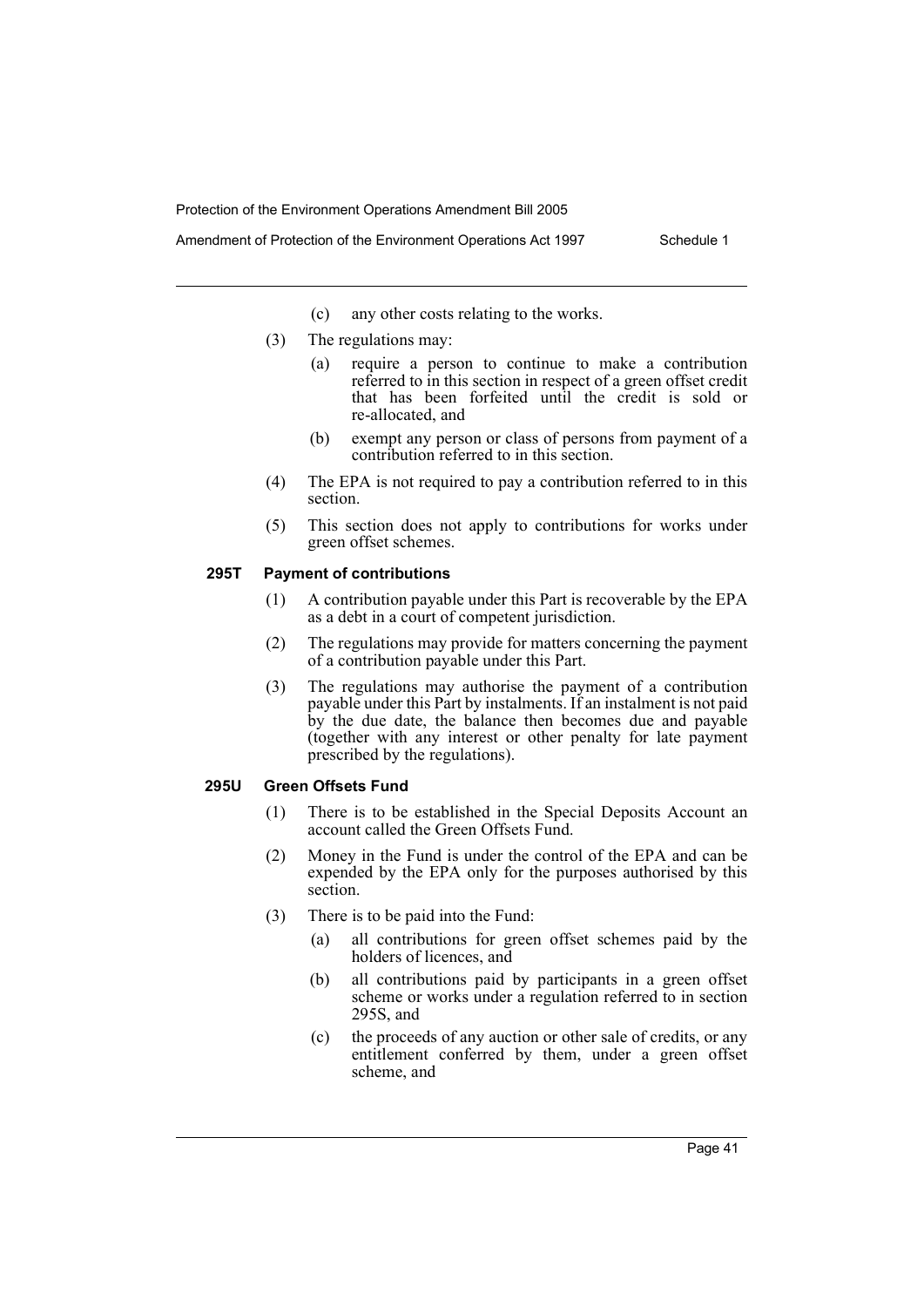(c) any other costs relating to the works.

(3) The regulations may:

   (a) require a person to continue to make a contribution referred to in this section in respect of a green offset credit that has been forfeited until the credit is sold or re-allocated, and

   (b) exempt any person or class of persons from payment of a contribution referred to in this section.

(4) The EPA is not required to pay a contribution referred to in this section.

(5) This section does not apply to contributions for works under green offset schemes.

#### 295T Payment of contributions

(1) A contribution payable under this Part is recoverable by the EPA as a debt in a court of competent jurisdiction.

(2) The regulations may provide for matters concerning the payment of a contribution payable under this Part.

(3) The regulations may authorise the payment of a contribution payable under this Part by instalments. If an instalment is not paid by the due date, the balance then becomes due and payable (together with any interest or other penalty for late payment prescribed by the regulations).

#### 295U Green Offsets Fund

(1) There is to be established in the Special Deposits Account an account called the Green Offsets Fund.

(2) Money in the Fund is under the control of the EPA and can be expended by the EPA only for the purposes authorised by this section.

(3) There is to be paid into the Fund:

   (a) all contributions for green offset schemes paid by the holders of licences, and

   (b) all contributions paid by participants in a green offset scheme or works under a regulation referred to in section 295S, and

   (c) the proceeds of any auction or other sale of credits, or any entitlement conferred by them, under a green offset scheme, and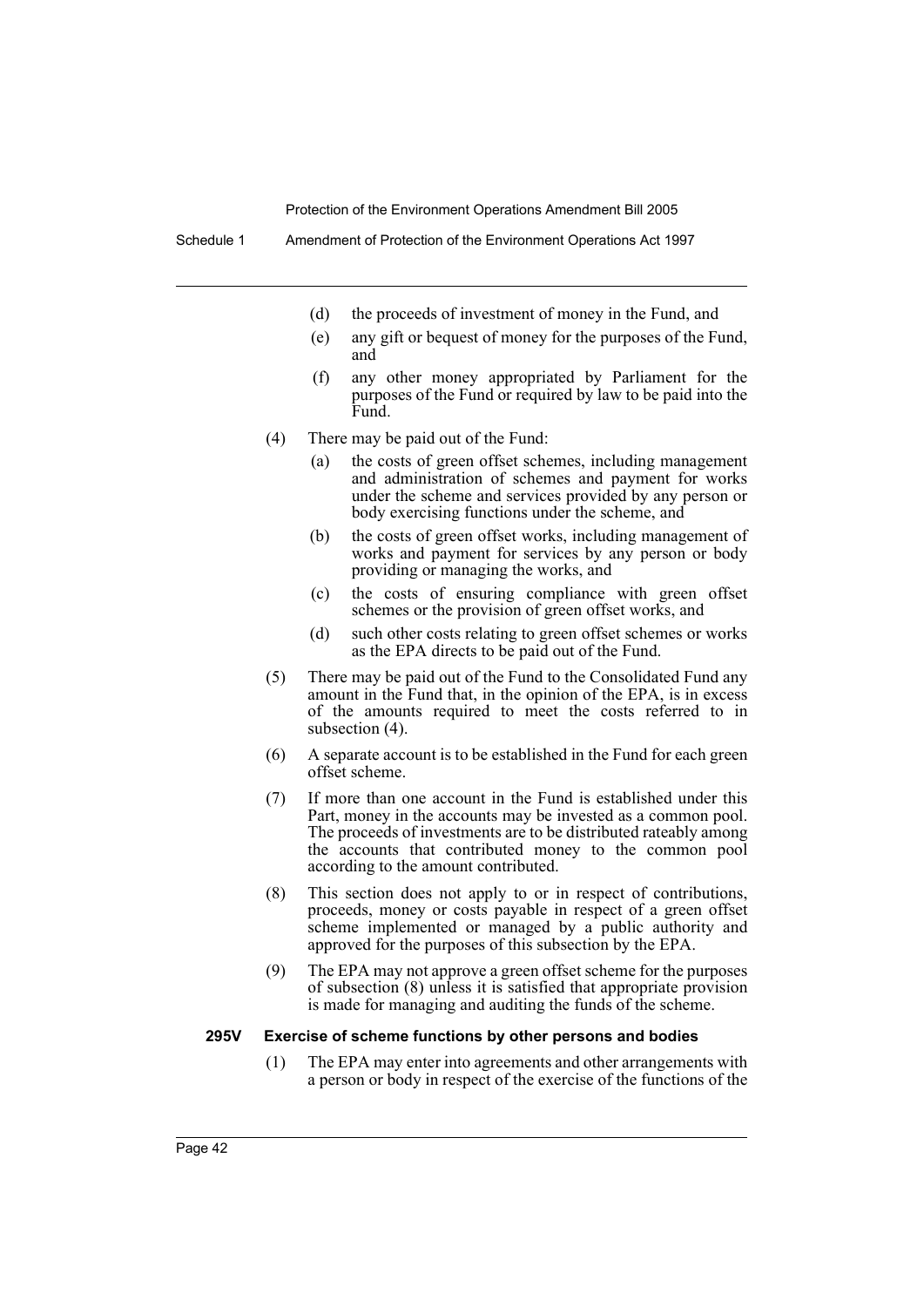(d) the proceeds of investment of money in the Fund, and

(e) any gift or bequest of money for the purposes of the Fund, and

(f) any other money appropriated by Parliament for the purposes of the Fund or required by law to be paid into the Fund.

(4) There may be paid out of the Fund:

(a) the costs of green offset schemes, including management and administration of schemes and payment for works under the scheme and services provided by any person or body exercising functions under the scheme, and

(b) the costs of green offset works, including management of works and payment for services by any person or body providing or managing the works, and

(c) the costs of ensuring compliance with green offset schemes or the provision of green offset works, and

(d) such other costs relating to green offset schemes or works as the EPA directs to be paid out of the Fund.

(5) There may be paid out of the Fund to the Consolidated Fund any amount in the Fund that, in the opinion of the EPA, is in excess of the amounts required to meet the costs referred to in subsection (4).

(6) A separate account is to be established in the Fund for each green offset scheme.

(7) If more than one account in the Fund is established under this Part, money in the accounts may be invested as a common pool. The proceeds of investments are to be distributed rateably among the accounts that contributed money to the common pool according to the amount contributed.

(8) This section does not apply to or in respect of contributions, proceeds, money or costs payable in respect of a green offset scheme implemented or managed by a public authority and approved for the purposes of this subsection by the EPA.

(9) The EPA may not approve a green offset scheme for the purposes of subsection (8) unless it is satisfied that appropriate provision is made for managing and auditing the funds of the scheme.

**295V Exercise of scheme functions by other persons and bodies**

(1) The EPA may enter into agreements and other arrangements with a person or body in respect of the exercise of the functions of the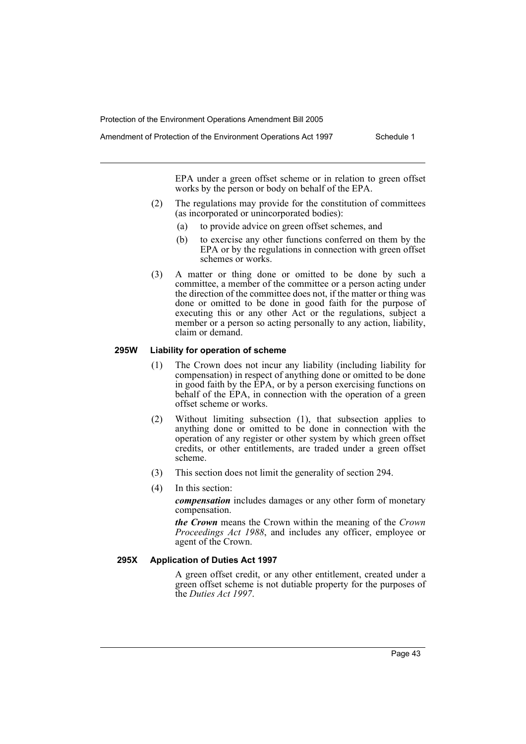EPA under a green offset scheme or in relation to green offset works by the person or body on behalf of the EPA.

(2) The regulations may provide for the constitution of committees (as incorporated or unincorporated bodies):

(a) to provide advice on green offset schemes, and

(b) to exercise any other functions conferred on them by the EPA or by the regulations in connection with green offset schemes or works.

(3) A matter or thing done or omitted to be done by such a committee, a member of the committee or a person acting under the direction of the committee does not, if the matter or thing was done or omitted to be done in good faith for the purpose of executing this or any other Act or the regulations, subject a member or a person so acting personally to any action, liability, claim or demand.

#### 295W Liability for operation of scheme

(1) The Crown does not incur any liability (including liability for compensation) in respect of anything done or omitted to be done in good faith by the EPA, or by a person exercising functions on behalf of the EPA, in connection with the operation of a green offset scheme or works.

(2) Without limiting subsection (1), that subsection applies to anything done or omitted to be done in connection with the operation of any register or other system by which green offset credits, or other entitlements, are traded under a green offset scheme.

(3) This section does not limit the generality of section 294.

(4) In this section:

***compensation*** includes damages or any other form of monetary compensation.

***the Crown*** means the Crown within the meaning of the *Crown Proceedings Act 1988*, and includes any officer, employee or agent of the Crown.

#### 295X Application of Duties Act 1997

A green offset credit, or any other entitlement, created under a green offset scheme is not dutiable property for the purposes of the *Duties Act 1997*.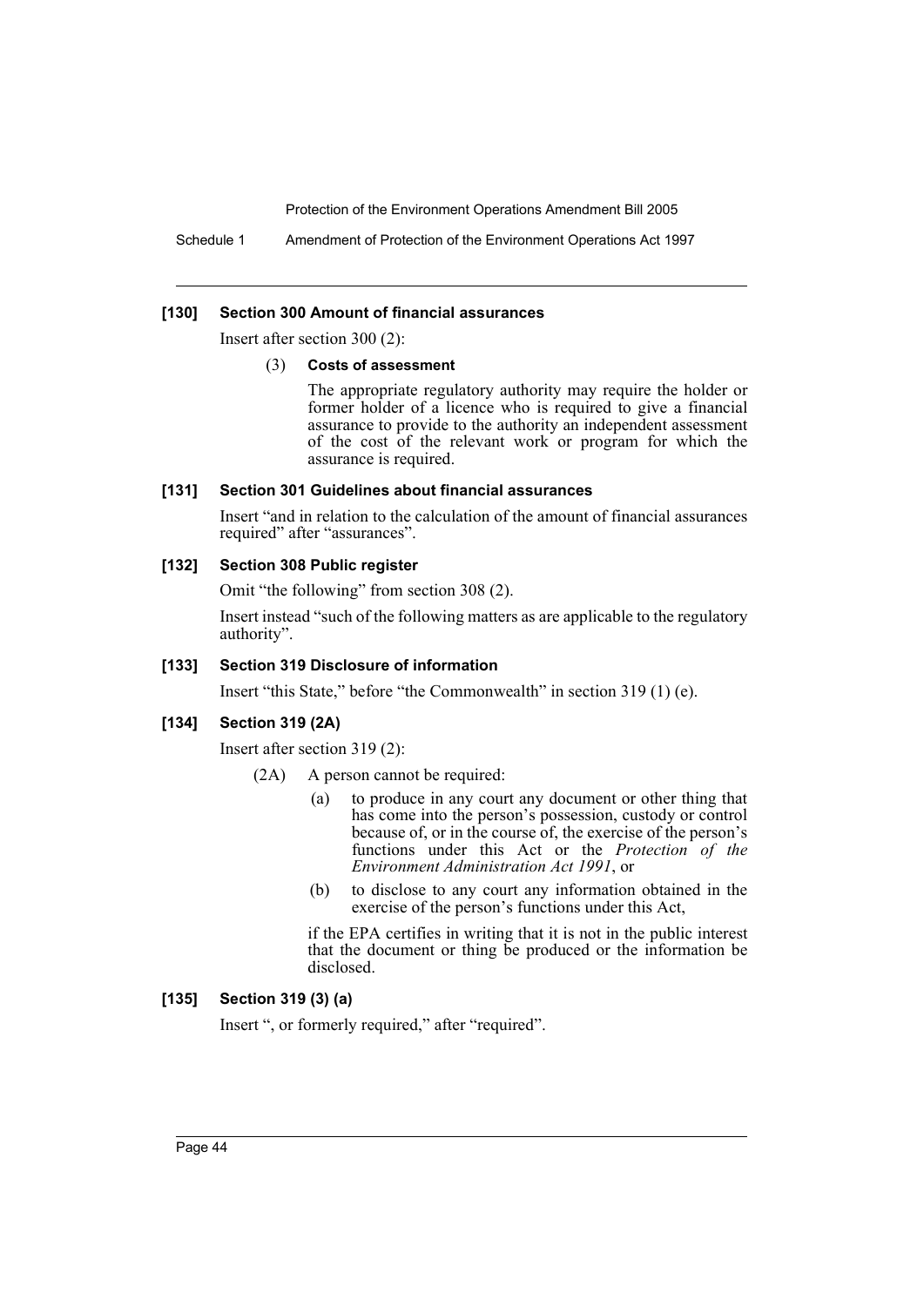#### [130] Section 300 Amount of financial assurances

Insert after section 300 (2):

(3) **Costs of assessment**

The appropriate regulatory authority may require the holder or former holder of a licence who is required to give a financial assurance to provide to the authority an independent assessment of the cost of the relevant work or program for which the assurance is required.

#### [131] Section 301 Guidelines about financial assurances

Insert "and in relation to the calculation of the amount of financial assurances required" after "assurances".

#### [132] Section 308 Public register

Omit "the following" from section 308 (2).

Insert instead "such of the following matters as are applicable to the regulatory authority".

#### [133] Section 319 Disclosure of information

Insert "this State," before "the Commonwealth" in section 319 (1) (e).

#### [134] Section 319 (2A)

Insert after section 319 (2):

(2A) A person cannot be required:

- (a) to produce in any court any document or other thing that has come into the person's possession, custody or control because of, or in the course of, the exercise of the person's functions under this Act or the *Protection of the Environment Administration Act 1991*, or
- (b) to disclose to any court any information obtained in the exercise of the person's functions under this Act,

if the EPA certifies in writing that it is not in the public interest that the document or thing be produced or the information be disclosed.

#### [135] Section 319 (3) (a)

Insert ", or formerly required," after "required".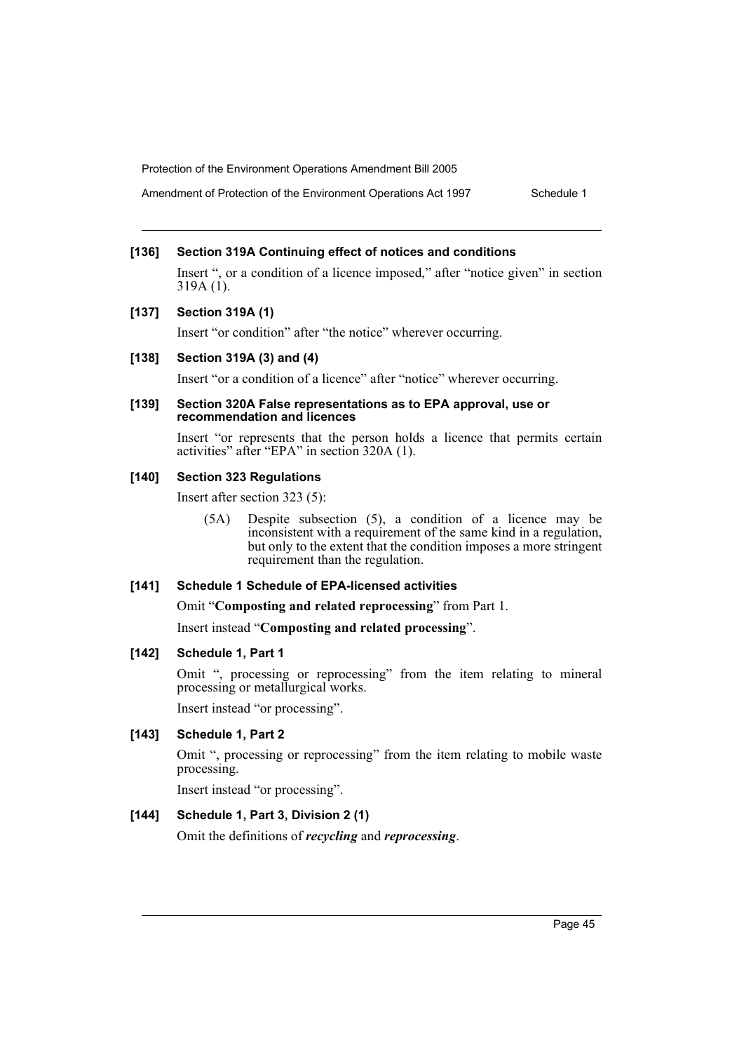**[136] Section 319A Continuing effect of notices and conditions**

Insert ", or a condition of a licence imposed," after "notice given" in section 319A (1).

**[137] Section 319A (1)**

Insert "or condition" after "the notice" wherever occurring.

**[138] Section 319A (3) and (4)**

Insert "or a condition of a licence" after "notice" wherever occurring.

**[139] Section 320A False representations as to EPA approval, use or recommendation and licences**

Insert "or represents that the person holds a licence that permits certain activities" after "EPA" in section 320A (1).

**[140] Section 323 Regulations**

Insert after section 323 (5):

> (5A) Despite subsection (5), a condition of a licence may be inconsistent with a requirement of the same kind in a regulation, but only to the extent that the condition imposes a more stringent requirement than the regulation.

**[141] Schedule 1 Schedule of EPA-licensed activities**

Omit "**Composting and related reprocessing**" from Part 1.

Insert instead "**Composting and related processing**".

**[142] Schedule 1, Part 1**

Omit ", processing or reprocessing" from the item relating to mineral processing or metallurgical works.

Insert instead "or processing".

**[143] Schedule 1, Part 2**

Omit ", processing or reprocessing" from the item relating to mobile waste processing.

Insert instead "or processing".

**[144] Schedule 1, Part 3, Division 2 (1)**

Omit the definitions of ***recycling*** and ***reprocessing***.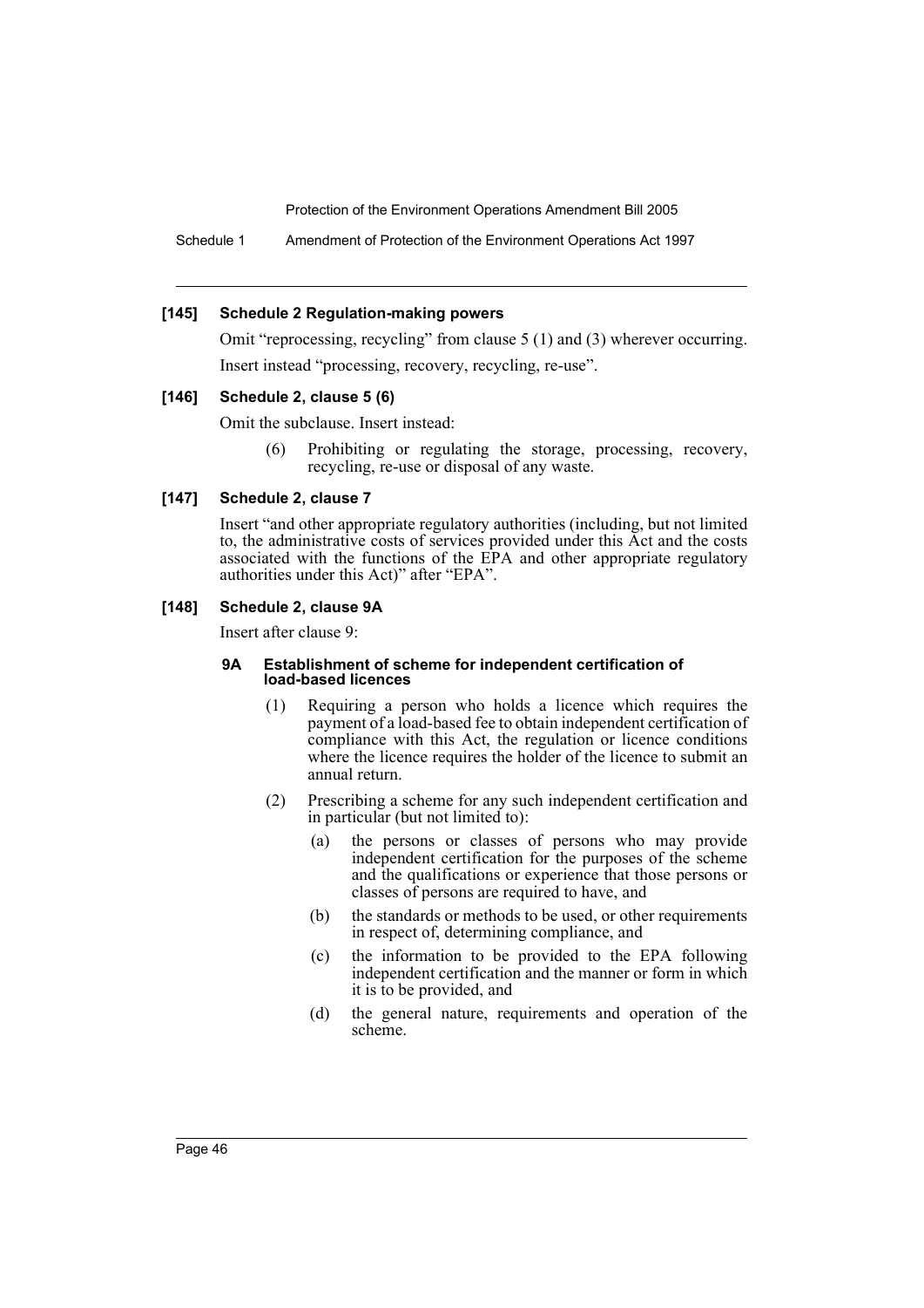### [145] Schedule 2 Regulation-making powers

Omit "reprocessing, recycling" from clause 5 (1) and (3) wherever occurring.

Insert instead "processing, recovery, recycling, re-use".

### [146] Schedule 2, clause 5 (6)

Omit the subclause. Insert instead:

> (6) Prohibiting or regulating the storage, processing, recovery, recycling, re-use or disposal of any waste.

### [147] Schedule 2, clause 7

Insert "and other appropriate regulatory authorities (including, but not limited to, the administrative costs of services provided under this Act and the costs associated with the functions of the EPA and other appropriate regulatory authorities under this Act)" after "EPA".

### [148] Schedule 2, clause 9A

Insert after clause 9:

> **9A Establishment of scheme for independent certification of load-based licences**
>
> (1) Requiring a person who holds a licence which requires the payment of a load-based fee to obtain independent certification of compliance with this Act, the regulation or licence conditions where the licence requires the holder of the licence to submit an annual return.
>
> (2) Prescribing a scheme for any such independent certification and in particular (but not limited to):
>
> (a) the persons or classes of persons who may provide independent certification for the purposes of the scheme and the qualifications or experience that those persons or classes of persons are required to have, and
>
> (b) the standards or methods to be used, or other requirements in respect of, determining compliance, and
>
> (c) the information to be provided to the EPA following independent certification and the manner or form in which it is to be provided, and
>
> (d) the general nature, requirements and operation of the scheme.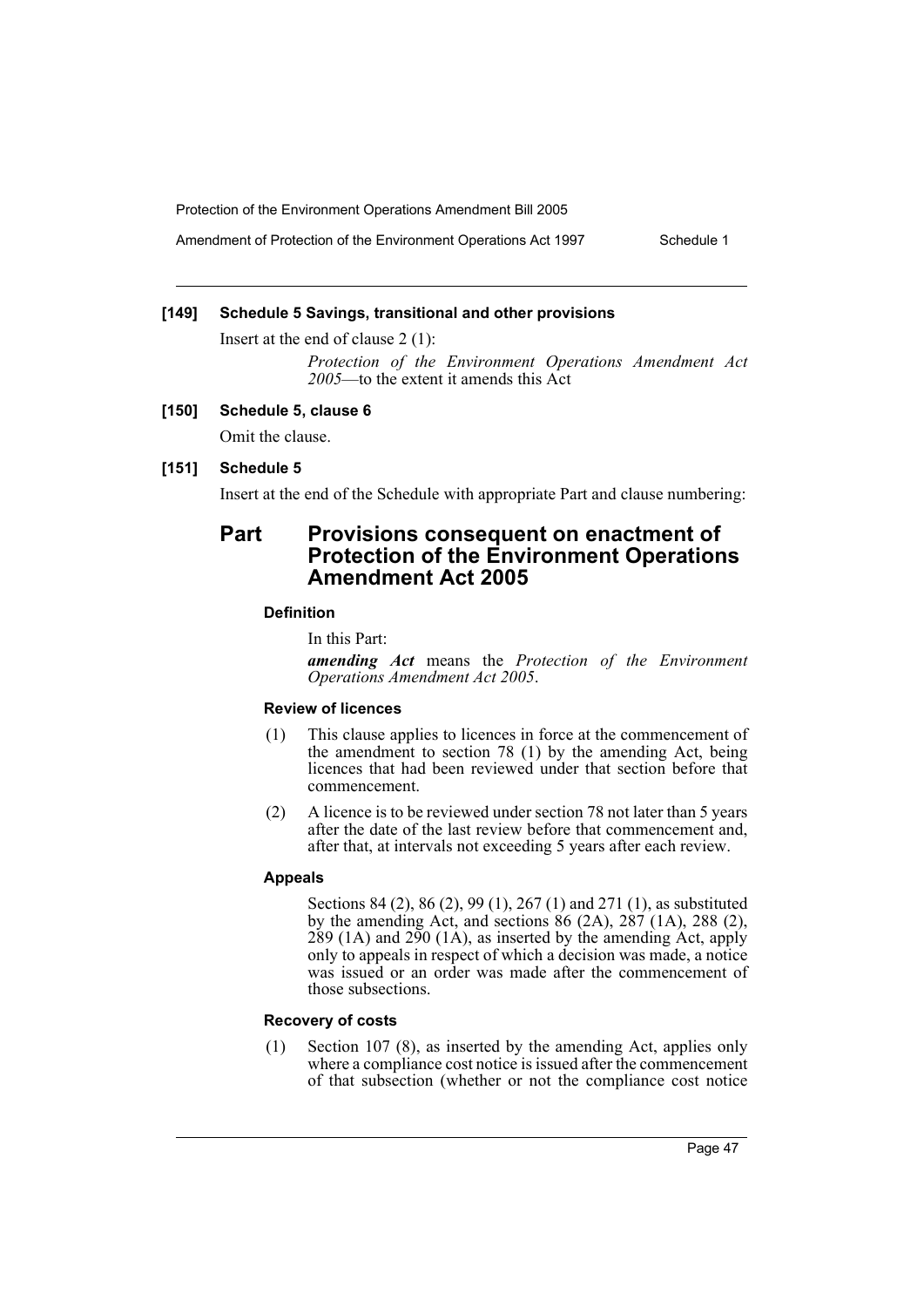### [149] Schedule 5 Savings, transitional and other provisions

Insert at the end of clause 2 (1):

> *Protection of the Environment Operations Amendment Act 2005*—to the extent it amends this Act

### [150] Schedule 5, clause 6

Omit the clause.

### [151] Schedule 5

Insert at the end of the Schedule with appropriate Part and clause numbering:

## Part Provisions consequent on enactment of Protection of the Environment Operations Amendment Act 2005

#### Definition

In this Part:

***amending Act*** means the *Protection of the Environment Operations Amendment Act 2005*.

#### Review of licences

(1) This clause applies to licences in force at the commencement of the amendment to section 78 (1) by the amending Act, being licences that had been reviewed under that section before that commencement.

(2) A licence is to be reviewed under section 78 not later than 5 years after the date of the last review before that commencement and, after that, at intervals not exceeding 5 years after each review.

#### Appeals

Sections 84 (2), 86 (2), 99 (1), 267 (1) and 271 (1), as substituted by the amending Act, and sections 86 (2A), 287 (1A), 288 (2), 289 (1A) and 290 (1A), as inserted by the amending Act, apply only to appeals in respect of which a decision was made, a notice was issued or an order was made after the commencement of those subsections.

#### Recovery of costs

(1) Section 107 (8), as inserted by the amending Act, applies only where a compliance cost notice is issued after the commencement of that subsection (whether or not the compliance cost notice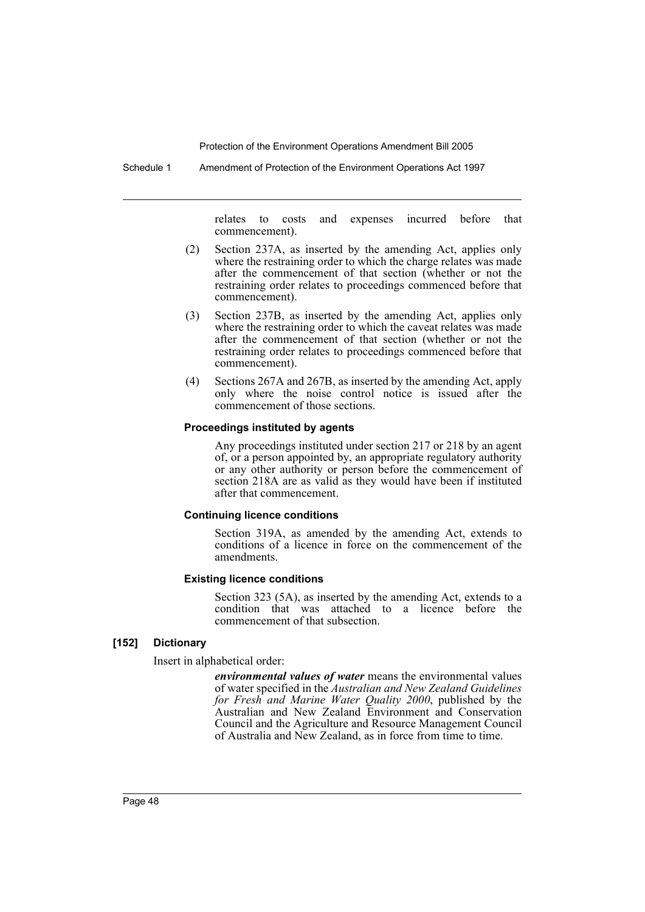relates to costs and expenses incurred before that commencement).

(2) Section 237A, as inserted by the amending Act, applies only where the restraining order to which the charge relates was made after the commencement of that section (whether or not the restraining order relates to proceedings commenced before that commencement).

(3) Section 237B, as inserted by the amending Act, applies only where the restraining order to which the caveat relates was made after the commencement of that section (whether or not the restraining order relates to proceedings commenced before that commencement).

(4) Sections 267A and 267B, as inserted by the amending Act, apply only where the noise control notice is issued after the commencement of those sections.

**Proceedings instituted by agents**

Any proceedings instituted under section 217 or 218 by an agent of, or a person appointed by, an appropriate regulatory authority or any other authority or person before the commencement of section 218A are as valid as they would have been if instituted after that commencement.

**Continuing licence conditions**

Section 319A, as amended by the amending Act, extends to conditions of a licence in force on the commencement of the amendments.

**Existing licence conditions**

Section 323 (5A), as inserted by the amending Act, extends to a condition that was attached to a licence before the commencement of that subsection.

**[152] Dictionary**

Insert in alphabetical order:

***environmental values of water*** means the environmental values of water specified in the *Australian and New Zealand Guidelines for Fresh and Marine Water Quality 2000*, published by the Australian and New Zealand Environment and Conservation Council and the Agriculture and Resource Management Council of Australia and New Zealand, as in force from time to time.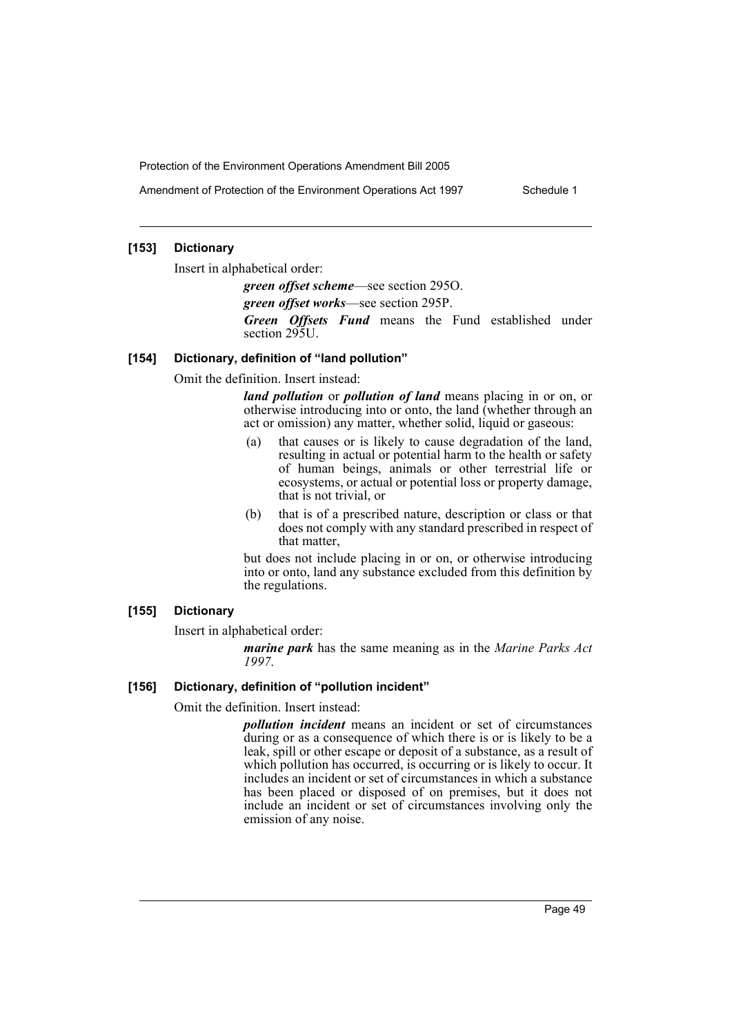### [153] Dictionary

Insert in alphabetical order:

> ***green offset scheme***—see section 295O.
>
> ***green offset works***—see section 295P.
>
> ***Green Offsets Fund*** means the Fund established under section 295U.

### [154] Dictionary, definition of "land pollution"

Omit the definition. Insert instead:

> ***land pollution*** or ***pollution of land*** means placing in or on, or otherwise introducing into or onto, the land (whether through an act or omission) any matter, whether solid, liquid or gaseous:
>
> (a) that causes or is likely to cause degradation of the land, resulting in actual or potential harm to the health or safety of human beings, animals or other terrestrial life or ecosystems, or actual or potential loss or property damage, that is not trivial, or
>
> (b) that is of a prescribed nature, description or class or that does not comply with any standard prescribed in respect of that matter,
>
> but does not include placing in or on, or otherwise introducing into or onto, land any substance excluded from this definition by the regulations.

### [155] Dictionary

Insert in alphabetical order:

> ***marine park*** has the same meaning as in the *Marine Parks Act 1997*.

### [156] Dictionary, definition of "pollution incident"

Omit the definition. Insert instead:

> ***pollution incident*** means an incident or set of circumstances during or as a consequence of which there is or is likely to be a leak, spill or other escape or deposit of a substance, as a result of which pollution has occurred, is occurring or is likely to occur. It includes an incident or set of circumstances in which a substance has been placed or disposed of on premises, but it does not include an incident or set of circumstances involving only the emission of any noise.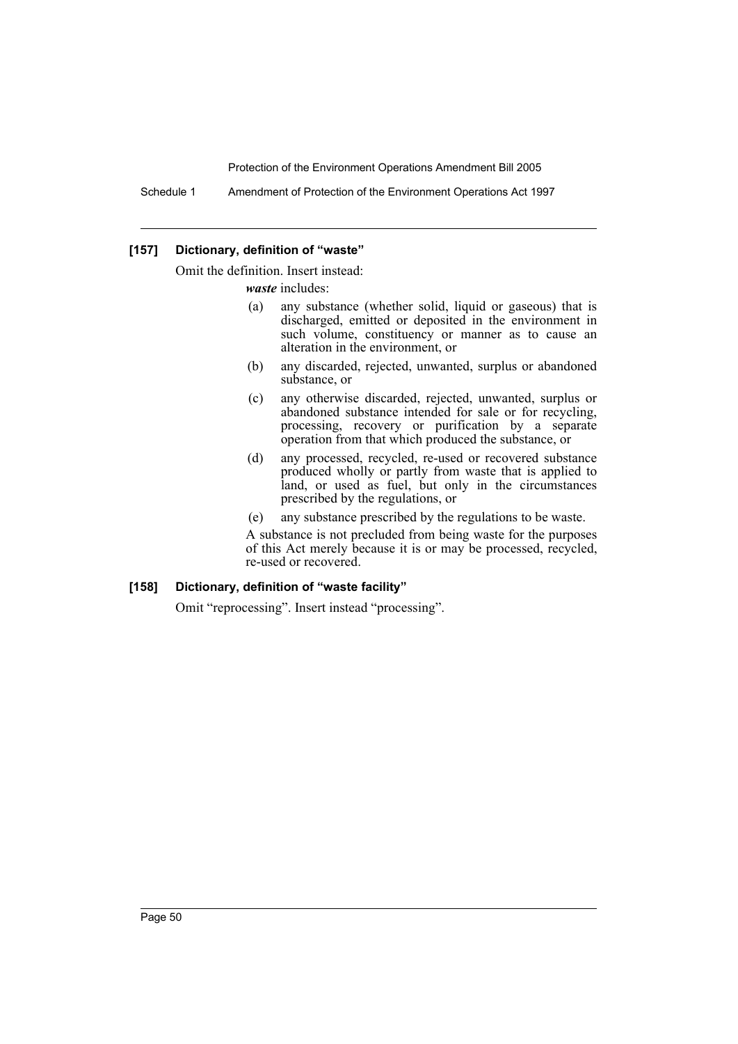### [157] Dictionary, definition of "waste"

Omit the definition. Insert instead:

***waste*** includes:

- (a) any substance (whether solid, liquid or gaseous) that is discharged, emitted or deposited in the environment in such volume, constituency or manner as to cause an alteration in the environment, or
- (b) any discarded, rejected, unwanted, surplus or abandoned substance, or
- (c) any otherwise discarded, rejected, unwanted, surplus or abandoned substance intended for sale or for recycling, processing, recovery or purification by a separate operation from that which produced the substance, or
- (d) any processed, recycled, re-used or recovered substance produced wholly or partly from waste that is applied to land, or used as fuel, but only in the circumstances prescribed by the regulations, or
- (e) any substance prescribed by the regulations to be waste.

A substance is not precluded from being waste for the purposes of this Act merely because it is or may be processed, recycled, re-used or recovered.

### [158] Dictionary, definition of "waste facility"

Omit "reprocessing". Insert instead "processing".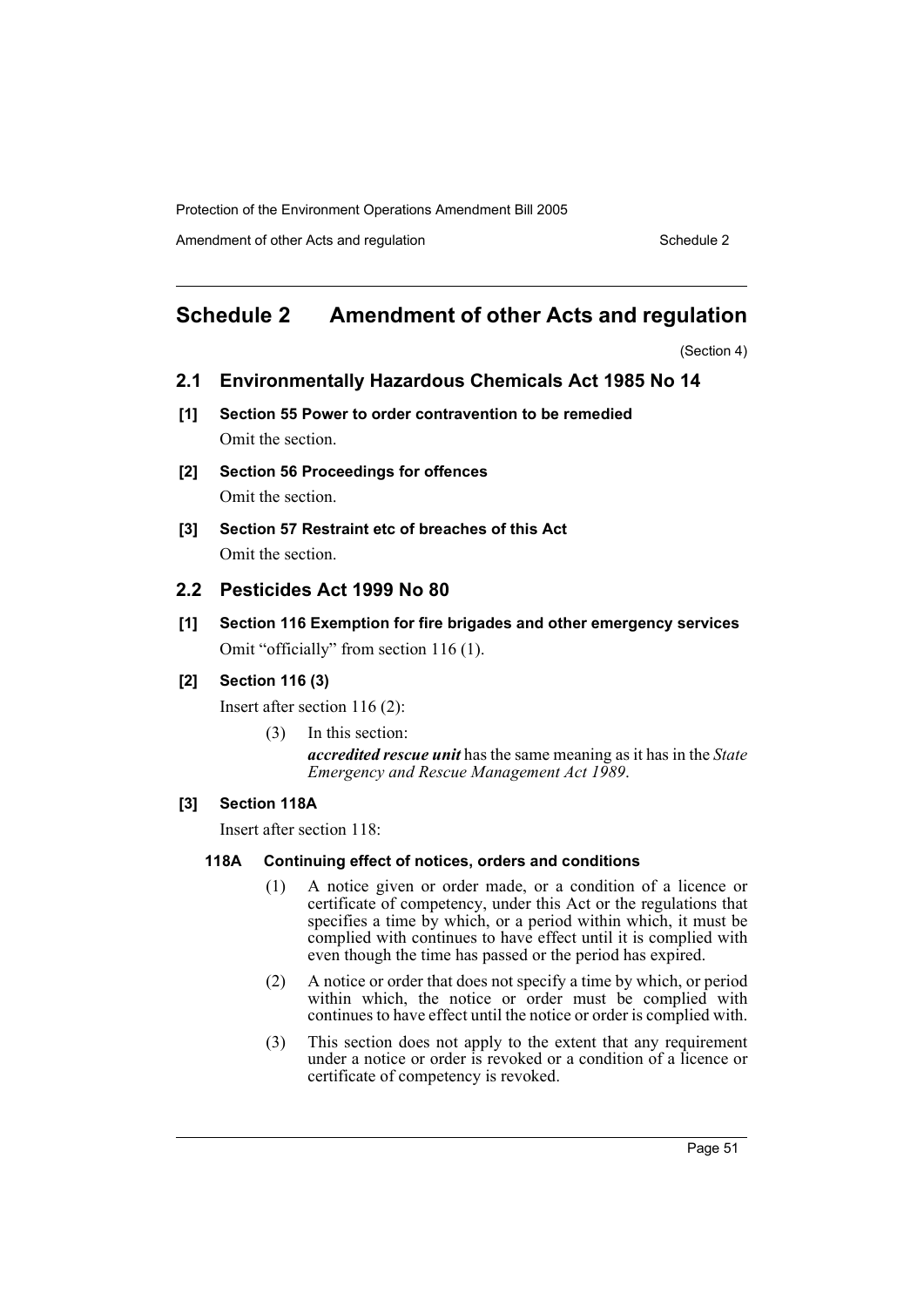# Schedule 2 Amendment of other Acts and regulation

(Section 4)

## 2.1 Environmentally Hazardous Chemicals Act 1985 No 14

### [1] Section 55 Power to order contravention to be remedied

Omit the section.

### [2] Section 56 Proceedings for offences

Omit the section.

### [3] Section 57 Restraint etc of breaches of this Act

Omit the section.

## 2.2 Pesticides Act 1999 No 80

### [1] Section 116 Exemption for fire brigades and other emergency services

Omit "officially" from section 116 (1).

### [2] Section 116 (3)

Insert after section 116 (2):

(3) In this section:

***accredited rescue unit*** has the same meaning as it has in the *State Emergency and Rescue Management Act 1989*.

### [3] Section 118A

Insert after section 118:

#### 118A Continuing effect of notices, orders and conditions

(1) A notice given or order made, or a condition of a licence or certificate of competency, under this Act or the regulations that specifies a time by which, or a period within which, it must be complied with continues to have effect until it is complied with even though the time has passed or the period has expired.

(2) A notice or order that does not specify a time by which, or period within which, the notice or order must be complied with continues to have effect until the notice or order is complied with.

(3) This section does not apply to the extent that any requirement under a notice or order is revoked or a condition of a licence or certificate of competency is revoked.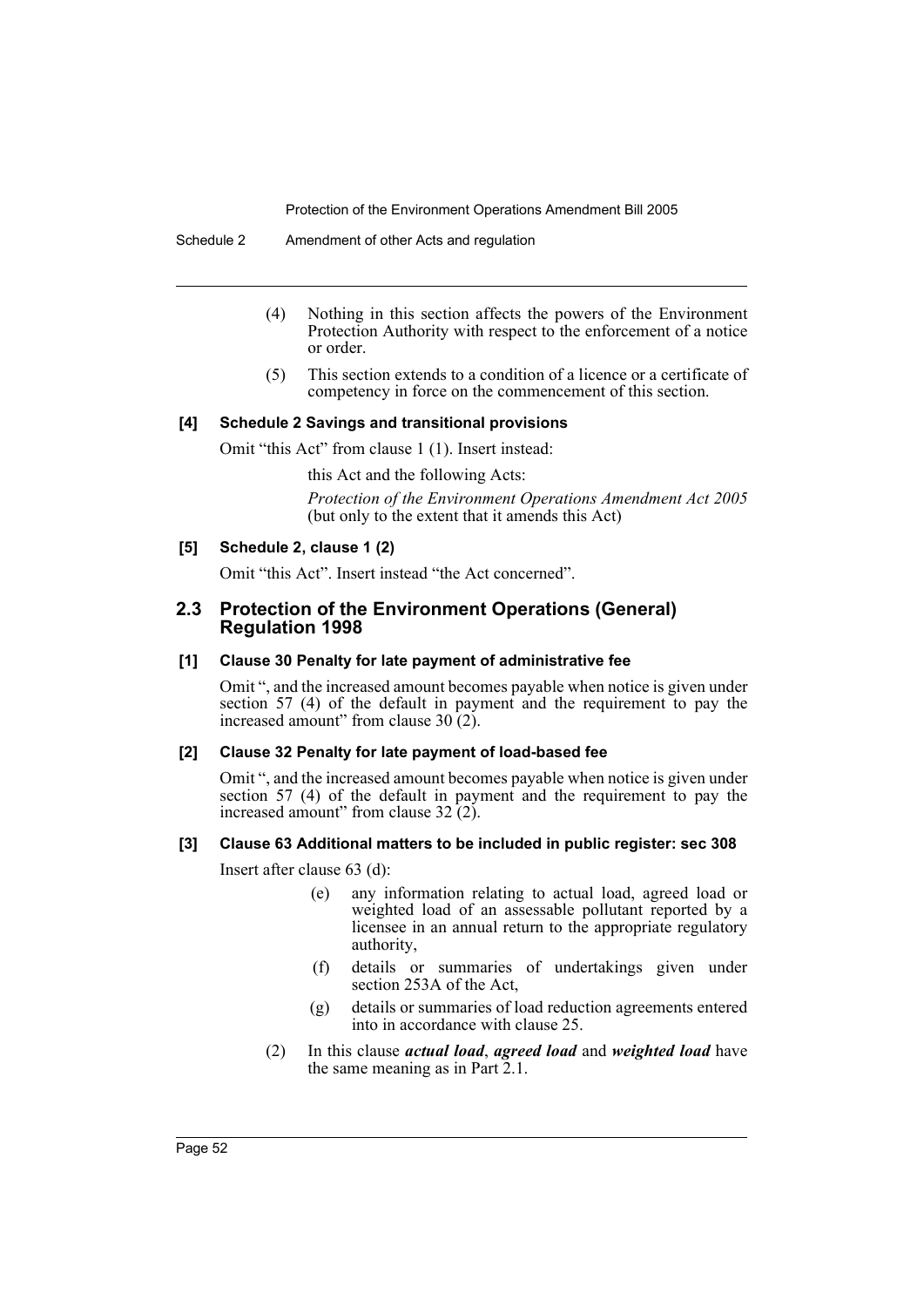(4) Nothing in this section affects the powers of the Environment Protection Authority with respect to the enforcement of a notice or order.

(5) This section extends to a condition of a licence or a certificate of competency in force on the commencement of this section.

**[4] Schedule 2 Savings and transitional provisions**

Omit "this Act" from clause 1 (1). Insert instead:

this Act and the following Acts:

*Protection of the Environment Operations Amendment Act 2005* (but only to the extent that it amends this Act)

**[5] Schedule 2, clause 1 (2)**

Omit "this Act". Insert instead "the Act concerned".

## 2.3 Protection of the Environment Operations (General) Regulation 1998

**[1] Clause 30 Penalty for late payment of administrative fee**

Omit ", and the increased amount becomes payable when notice is given under section 57 (4) of the default in payment and the requirement to pay the increased amount" from clause 30 (2).

**[2] Clause 32 Penalty for late payment of load-based fee**

Omit ", and the increased amount becomes payable when notice is given under section 57 (4) of the default in payment and the requirement to pay the increased amount" from clause 32 (2).

**[3] Clause 63 Additional matters to be included in public register: sec 308**

Insert after clause 63 (d):

(e) any information relating to actual load, agreed load or weighted load of an assessable pollutant reported by a licensee in an annual return to the appropriate regulatory authority,

(f) details or summaries of undertakings given under section 253A of the Act,

(g) details or summaries of load reduction agreements entered into in accordance with clause 25.

(2) In this clause ***actual load***, ***agreed load*** and ***weighted load*** have the same meaning as in Part 2.1.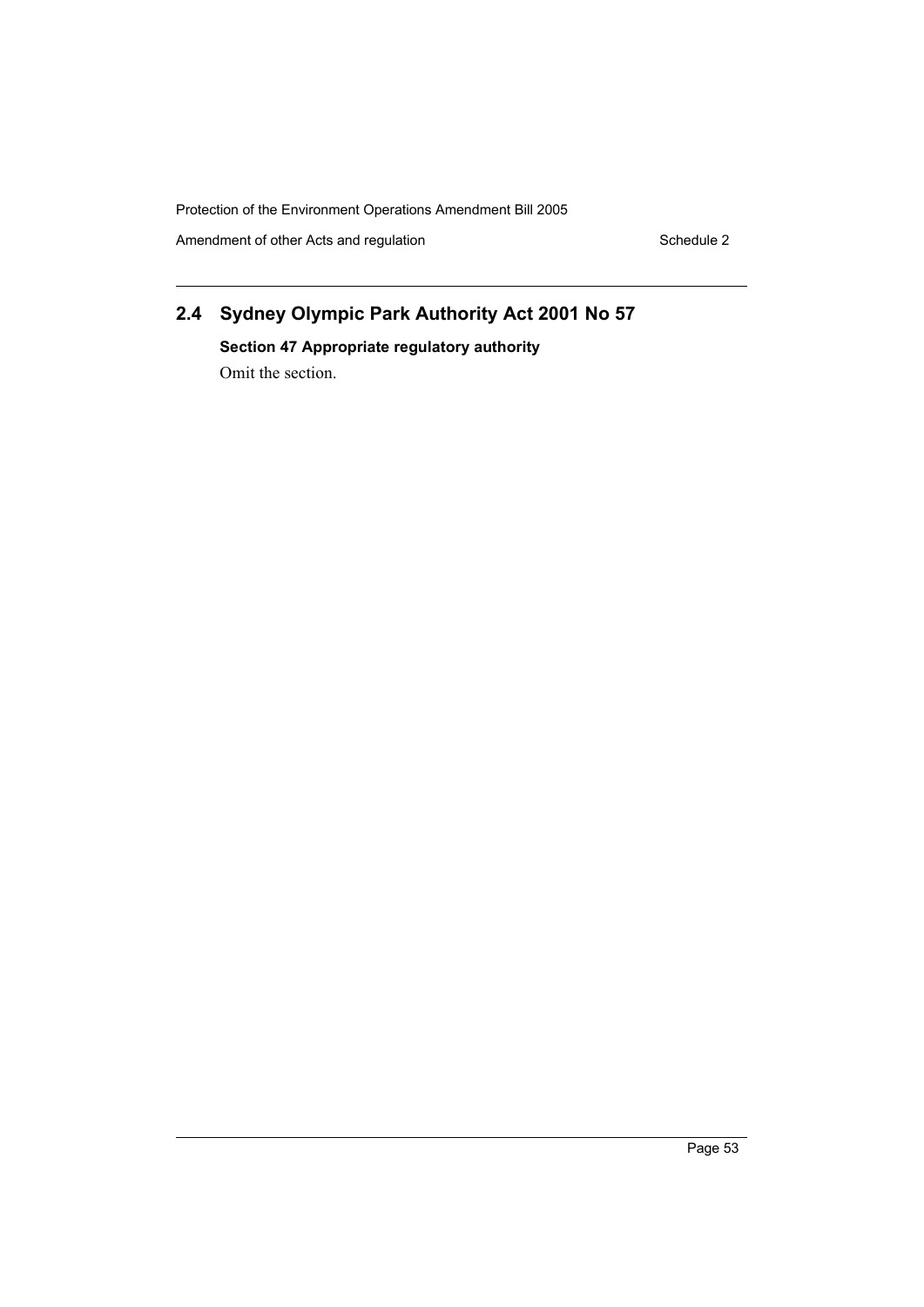## 2.4 Sydney Olympic Park Authority Act 2001 No 57

**Section 47 Appropriate regulatory authority**

Omit the section.